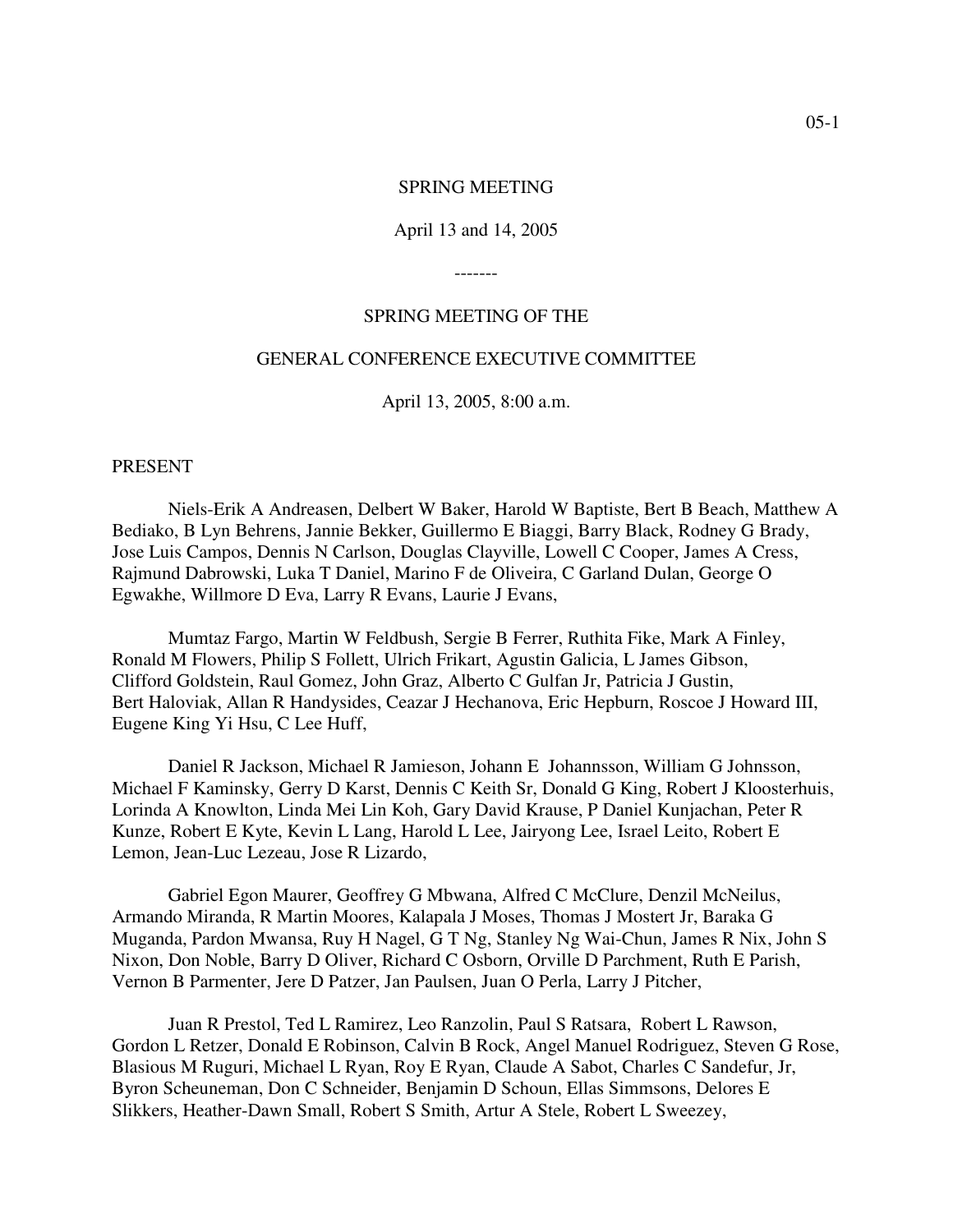# SPRING MEETING

April 13 and 14, 2005

-------

## SPRING MEETING OF THE

## GENERAL CONFERENCE EXECUTIVE COMMITTEE

April 13, 2005, 8:00 a.m.

PRESENT

Niels-Erik A Andreasen, Delbert W Baker, Harold W Baptiste, Bert B Beach, Matthew A Bediako, B Lyn Behrens, Jannie Bekker, Guillermo E Biaggi, Barry Black, Rodney G Brady, Jose Luis Campos, Dennis N Carlson, Douglas Clayville, Lowell C Cooper, James A Cress, Rajmund Dabrowski, Luka T Daniel, Marino F de Oliveira, C Garland Dulan, George O Egwakhe, Willmore D Eva, Larry R Evans, Laurie J Evans,

Mumtaz Fargo, Martin W Feldbush, Sergie B Ferrer, Ruthita Fike, Mark A Finley, Ronald M Flowers, Philip S Follett, Ulrich Frikart, Agustin Galicia, L James Gibson, Clifford Goldstein, Raul Gomez, John Graz, Alberto C Gulfan Jr, Patricia J Gustin, Bert Haloviak, Allan R Handysides, Ceazar J Hechanova, Eric Hepburn, Roscoe J Howard III, Eugene King Yi Hsu, C Lee Huff,

Daniel R Jackson, Michael R Jamieson, Johann E Johannsson, William G Johnsson, Michael F Kaminsky, Gerry D Karst, Dennis C Keith Sr, Donald G King, Robert J Kloosterhuis, Lorinda A Knowlton, Linda Mei Lin Koh, Gary David Krause, P Daniel Kunjachan, Peter R Kunze, Robert E Kyte, Kevin L Lang, Harold L Lee, Jairyong Lee, Israel Leito, Robert E Lemon, Jean-Luc Lezeau, Jose R Lizardo,

Gabriel Egon Maurer, Geoffrey G Mbwana, Alfred C McClure, Denzil McNeilus, Armando Miranda, R Martin Moores, Kalapala J Moses, Thomas J Mostert Jr, Baraka G Muganda, Pardon Mwansa, Ruy H Nagel, G T Ng, Stanley Ng Wai-Chun, James R Nix, John S Nixon, Don Noble, Barry D Oliver, Richard C Osborn, Orville D Parchment, Ruth E Parish, Vernon B Parmenter, Jere D Patzer, Jan Paulsen, Juan O Perla, Larry J Pitcher,

Juan R Prestol, Ted L Ramirez, Leo Ranzolin, Paul S Ratsara, Robert L Rawson, Gordon L Retzer, Donald E Robinson, Calvin B Rock, Angel Manuel Rodriguez, Steven G Rose, Blasious M Ruguri, Michael L Ryan, Roy E Ryan, Claude A Sabot, Charles C Sandefur, Jr, Byron Scheuneman, Don C Schneider, Benjamin D Schoun, Ellas Simmsons, Delores E Slikkers, Heather-Dawn Small, Robert S Smith, Artur A Stele, Robert L Sweezey,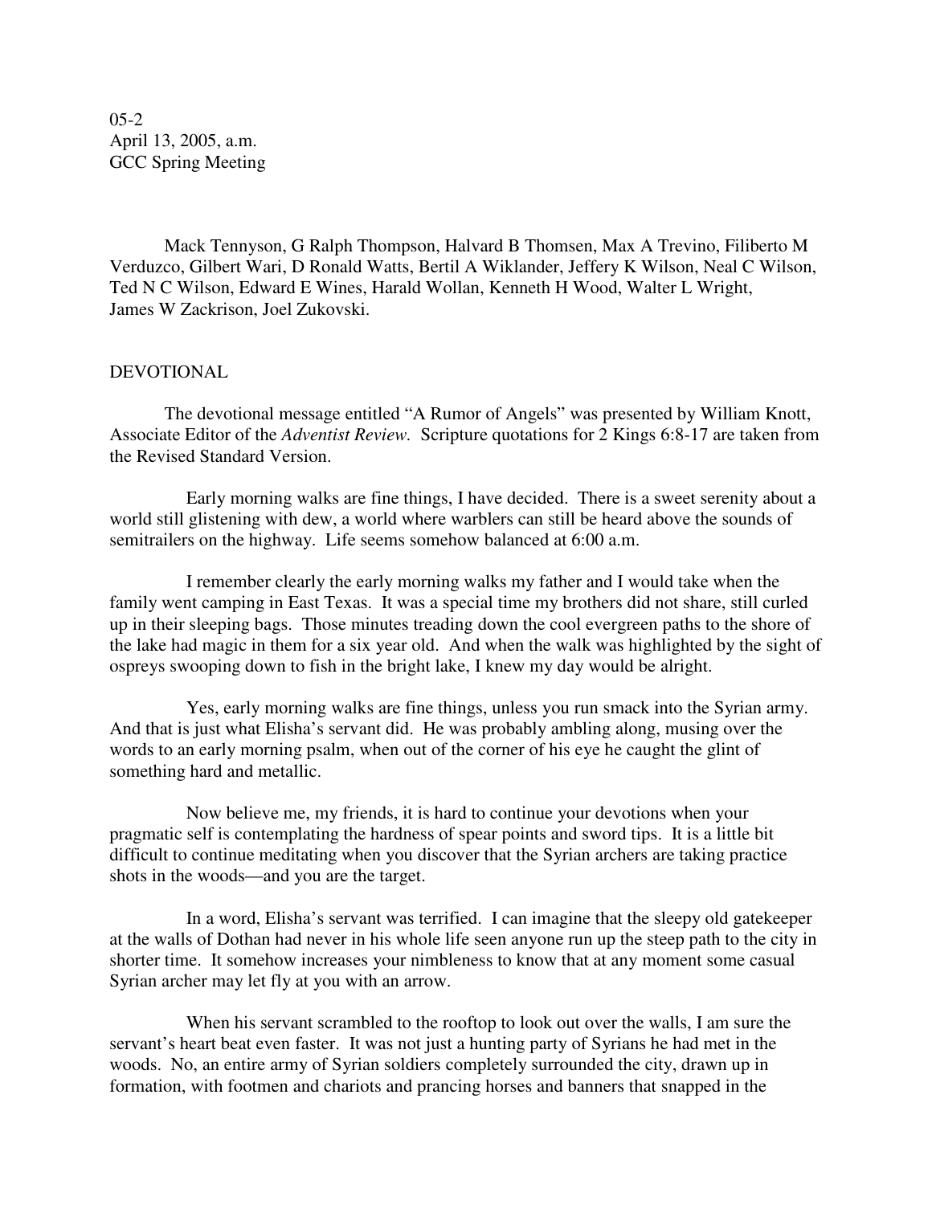05-2
April 13, 2005, a.m.
GCC Spring Meeting

Mack Tennyson, G Ralph Thompson, Halvard B Thomsen, Max A Trevino, Filiberto M Verduzco, Gilbert Wari, D Ronald Watts, Bertil A Wiklander, Jeffery K Wilson, Neal C Wilson, Ted N C Wilson, Edward E Wines, Harald Wollan, Kenneth H Wood, Walter L Wright, James W Zackrison, Joel Zukovski.

## DEVOTIONAL

The devotional message entitled "A Rumor of Angels" was presented by William Knott, Associate Editor of the *Adventist Review*. Scripture quotations for 2 Kings 6:8-17 are taken from the Revised Standard Version.

Early morning walks are fine things, I have decided. There is a sweet serenity about a world still glistening with dew, a world where warblers can still be heard above the sounds of semitrailers on the highway. Life seems somehow balanced at 6:00 a.m.

I remember clearly the early morning walks my father and I would take when the family went camping in East Texas. It was a special time my brothers did not share, still curled up in their sleeping bags. Those minutes treading down the cool evergreen paths to the shore of the lake had magic in them for a six year old. And when the walk was highlighted by the sight of ospreys swooping down to fish in the bright lake, I knew my day would be alright.

Yes, early morning walks are fine things, unless you run smack into the Syrian army. And that is just what Elisha's servant did. He was probably ambling along, musing over the words to an early morning psalm, when out of the corner of his eye he caught the glint of something hard and metallic.

Now believe me, my friends, it is hard to continue your devotions when your pragmatic self is contemplating the hardness of spear points and sword tips. It is a little bit difficult to continue meditating when you discover that the Syrian archers are taking practice shots in the woods—and you are the target.

In a word, Elisha's servant was terrified. I can imagine that the sleepy old gatekeeper at the walls of Dothan had never in his whole life seen anyone run up the steep path to the city in shorter time. It somehow increases your nimbleness to know that at any moment some casual Syrian archer may let fly at you with an arrow.

When his servant scrambled to the rooftop to look out over the walls, I am sure the servant's heart beat even faster. It was not just a hunting party of Syrians he had met in the woods. No, an entire army of Syrian soldiers completely surrounded the city, drawn up in formation, with footmen and chariots and prancing horses and banners that snapped in the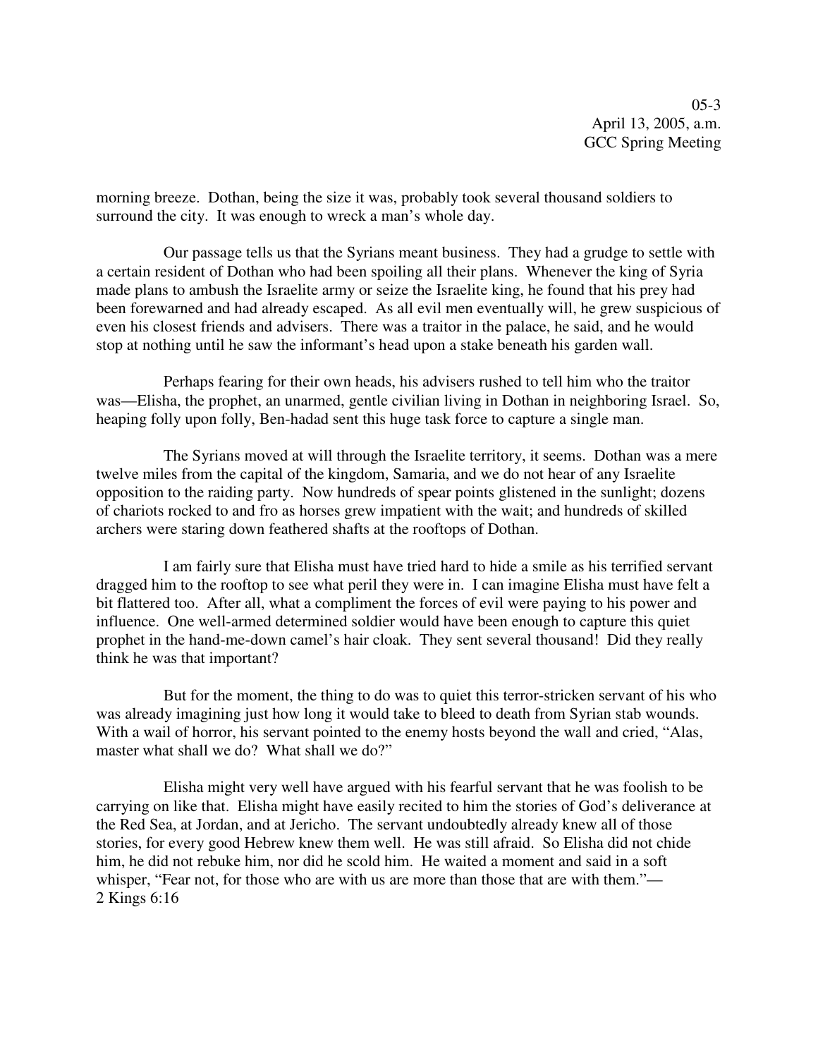morning breeze. Dothan, being the size it was, probably took several thousand soldiers to surround the city. It was enough to wreck a man's whole day.

Our passage tells us that the Syrians meant business. They had a grudge to settle with a certain resident of Dothan who had been spoiling all their plans. Whenever the king of Syria made plans to ambush the Israelite army or seize the Israelite king, he found that his prey had been forewarned and had already escaped. As all evil men eventually will, he grew suspicious of even his closest friends and advisers. There was a traitor in the palace, he said, and he would stop at nothing until he saw the informant's head upon a stake beneath his garden wall.

Perhaps fearing for their own heads, his advisers rushed to tell him who the traitor was—Elisha, the prophet, an unarmed, gentle civilian living in Dothan in neighboring Israel. So, heaping folly upon folly, Ben-hadad sent this huge task force to capture a single man.

The Syrians moved at will through the Israelite territory, it seems. Dothan was a mere twelve miles from the capital of the kingdom, Samaria, and we do not hear of any Israelite opposition to the raiding party. Now hundreds of spear points glistened in the sunlight; dozens of chariots rocked to and fro as horses grew impatient with the wait; and hundreds of skilled archers were staring down feathered shafts at the rooftops of Dothan.

I am fairly sure that Elisha must have tried hard to hide a smile as his terrified servant dragged him to the rooftop to see what peril they were in. I can imagine Elisha must have felt a bit flattered too. After all, what a compliment the forces of evil were paying to his power and influence. One well-armed determined soldier would have been enough to capture this quiet prophet in the hand-me-down camel's hair cloak. They sent several thousand! Did they really think he was that important?

But for the moment, the thing to do was to quiet this terror-stricken servant of his who was already imagining just how long it would take to bleed to death from Syrian stab wounds. With a wail of horror, his servant pointed to the enemy hosts beyond the wall and cried, "Alas, master what shall we do? What shall we do?"

Elisha might very well have argued with his fearful servant that he was foolish to be carrying on like that. Elisha might have easily recited to him the stories of God's deliverance at the Red Sea, at Jordan, and at Jericho. The servant undoubtedly already knew all of those stories, for every good Hebrew knew them well. He was still afraid. So Elisha did not chide him, he did not rebuke him, nor did he scold him. He waited a moment and said in a soft whisper, "Fear not, for those who are with us are more than those that are with them."—
2 Kings 6:16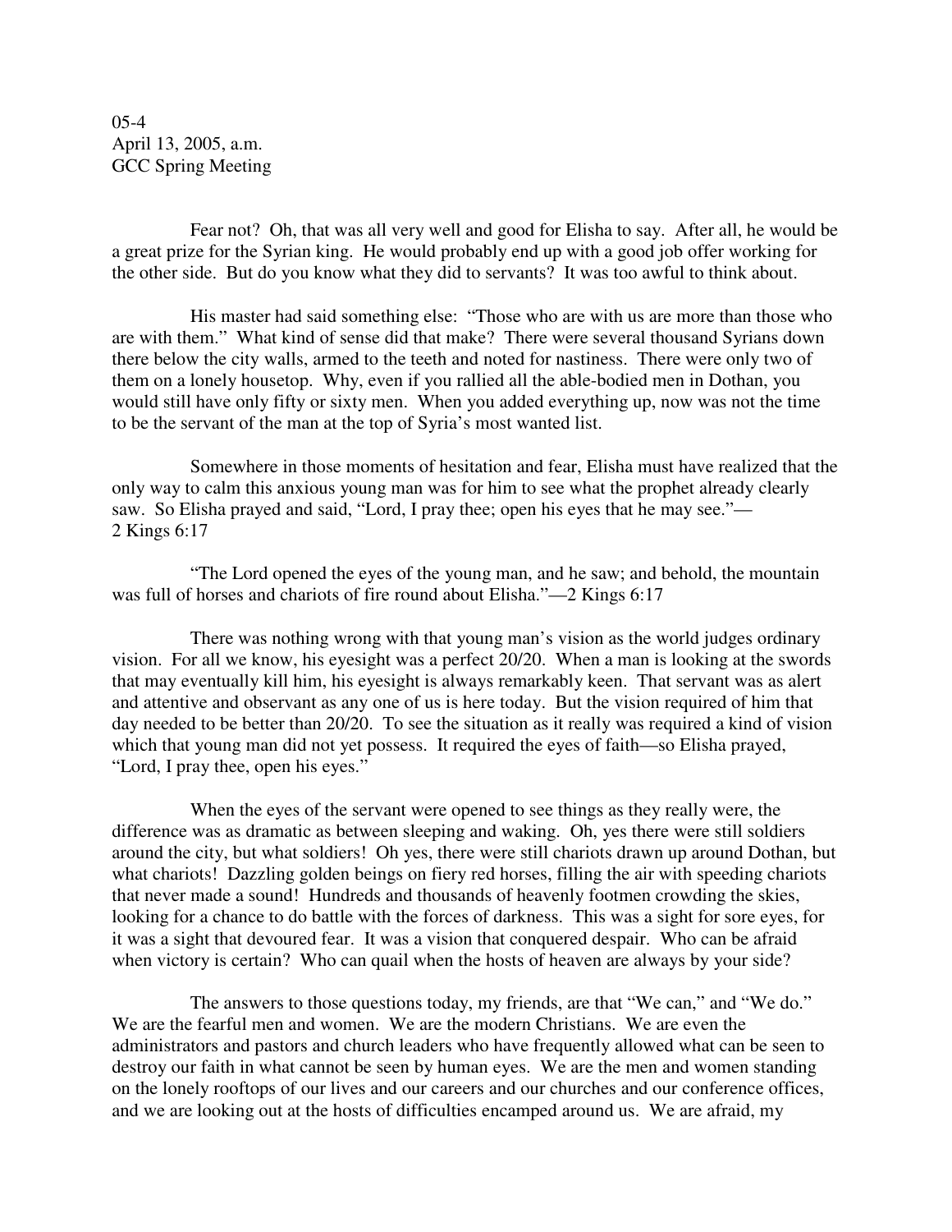05-4
April 13, 2005, a.m.
GCC Spring Meeting

Fear not? Oh, that was all very well and good for Elisha to say. After all, he would be a great prize for the Syrian king. He would probably end up with a good job offer working for the other side. But do you know what they did to servants? It was too awful to think about.

His master had said something else: "Those who are with us are more than those who are with them." What kind of sense did that make? There were several thousand Syrians down there below the city walls, armed to the teeth and noted for nastiness. There were only two of them on a lonely housetop. Why, even if you rallied all the able-bodied men in Dothan, you would still have only fifty or sixty men. When you added everything up, now was not the time to be the servant of the man at the top of Syria's most wanted list.

Somewhere in those moments of hesitation and fear, Elisha must have realized that the only way to calm this anxious young man was for him to see what the prophet already clearly saw. So Elisha prayed and said, "Lord, I pray thee; open his eyes that he may see."—2 Kings 6:17

"The Lord opened the eyes of the young man, and he saw; and behold, the mountain was full of horses and chariots of fire round about Elisha."—2 Kings 6:17

There was nothing wrong with that young man's vision as the world judges ordinary vision. For all we know, his eyesight was a perfect 20/20. When a man is looking at the swords that may eventually kill him, his eyesight is always remarkably keen. That servant was as alert and attentive and observant as any one of us is here today. But the vision required of him that day needed to be better than 20/20. To see the situation as it really was required a kind of vision which that young man did not yet possess. It required the eyes of faith—so Elisha prayed, "Lord, I pray thee, open his eyes."

When the eyes of the servant were opened to see things as they really were, the difference was as dramatic as between sleeping and waking. Oh, yes there were still soldiers around the city, but what soldiers! Oh yes, there were still chariots drawn up around Dothan, but what chariots! Dazzling golden beings on fiery red horses, filling the air with speeding chariots that never made a sound! Hundreds and thousands of heavenly footmen crowding the skies, looking for a chance to do battle with the forces of darkness. This was a sight for sore eyes, for it was a sight that devoured fear. It was a vision that conquered despair. Who can be afraid when victory is certain? Who can quail when the hosts of heaven are always by your side?

The answers to those questions today, my friends, are that "We can," and "We do." We are the fearful men and women. We are the modern Christians. We are even the administrators and pastors and church leaders who have frequently allowed what can be seen to destroy our faith in what cannot be seen by human eyes. We are the men and women standing on the lonely rooftops of our lives and our careers and our churches and our conference offices, and we are looking out at the hosts of difficulties encamped around us. We are afraid, my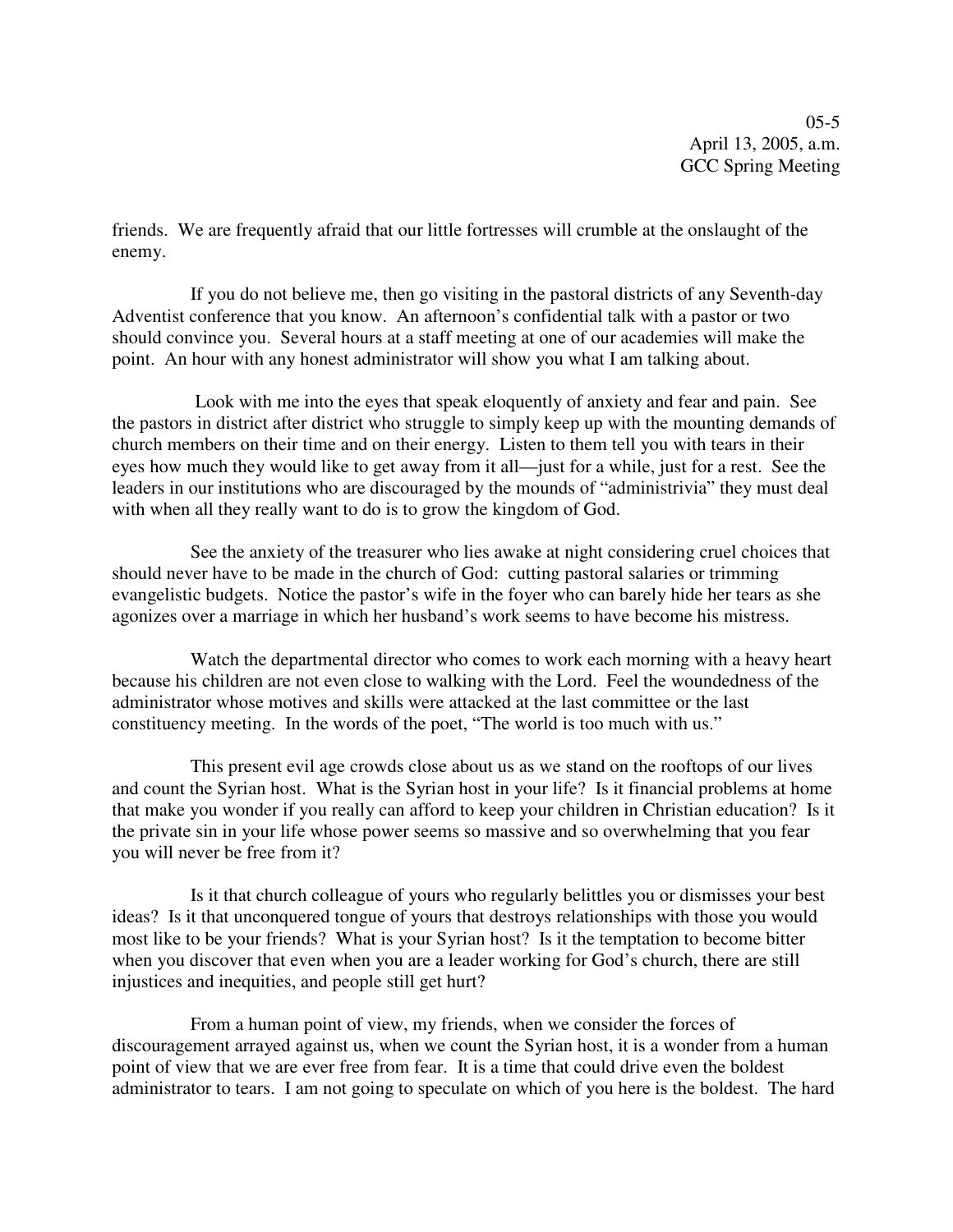friends. We are frequently afraid that our little fortresses will crumble at the onslaught of the enemy.

If you do not believe me, then go visiting in the pastoral districts of any Seventh-day Adventist conference that you know. An afternoon's confidential talk with a pastor or two should convince you. Several hours at a staff meeting at one of our academies will make the point. An hour with any honest administrator will show you what I am talking about.

Look with me into the eyes that speak eloquently of anxiety and fear and pain. See the pastors in district after district who struggle to simply keep up with the mounting demands of church members on their time and on their energy. Listen to them tell you with tears in their eyes how much they would like to get away from it all—just for a while, just for a rest. See the leaders in our institutions who are discouraged by the mounds of "administrivia" they must deal with when all they really want to do is to grow the kingdom of God.

See the anxiety of the treasurer who lies awake at night considering cruel choices that should never have to be made in the church of God: cutting pastoral salaries or trimming evangelistic budgets. Notice the pastor's wife in the foyer who can barely hide her tears as she agonizes over a marriage in which her husband's work seems to have become his mistress.

Watch the departmental director who comes to work each morning with a heavy heart because his children are not even close to walking with the Lord. Feel the woundedness of the administrator whose motives and skills were attacked at the last committee or the last constituency meeting. In the words of the poet, "The world is too much with us."

This present evil age crowds close about us as we stand on the rooftops of our lives and count the Syrian host. What is the Syrian host in your life? Is it financial problems at home that make you wonder if you really can afford to keep your children in Christian education? Is it the private sin in your life whose power seems so massive and so overwhelming that you fear you will never be free from it?

Is it that church colleague of yours who regularly belittles you or dismisses your best ideas? Is it that unconquered tongue of yours that destroys relationships with those you would most like to be your friends? What is your Syrian host? Is it the temptation to become bitter when you discover that even when you are a leader working for God's church, there are still injustices and inequities, and people still get hurt?

From a human point of view, my friends, when we consider the forces of discouragement arrayed against us, when we count the Syrian host, it is a wonder from a human point of view that we are ever free from fear. It is a time that could drive even the boldest administrator to tears. I am not going to speculate on which of you here is the boldest. The hard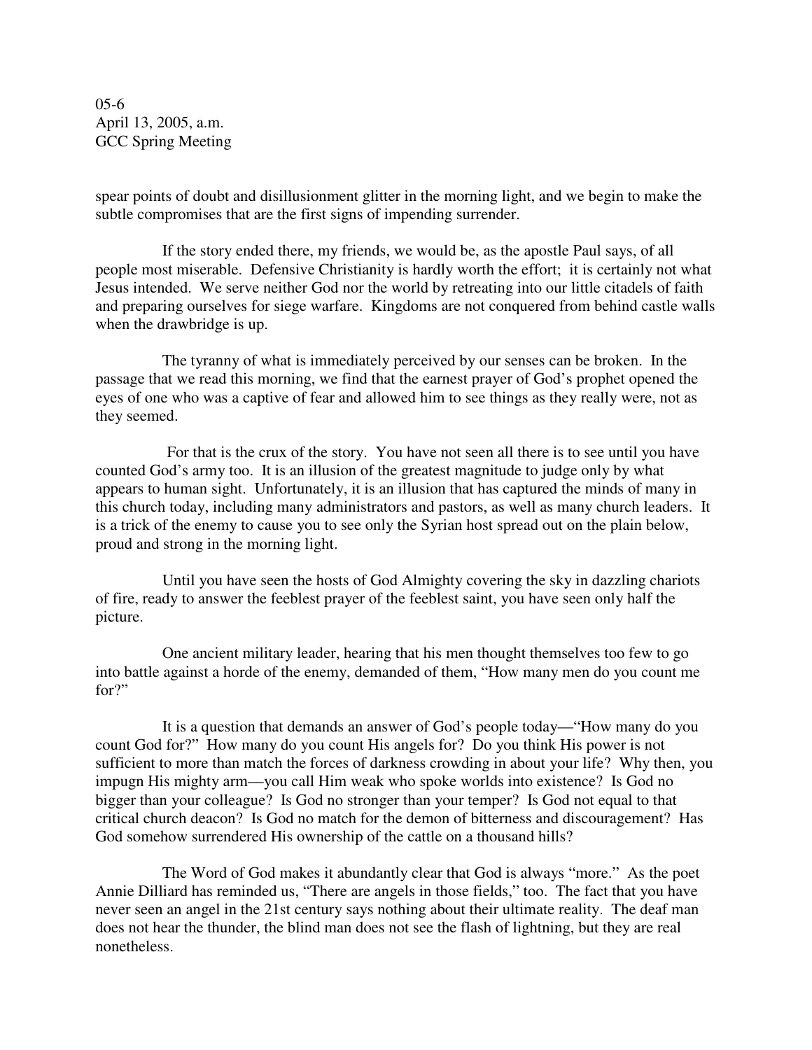05-6
April 13, 2005, a.m.
GCC Spring Meeting

spear points of doubt and disillusionment glitter in the morning light, and we begin to make the subtle compromises that are the first signs of impending surrender.

If the story ended there, my friends, we would be, as the apostle Paul says, of all people most miserable. Defensive Christianity is hardly worth the effort; it is certainly not what Jesus intended. We serve neither God nor the world by retreating into our little citadels of faith and preparing ourselves for siege warfare. Kingdoms are not conquered from behind castle walls when the drawbridge is up.

The tyranny of what is immediately perceived by our senses can be broken. In the passage that we read this morning, we find that the earnest prayer of God's prophet opened the eyes of one who was a captive of fear and allowed him to see things as they really were, not as they seemed.

For that is the crux of the story. You have not seen all there is to see until you have counted God's army too. It is an illusion of the greatest magnitude to judge only by what appears to human sight. Unfortunately, it is an illusion that has captured the minds of many in this church today, including many administrators and pastors, as well as many church leaders. It is a trick of the enemy to cause you to see only the Syrian host spread out on the plain below, proud and strong in the morning light.

Until you have seen the hosts of God Almighty covering the sky in dazzling chariots of fire, ready to answer the feeblest prayer of the feeblest saint, you have seen only half the picture.

One ancient military leader, hearing that his men thought themselves too few to go into battle against a horde of the enemy, demanded of them, "How many men do you count me for?"

It is a question that demands an answer of God's people today—"How many do you count God for?" How many do you count His angels for? Do you think His power is not sufficient to more than match the forces of darkness crowding in about your life? Why then, you impugn His mighty arm—you call Him weak who spoke worlds into existence? Is God no bigger than your colleague? Is God no stronger than your temper? Is God not equal to that critical church deacon? Is God no match for the demon of bitterness and discouragement? Has God somehow surrendered His ownership of the cattle on a thousand hills?

The Word of God makes it abundantly clear that God is always "more." As the poet Annie Dilliard has reminded us, "There are angels in those fields," too. The fact that you have never seen an angel in the 21st century says nothing about their ultimate reality. The deaf man does not hear the thunder, the blind man does not see the flash of lightning, but they are real nonetheless.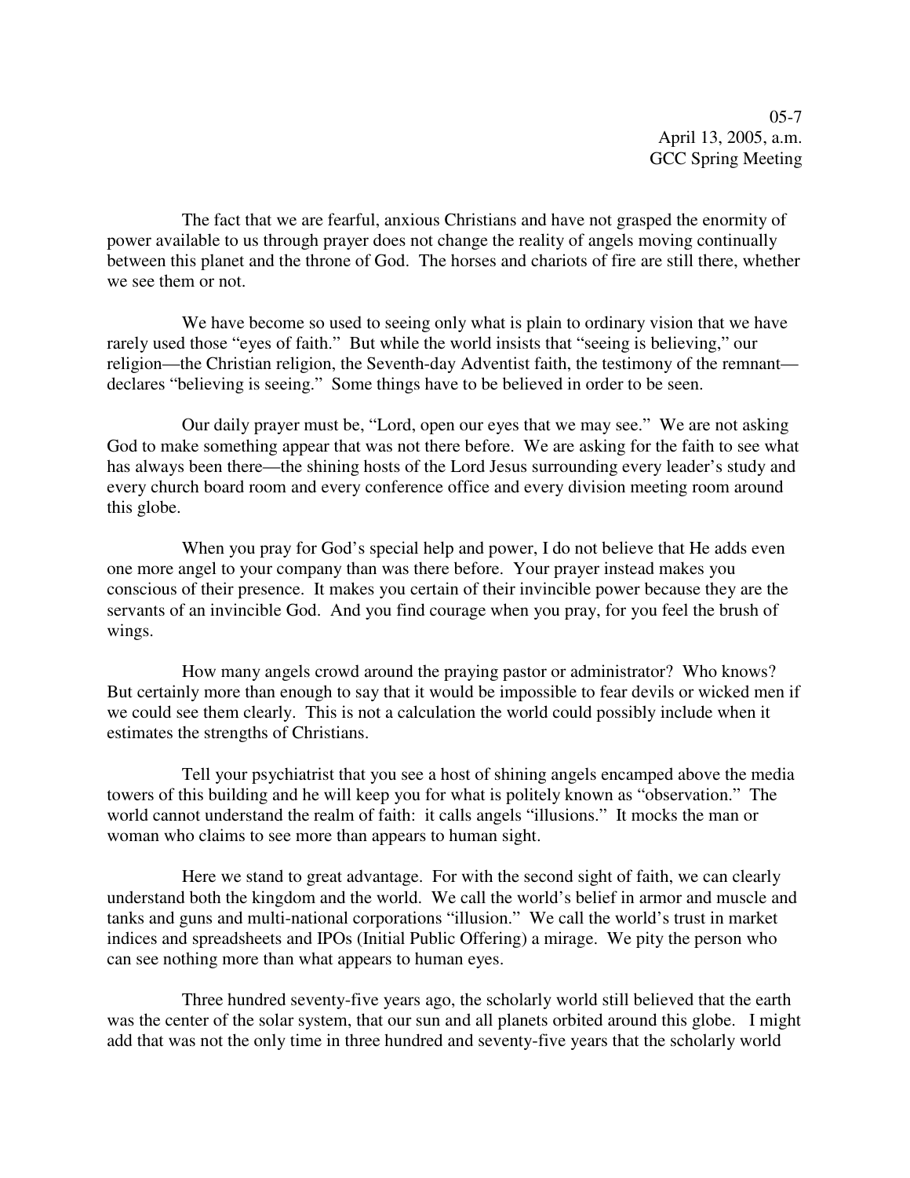05-7
April 13, 2005, a.m.
GCC Spring Meeting

The fact that we are fearful, anxious Christians and have not grasped the enormity of power available to us through prayer does not change the reality of angels moving continually between this planet and the throne of God. The horses and chariots of fire are still there, whether we see them or not.

We have become so used to seeing only what is plain to ordinary vision that we have rarely used those "eyes of faith." But while the world insists that "seeing is believing," our religion—the Christian religion, the Seventh-day Adventist faith, the testimony of the remnant—declares "believing is seeing." Some things have to be believed in order to be seen.

Our daily prayer must be, "Lord, open our eyes that we may see." We are not asking God to make something appear that was not there before. We are asking for the faith to see what has always been there—the shining hosts of the Lord Jesus surrounding every leader's study and every church board room and every conference office and every division meeting room around this globe.

When you pray for God's special help and power, I do not believe that He adds even one more angel to your company than was there before. Your prayer instead makes you conscious of their presence. It makes you certain of their invincible power because they are the servants of an invincible God. And you find courage when you pray, for you feel the brush of wings.

How many angels crowd around the praying pastor or administrator? Who knows? But certainly more than enough to say that it would be impossible to fear devils or wicked men if we could see them clearly. This is not a calculation the world could possibly include when it estimates the strengths of Christians.

Tell your psychiatrist that you see a host of shining angels encamped above the media towers of this building and he will keep you for what is politely known as "observation." The world cannot understand the realm of faith: it calls angels "illusions." It mocks the man or woman who claims to see more than appears to human sight.

Here we stand to great advantage. For with the second sight of faith, we can clearly understand both the kingdom and the world. We call the world's belief in armor and muscle and tanks and guns and multi-national corporations "illusion." We call the world's trust in market indices and spreadsheets and IPOs (Initial Public Offering) a mirage. We pity the person who can see nothing more than what appears to human eyes.

Three hundred seventy-five years ago, the scholarly world still believed that the earth was the center of the solar system, that our sun and all planets orbited around this globe. I might add that was not the only time in three hundred and seventy-five years that the scholarly world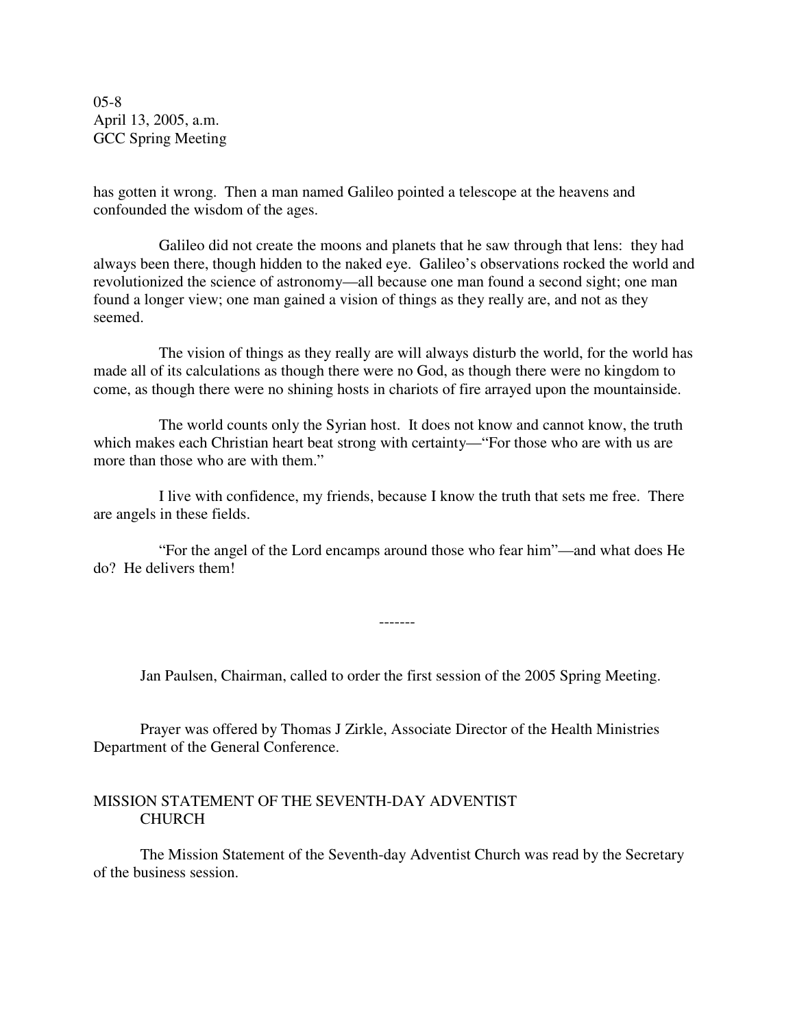has gotten it wrong. Then a man named Galileo pointed a telescope at the heavens and confounded the wisdom of the ages.

Galileo did not create the moons and planets that he saw through that lens: they had always been there, though hidden to the naked eye. Galileo's observations rocked the world and revolutionized the science of astronomy—all because one man found a second sight; one man found a longer view; one man gained a vision of things as they really are, and not as they seemed.

The vision of things as they really are will always disturb the world, for the world has made all of its calculations as though there were no God, as though there were no kingdom to come, as though there were no shining hosts in chariots of fire arrayed upon the mountainside.

The world counts only the Syrian host. It does not know and cannot know, the truth which makes each Christian heart beat strong with certainty—"For those who are with us are more than those who are with them."

I live with confidence, my friends, because I know the truth that sets me free. There are angels in these fields.

"For the angel of the Lord encamps around those who fear him"—and what does He do? He delivers them!

-------

Jan Paulsen, Chairman, called to order the first session of the 2005 Spring Meeting.

Prayer was offered by Thomas J Zirkle, Associate Director of the Health Ministries Department of the General Conference.

## MISSION STATEMENT OF THE SEVENTH-DAY ADVENTIST CHURCH

The Mission Statement of the Seventh-day Adventist Church was read by the Secretary of the business session.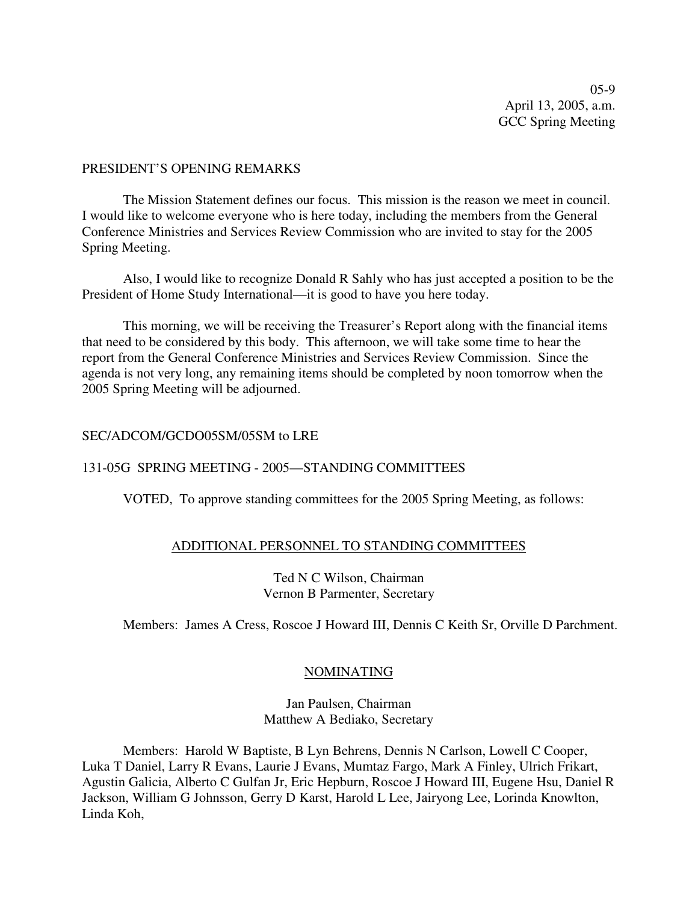05-9
April 13, 2005, a.m.
GCC Spring Meeting

PRESIDENT'S OPENING REMARKS

The Mission Statement defines our focus. This mission is the reason we meet in council. I would like to welcome everyone who is here today, including the members from the General Conference Ministries and Services Review Commission who are invited to stay for the 2005 Spring Meeting.

Also, I would like to recognize Donald R Sahly who has just accepted a position to be the President of Home Study International—it is good to have you here today.

This morning, we will be receiving the Treasurer's Report along with the financial items that need to be considered by this body. This afternoon, we will take some time to hear the report from the General Conference Ministries and Services Review Commission. Since the agenda is not very long, any remaining items should be completed by noon tomorrow when the 2005 Spring Meeting will be adjourned.

SEC/ADCOM/GCDO05SM/05SM to LRE

131-05G SPRING MEETING - 2005—STANDING COMMITTEES

VOTED, To approve standing committees for the 2005 Spring Meeting, as follows:

<u>ADDITIONAL PERSONNEL TO STANDING COMMITTEES</u>

Ted N C Wilson, Chairman
Vernon B Parmenter, Secretary

Members: James A Cress, Roscoe J Howard III, Dennis C Keith Sr, Orville D Parchment.

<u>NOMINATING</u>

Jan Paulsen, Chairman
Matthew A Bediako, Secretary

Members: Harold W Baptiste, B Lyn Behrens, Dennis N Carlson, Lowell C Cooper, Luka T Daniel, Larry R Evans, Laurie J Evans, Mumtaz Fargo, Mark A Finley, Ulrich Frikart, Agustin Galicia, Alberto C Gulfan Jr, Eric Hepburn, Roscoe J Howard III, Eugene Hsu, Daniel R Jackson, William G Johnsson, Gerry D Karst, Harold L Lee, Jairyong Lee, Lorinda Knowlton, Linda Koh,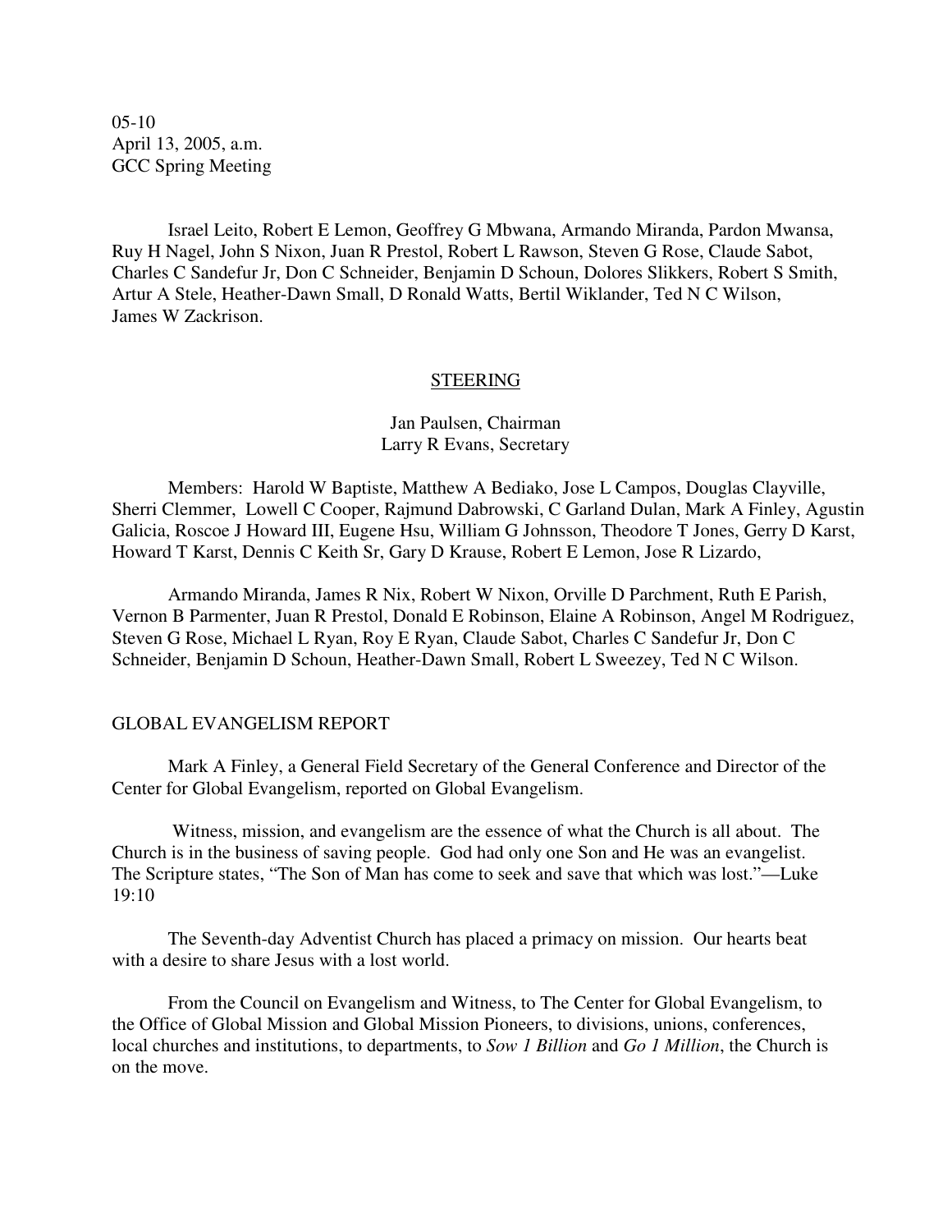05-10
April 13, 2005, a.m.
GCC Spring Meeting

Israel Leito, Robert E Lemon, Geoffrey G Mbwana, Armando Miranda, Pardon Mwansa, Ruy H Nagel, John S Nixon, Juan R Prestol, Robert L Rawson, Steven G Rose, Claude Sabot, Charles C Sandefur Jr, Don C Schneider, Benjamin D Schoun, Dolores Slikkers, Robert S Smith, Artur A Stele, Heather-Dawn Small, D Ronald Watts, Bertil Wiklander, Ted N C Wilson, James W Zackrison.

## STEERING

Jan Paulsen, Chairman
Larry R Evans, Secretary

Members: Harold W Baptiste, Matthew A Bediako, Jose L Campos, Douglas Clayville, Sherri Clemmer, Lowell C Cooper, Rajmund Dabrowski, C Garland Dulan, Mark A Finley, Agustin Galicia, Roscoe J Howard III, Eugene Hsu, William G Johnsson, Theodore T Jones, Gerry D Karst, Howard T Karst, Dennis C Keith Sr, Gary D Krause, Robert E Lemon, Jose R Lizardo,

Armando Miranda, James R Nix, Robert W Nixon, Orville D Parchment, Ruth E Parish, Vernon B Parmenter, Juan R Prestol, Donald E Robinson, Elaine A Robinson, Angel M Rodriguez, Steven G Rose, Michael L Ryan, Roy E Ryan, Claude Sabot, Charles C Sandefur Jr, Don C Schneider, Benjamin D Schoun, Heather-Dawn Small, Robert L Sweezey, Ted N C Wilson.

## GLOBAL EVANGELISM REPORT

Mark A Finley, a General Field Secretary of the General Conference and Director of the Center for Global Evangelism, reported on Global Evangelism.

Witness, mission, and evangelism are the essence of what the Church is all about. The Church is in the business of saving people. God had only one Son and He was an evangelist. The Scripture states, "The Son of Man has come to seek and save that which was lost."—Luke 19:10

The Seventh-day Adventist Church has placed a primacy on mission. Our hearts beat with a desire to share Jesus with a lost world.

From the Council on Evangelism and Witness, to The Center for Global Evangelism, to the Office of Global Mission and Global Mission Pioneers, to divisions, unions, conferences, local churches and institutions, to departments, to *Sow 1 Billion* and *Go 1 Million*, the Church is on the move.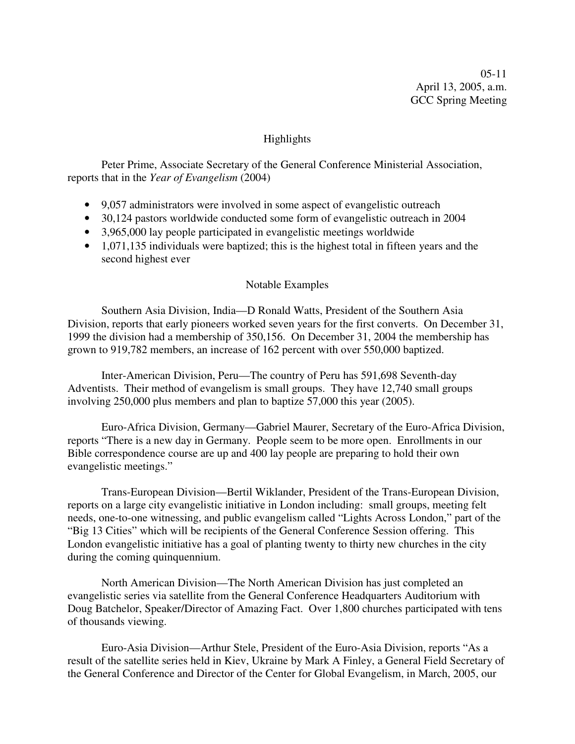05-11
April 13, 2005, a.m.
GCC Spring Meeting

## Highlights

Peter Prime, Associate Secretary of the General Conference Ministerial Association, reports that in the *Year of Evangelism* (2004)

- 9,057 administrators were involved in some aspect of evangelistic outreach
- 30,124 pastors worldwide conducted some form of evangelistic outreach in 2004
- 3,965,000 lay people participated in evangelistic meetings worldwide
- 1,071,135 individuals were baptized; this is the highest total in fifteen years and the second highest ever

## Notable Examples

Southern Asia Division, India—D Ronald Watts, President of the Southern Asia Division, reports that early pioneers worked seven years for the first converts. On December 31, 1999 the division had a membership of 350,156. On December 31, 2004 the membership has grown to 919,782 members, an increase of 162 percent with over 550,000 baptized.

Inter-American Division, Peru—The country of Peru has 591,698 Seventh-day Adventists. Their method of evangelism is small groups. They have 12,740 small groups involving 250,000 plus members and plan to baptize 57,000 this year (2005).

Euro-Africa Division, Germany—Gabriel Maurer, Secretary of the Euro-Africa Division, reports "There is a new day in Germany. People seem to be more open. Enrollments in our Bible correspondence course are up and 400 lay people are preparing to hold their own evangelistic meetings."

Trans-European Division—Bertil Wiklander, President of the Trans-European Division, reports on a large city evangelistic initiative in London including: small groups, meeting felt needs, one-to-one witnessing, and public evangelism called "Lights Across London," part of the "Big 13 Cities" which will be recipients of the General Conference Session offering. This London evangelistic initiative has a goal of planting twenty to thirty new churches in the city during the coming quinquennium.

North American Division—The North American Division has just completed an evangelistic series via satellite from the General Conference Headquarters Auditorium with Doug Batchelor, Speaker/Director of Amazing Fact. Over 1,800 churches participated with tens of thousands viewing.

Euro-Asia Division—Arthur Stele, President of the Euro-Asia Division, reports "As a result of the satellite series held in Kiev, Ukraine by Mark A Finley, a General Field Secretary of the General Conference and Director of the Center for Global Evangelism, in March, 2005, our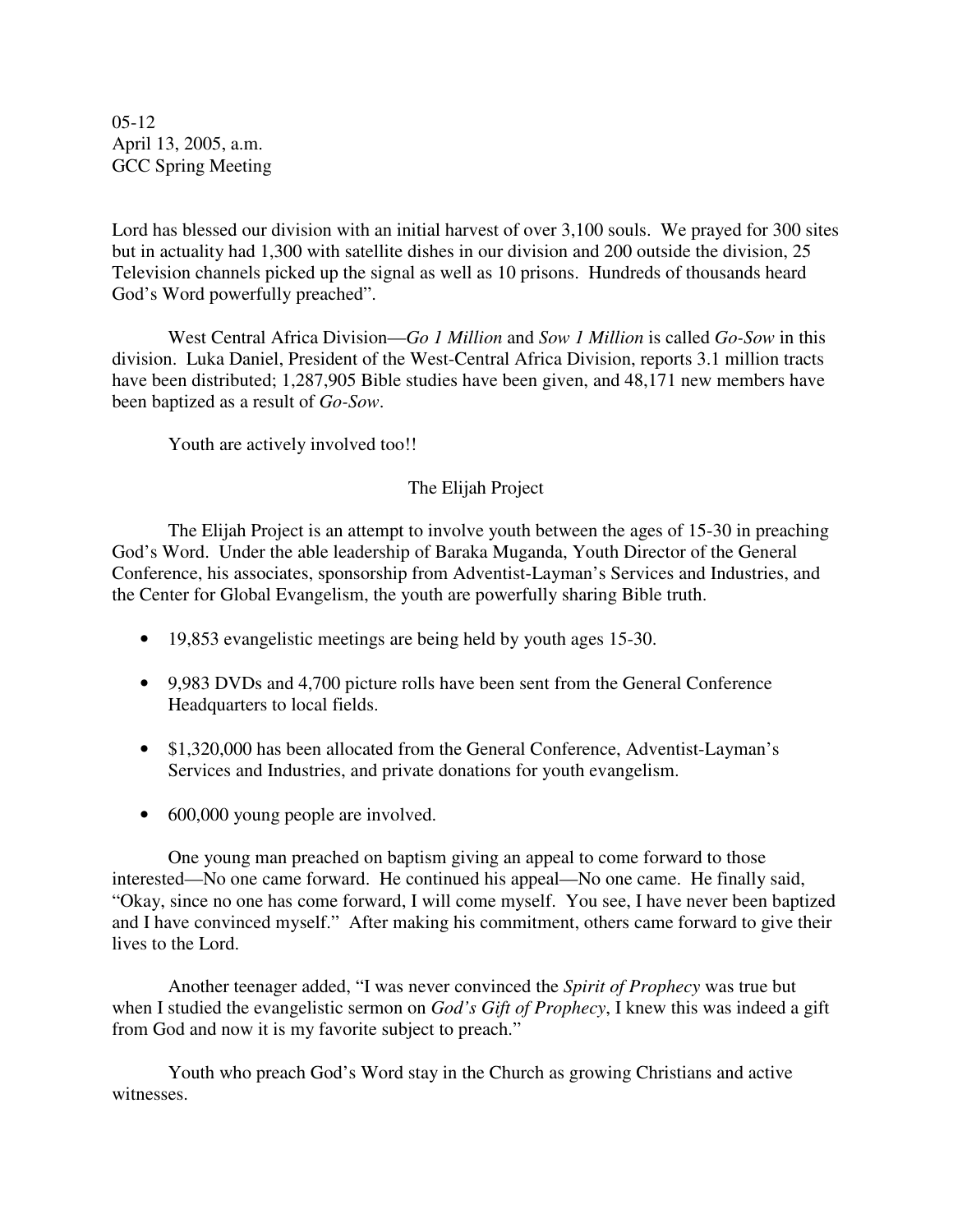05-12
April 13, 2005, a.m.
GCC Spring Meeting

Lord has blessed our division with an initial harvest of over 3,100 souls. We prayed for 300 sites but in actuality had 1,300 with satellite dishes in our division and 200 outside the division, 25 Television channels picked up the signal as well as 10 prisons. Hundreds of thousands heard God's Word powerfully preached".

West Central Africa Division—*Go 1 Million* and *Sow 1 Million* is called *Go-Sow* in this division. Luka Daniel, President of the West-Central Africa Division, reports 3.1 million tracts have been distributed; 1,287,905 Bible studies have been given, and 48,171 new members have been baptized as a result of *Go-Sow*.

Youth are actively involved too!!

## The Elijah Project

The Elijah Project is an attempt to involve youth between the ages of 15-30 in preaching God's Word. Under the able leadership of Baraka Muganda, Youth Director of the General Conference, his associates, sponsorship from Adventist-Layman's Services and Industries, and the Center for Global Evangelism, the youth are powerfully sharing Bible truth.

- 19,853 evangelistic meetings are being held by youth ages 15-30.
- 9,983 DVDs and 4,700 picture rolls have been sent from the General Conference Headquarters to local fields.
- $1,320,000 has been allocated from the General Conference, Adventist-Layman's Services and Industries, and private donations for youth evangelism.
- 600,000 young people are involved.

One young man preached on baptism giving an appeal to come forward to those interested—No one came forward. He continued his appeal—No one came. He finally said, "Okay, since no one has come forward, I will come myself. You see, I have never been baptized and I have convinced myself." After making his commitment, others came forward to give their lives to the Lord.

Another teenager added, "I was never convinced the *Spirit of Prophecy* was true but when I studied the evangelistic sermon on *God's Gift of Prophecy*, I knew this was indeed a gift from God and now it is my favorite subject to preach."

Youth who preach God's Word stay in the Church as growing Christians and active witnesses.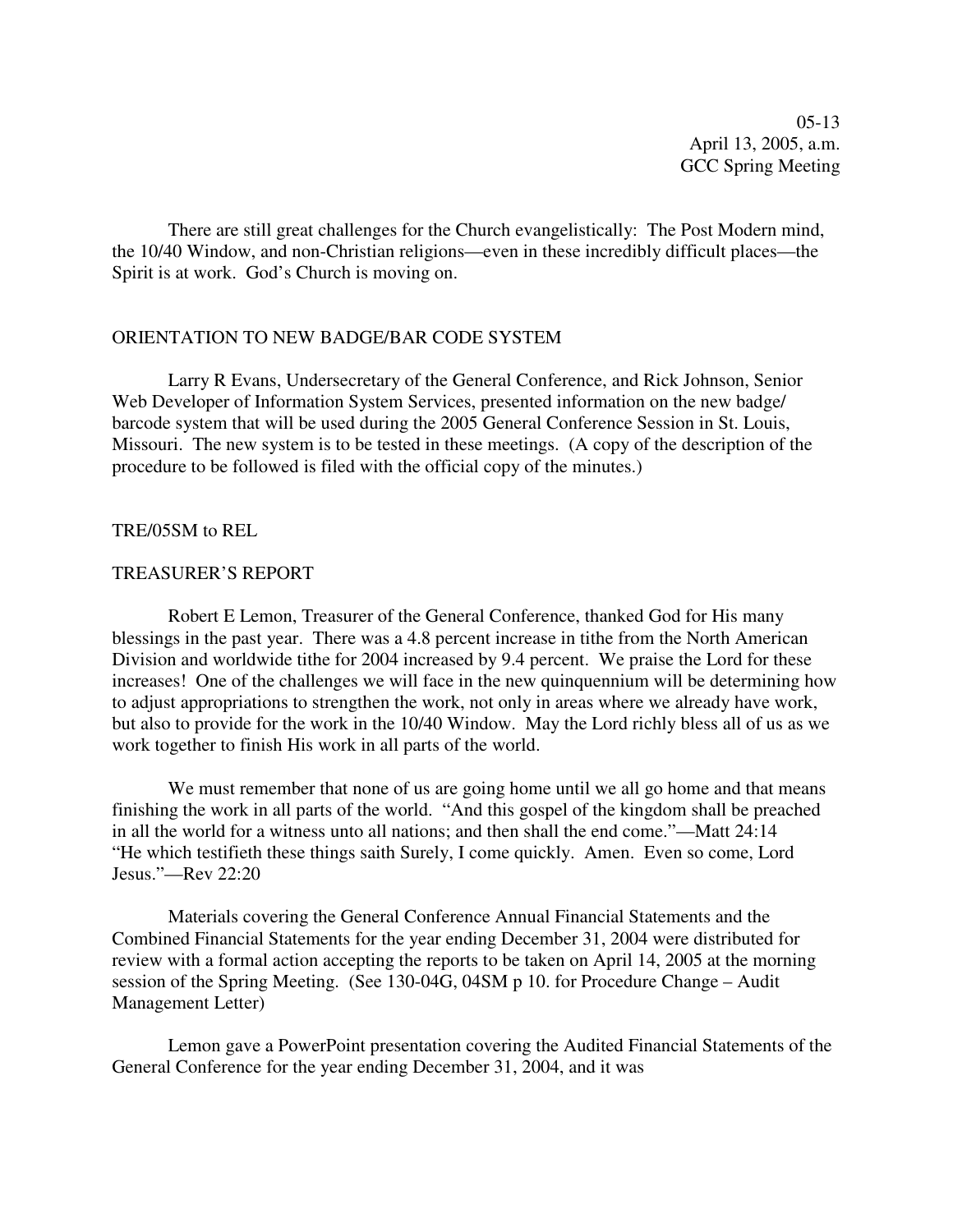There are still great challenges for the Church evangelistically: The Post Modern mind, the 10/40 Window, and non-Christian religions—even in these incredibly difficult places—the Spirit is at work. God's Church is moving on.

## ORIENTATION TO NEW BADGE/BAR CODE SYSTEM

Larry R Evans, Undersecretary of the General Conference, and Rick Johnson, Senior Web Developer of Information System Services, presented information on the new badge/ barcode system that will be used during the 2005 General Conference Session in St. Louis, Missouri. The new system is to be tested in these meetings. (A copy of the description of the procedure to be followed is filed with the official copy of the minutes.)

TRE/05SM to REL

## TREASURER'S REPORT

Robert E Lemon, Treasurer of the General Conference, thanked God for His many blessings in the past year. There was a 4.8 percent increase in tithe from the North American Division and worldwide tithe for 2004 increased by 9.4 percent. We praise the Lord for these increases! One of the challenges we will face in the new quinquennium will be determining how to adjust appropriations to strengthen the work, not only in areas where we already have work, but also to provide for the work in the 10/40 Window. May the Lord richly bless all of us as we work together to finish His work in all parts of the world.

We must remember that none of us are going home until we all go home and that means finishing the work in all parts of the world. "And this gospel of the kingdom shall be preached in all the world for a witness unto all nations; and then shall the end come."—Matt 24:14 "He which testifieth these things saith Surely, I come quickly. Amen. Even so come, Lord Jesus."—Rev 22:20

Materials covering the General Conference Annual Financial Statements and the Combined Financial Statements for the year ending December 31, 2004 were distributed for review with a formal action accepting the reports to be taken on April 14, 2005 at the morning session of the Spring Meeting. (See 130-04G, 04SM p 10. for Procedure Change – Audit Management Letter)

Lemon gave a PowerPoint presentation covering the Audited Financial Statements of the General Conference for the year ending December 31, 2004, and it was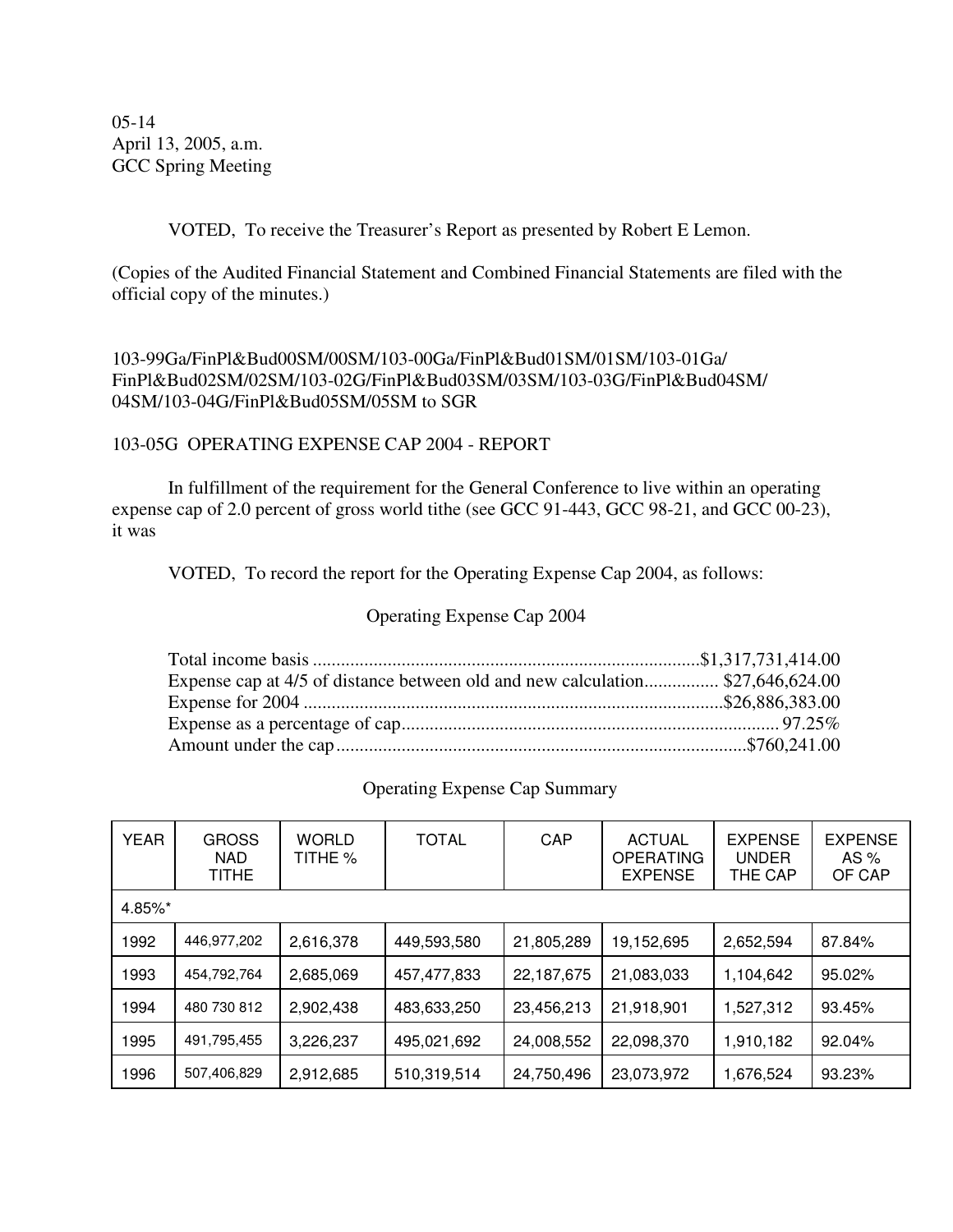05-14
April 13, 2005, a.m.
GCC Spring Meeting

VOTED, To receive the Treasurer's Report as presented by Robert E Lemon.

(Copies of the Audited Financial Statement and Combined Financial Statements are filed with the official copy of the minutes.)

103-99Ga/FinPl&Bud00SM/00SM/103-00Ga/FinPl&Bud01SM/01SM/103-01Ga/
FinPl&Bud02SM/02SM/103-02G/FinPl&Bud03SM/03SM/103-03G/FinPl&Bud04SM/
04SM/103-04G/FinPl&Bud05SM/05SM to SGR

103-05G OPERATING EXPENSE CAP 2004 - REPORT

In fulfillment of the requirement for the General Conference to live within an operating expense cap of 2.0 percent of gross world tithe (see GCC 91-443, GCC 98-21, and GCC 00-23), it was

VOTED, To record the report for the Operating Expense Cap 2004, as follows:

Operating Expense Cap 2004

Total income basis ....................................................................................$1,317,731,414.00
Expense cap at 4/5 of distance between old and new calculation................ $27,646,624.00
Expense for 2004 ..........................................................................................$26,886,383.00
Expense as a percentage of cap.................................................................................. 97.25%
Amount under the cap.........................................................................................$760,241.00

Operating Expense Cap Summary

| YEAR | GROSS NAD TITHE | WORLD TITHE % | TOTAL | CAP | ACTUAL OPERATING EXPENSE | EXPENSE UNDER THE CAP | EXPENSE AS % OF CAP |
|---|---|---|---|---|---|---|---|
| 4.85%* | | | | | | | |
| 1992 | 446,977,202 | 2,616,378 | 449,593,580 | 21,805,289 | 19,152,695 | 2,652,594 | 87.84% |
| 1993 | 454,792,764 | 2,685,069 | 457,477,833 | 22,187,675 | 21,083,033 | 1,104,642 | 95.02% |
| 1994 | 480 730 812 | 2,902,438 | 483,633,250 | 23,456,213 | 21,918,901 | 1,527,312 | 93.45% |
| 1995 | 491,795,455 | 3,226,237 | 495,021,692 | 24,008,552 | 22,098,370 | 1,910,182 | 92.04% |
| 1996 | 507,406,829 | 2,912,685 | 510,319,514 | 24,750,496 | 23,073,972 | 1,676,524 | 93.23% |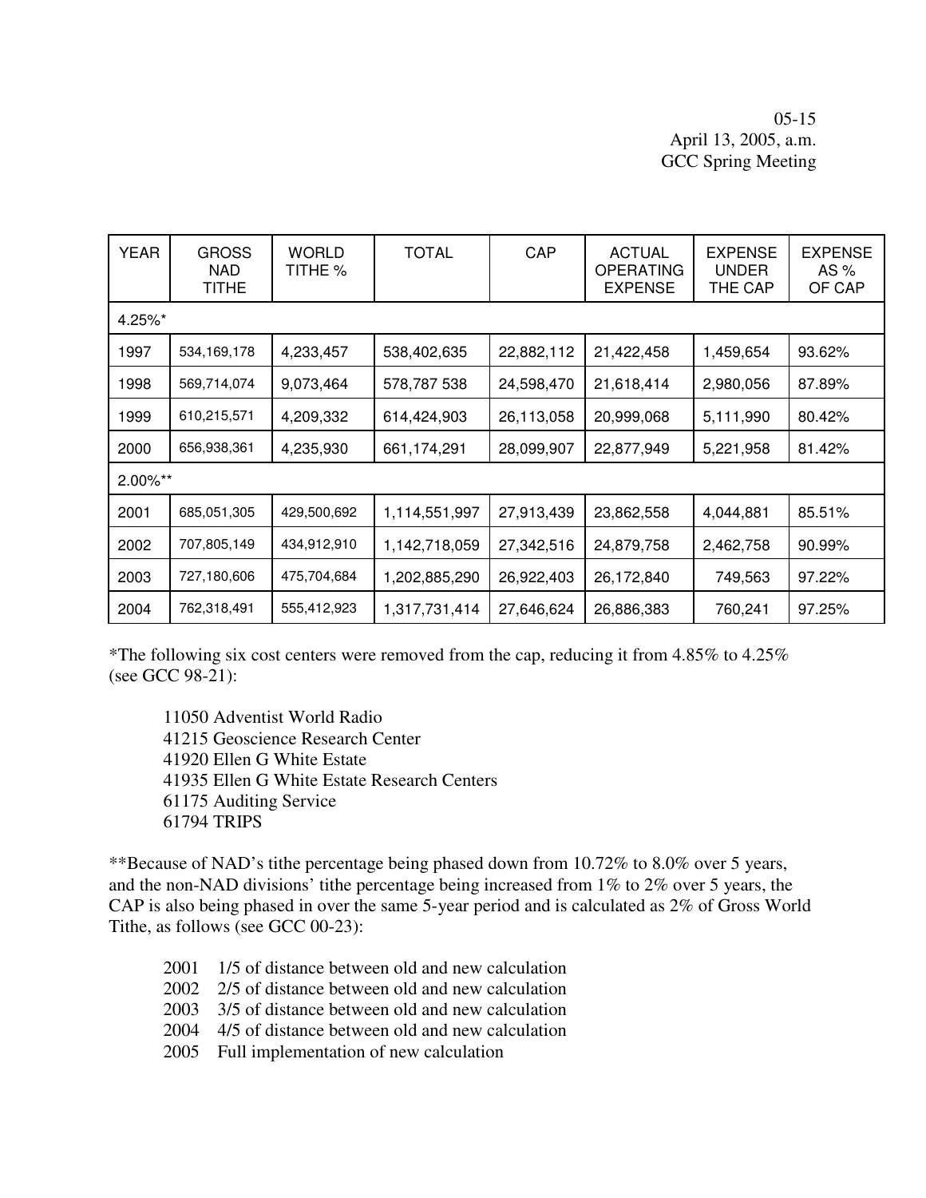05-15
April 13, 2005, a.m.
GCC Spring Meeting

| YEAR | GROSS NAD TITHE | WORLD TITHE % | TOTAL | CAP | ACTUAL OPERATING EXPENSE | EXPENSE UNDER THE CAP | EXPENSE AS % OF CAP |
|---|---|---|---|---|---|---|---|
| 4.25%* | | | | | | | |
| 1997 | 534,169,178 | 4,233,457 | 538,402,635 | 22,882,112 | 21,422,458 | 1,459,654 | 93.62% |
| 1998 | 569,714,074 | 9,073,464 | 578,787 538 | 24,598,470 | 21,618,414 | 2,980,056 | 87.89% |
| 1999 | 610,215,571 | 4,209,332 | 614,424,903 | 26,113,058 | 20,999,068 | 5,111,990 | 80.42% |
| 2000 | 656,938,361 | 4,235,930 | 661,174,291 | 28,099,907 | 22,877,949 | 5,221,958 | 81.42% |
| 2.00%** | | | | | | | |
| 2001 | 685,051,305 | 429,500,692 | 1,114,551,997 | 27,913,439 | 23,862,558 | 4,044,881 | 85.51% |
| 2002 | 707,805,149 | 434,912,910 | 1,142,718,059 | 27,342,516 | 24,879,758 | 2,462,758 | 90.99% |
| 2003 | 727,180,606 | 475,704,684 | 1,202,885,290 | 26,922,403 | 26,172,840 | 749,563 | 97.22% |
| 2004 | 762,318,491 | 555,412,923 | 1,317,731,414 | 27,646,624 | 26,886,383 | 760,241 | 97.25% |

*The following six cost centers were removed from the cap, reducing it from 4.85% to 4.25% (see GCC 98-21):

11050 Adventist World Radio
41215 Geoscience Research Center
41920 Ellen G White Estate
41935 Ellen G White Estate Research Centers
61175 Auditing Service
61794 TRIPS

**Because of NAD's tithe percentage being phased down from 10.72% to 8.0% over 5 years, and the non-NAD divisions' tithe percentage being increased from 1% to 2% over 5 years, the CAP is also being phased in over the same 5-year period and is calculated as 2% of Gross World Tithe, as follows (see GCC 00-23):

2001 1/5 of distance between old and new calculation
2002 2/5 of distance between old and new calculation
2003 3/5 of distance between old and new calculation
2004 4/5 of distance between old and new calculation
2005 Full implementation of new calculation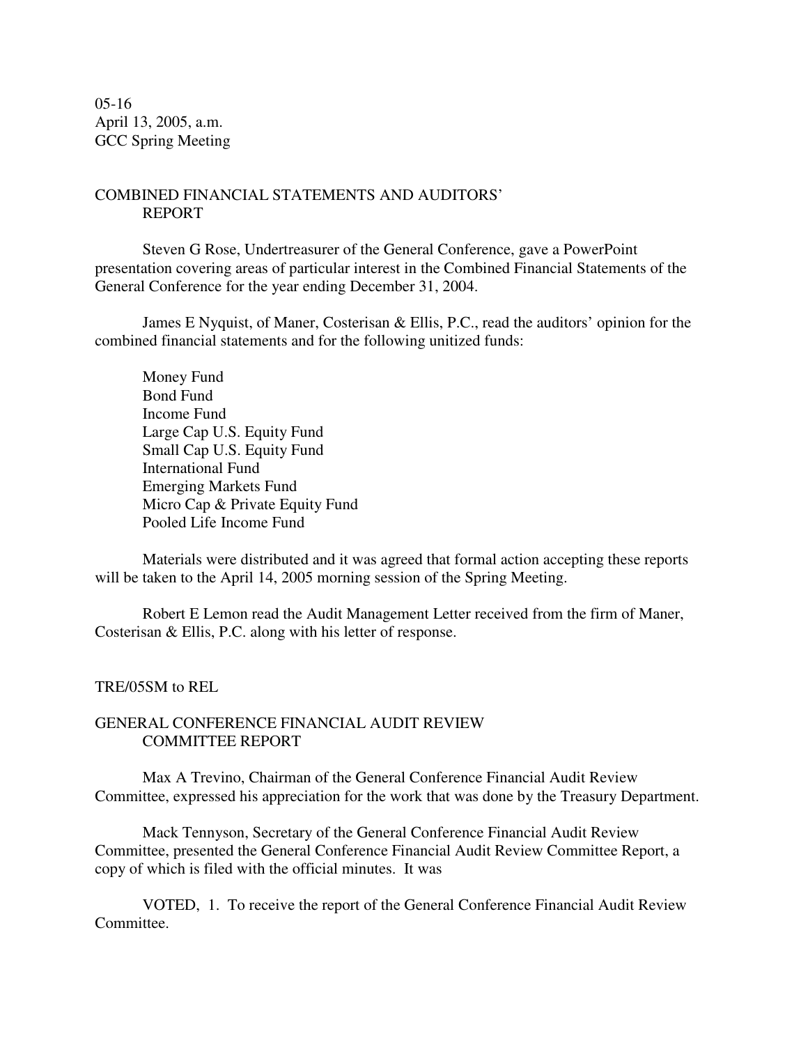05-16
April 13, 2005, a.m.
GCC Spring Meeting

## COMBINED FINANCIAL STATEMENTS AND AUDITORS' REPORT

Steven G Rose, Undertreasurer of the General Conference, gave a PowerPoint presentation covering areas of particular interest in the Combined Financial Statements of the General Conference for the year ending December 31, 2004.

James E Nyquist, of Maner, Costerisan & Ellis, P.C., read the auditors' opinion for the combined financial statements and for the following unitized funds:

- Money Fund
- Bond Fund
- Income Fund
- Large Cap U.S. Equity Fund
- Small Cap U.S. Equity Fund
- International Fund
- Emerging Markets Fund
- Micro Cap & Private Equity Fund
- Pooled Life Income Fund

Materials were distributed and it was agreed that formal action accepting these reports will be taken to the April 14, 2005 morning session of the Spring Meeting.

Robert E Lemon read the Audit Management Letter received from the firm of Maner, Costerisan & Ellis, P.C. along with his letter of response.

TRE/05SM to REL

## GENERAL CONFERENCE FINANCIAL AUDIT REVIEW COMMITTEE REPORT

Max A Trevino, Chairman of the General Conference Financial Audit Review Committee, expressed his appreciation for the work that was done by the Treasury Department.

Mack Tennyson, Secretary of the General Conference Financial Audit Review Committee, presented the General Conference Financial Audit Review Committee Report, a copy of which is filed with the official minutes. It was

VOTED, 1. To receive the report of the General Conference Financial Audit Review Committee.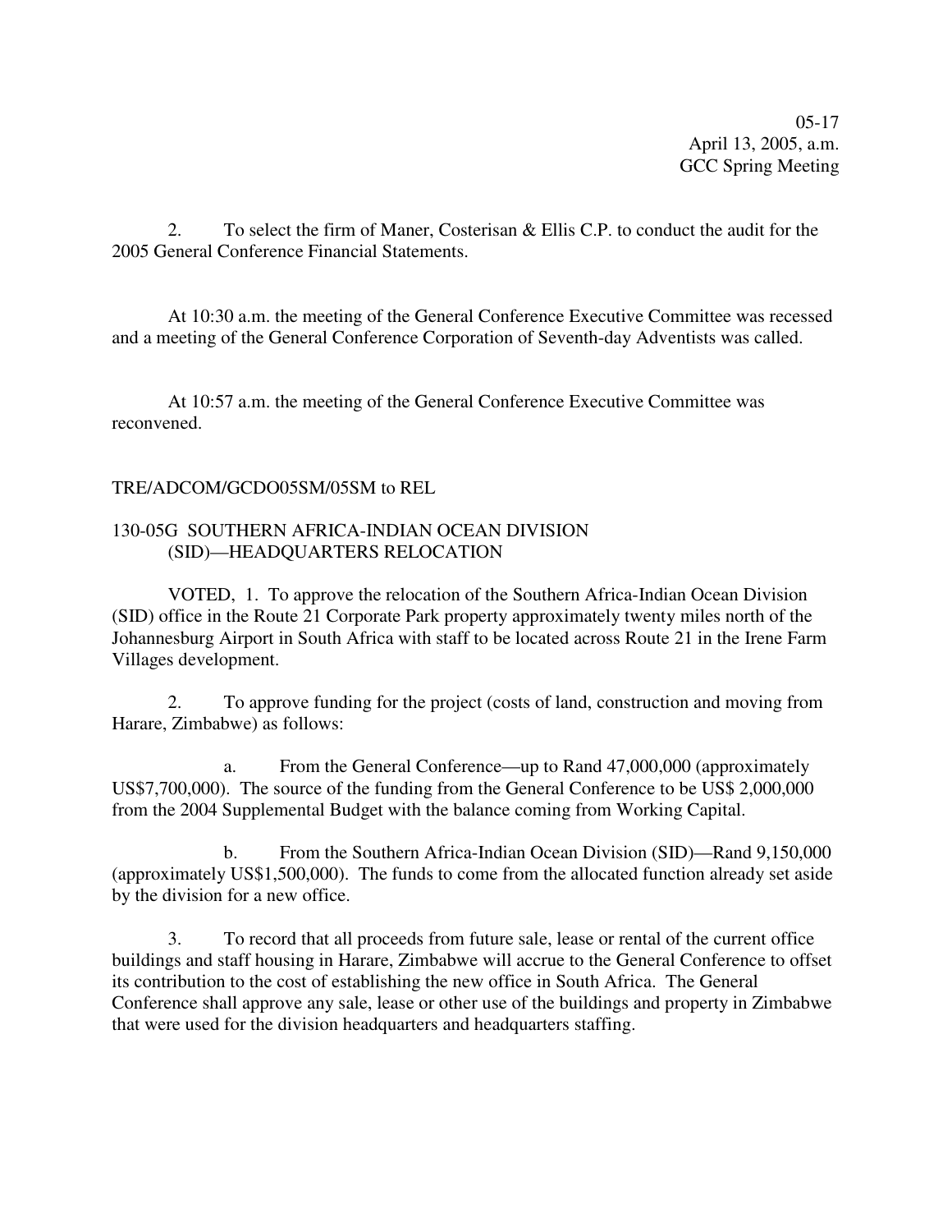2. To select the firm of Maner, Costerisan & Ellis C.P. to conduct the audit for the 2005 General Conference Financial Statements.

At 10:30 a.m. the meeting of the General Conference Executive Committee was recessed and a meeting of the General Conference Corporation of Seventh-day Adventists was called.

At 10:57 a.m. the meeting of the General Conference Executive Committee was reconvened.

TRE/ADCOM/GCDO05SM/05SM to REL

130-05G SOUTHERN AFRICA-INDIAN OCEAN DIVISION (SID)—HEADQUARTERS RELOCATION

VOTED, 1. To approve the relocation of the Southern Africa-Indian Ocean Division (SID) office in the Route 21 Corporate Park property approximately twenty miles north of the Johannesburg Airport in South Africa with staff to be located across Route 21 in the Irene Farm Villages development.

2. To approve funding for the project (costs of land, construction and moving from Harare, Zimbabwe) as follows:

a. From the General Conference—up to Rand 47,000,000 (approximately US$7,700,000). The source of the funding from the General Conference to be US$ 2,000,000 from the 2004 Supplemental Budget with the balance coming from Working Capital.

b. From the Southern Africa-Indian Ocean Division (SID)—Rand 9,150,000 (approximately US$1,500,000). The funds to come from the allocated function already set aside by the division for a new office.

3. To record that all proceeds from future sale, lease or rental of the current office buildings and staff housing in Harare, Zimbabwe will accrue to the General Conference to offset its contribution to the cost of establishing the new office in South Africa. The General Conference shall approve any sale, lease or other use of the buildings and property in Zimbabwe that were used for the division headquarters and headquarters staffing.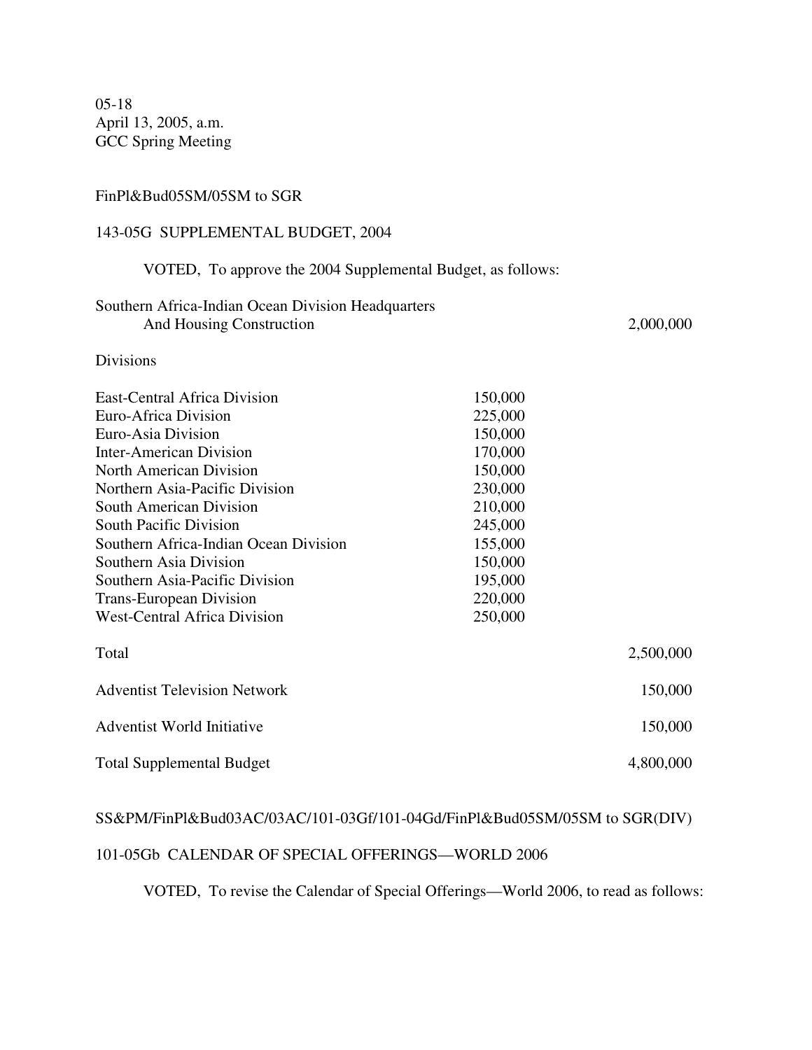05-18
April 13, 2005, a.m.
GCC Spring Meeting

FinPl&Bud05SM/05SM to SGR

143-05G SUPPLEMENTAL BUDGET, 2004

VOTED, To approve the 2004 Supplemental Budget, as follows:

| | | |
|---|---|---|
| Southern Africa-Indian Ocean Division Headquarters And Housing Construction | | 2,000,000 |
| Divisions | | |
| East-Central Africa Division | 150,000 | |
| Euro-Africa Division | 225,000 | |
| Euro-Asia Division | 150,000 | |
| Inter-American Division | 170,000 | |
| North American Division | 150,000 | |
| Northern Asia-Pacific Division | 230,000 | |
| South American Division | 210,000 | |
| South Pacific Division | 245,000 | |
| Southern Africa-Indian Ocean Division | 155,000 | |
| Southern Asia Division | 150,000 | |
| Southern Asia-Pacific Division | 195,000 | |
| Trans-European Division | 220,000 | |
| West-Central Africa Division | 250,000 | |
| Total | | 2,500,000 |
| Adventist Television Network | | 150,000 |
| Adventist World Initiative | | 150,000 |
| Total Supplemental Budget | | 4,800,000 |

SS&PM/FinPl&Bud03AC/03AC/101-03Gf/101-04Gd/FinPl&Bud05SM/05SM to SGR(DIV)

101-05Gb CALENDAR OF SPECIAL OFFERINGS—WORLD 2006

VOTED, To revise the Calendar of Special Offerings—World 2006, to read as follows: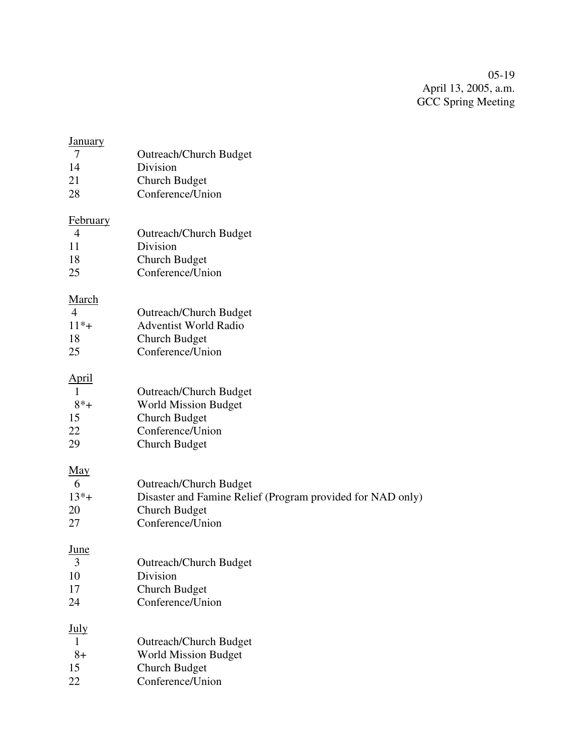05-19
April 13, 2005, a.m.
GCC Spring Meeting

<u>January</u>

| | |
|---|---|
| 7 | Outreach/Church Budget |
| 14 | Division |
| 21 | Church Budget |
| 28 | Conference/Union |

<u>February</u>

| | |
|---|---|
| 4 | Outreach/Church Budget |
| 11 | Division |
| 18 | Church Budget |
| 25 | Conference/Union |

<u>March</u>

| | |
|---|---|
| 4 | Outreach/Church Budget |
| 11*+ | Adventist World Radio |
| 18 | Church Budget |
| 25 | Conference/Union |

<u>April</u>

| | |
|---|---|
| 1 | Outreach/Church Budget |
| 8*+ | World Mission Budget |
| 15 | Church Budget |
| 22 | Conference/Union |
| 29 | Church Budget |

<u>May</u>

| | |
|---|---|
| 6 | Outreach/Church Budget |
| 13*+ | Disaster and Famine Relief (Program provided for NAD only) |
| 20 | Church Budget |
| 27 | Conference/Union |

<u>June</u>

| | |
|---|---|
| 3 | Outreach/Church Budget |
| 10 | Division |
| 17 | Church Budget |
| 24 | Conference/Union |

<u>July</u>

| | |
|---|---|
| 1 | Outreach/Church Budget |
| 8+ | World Mission Budget |
| 15 | Church Budget |
| 22 | Conference/Union |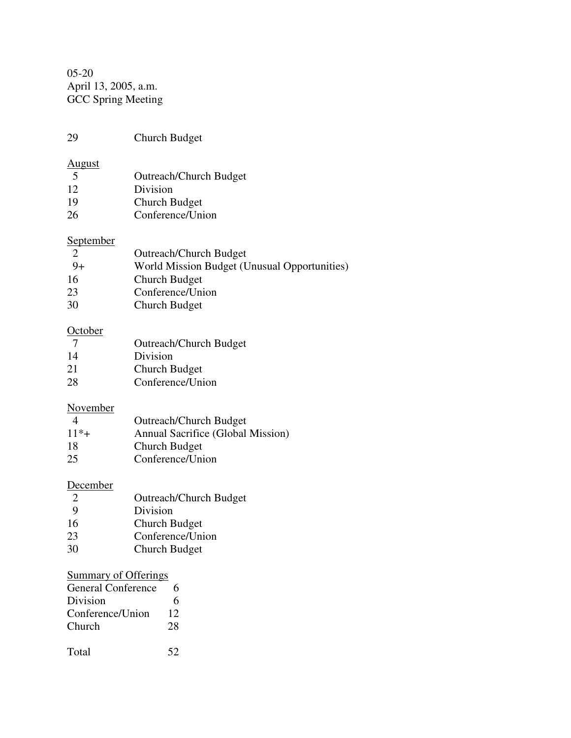05-20
April 13, 2005, a.m.
GCC Spring Meeting

| | |
|---|---|
| 29 | Church Budget |

August

| | |
|---|---|
| 5 | Outreach/Church Budget |
| 12 | Division |
| 19 | Church Budget |
| 26 | Conference/Union |

September

| | |
|---|---|
| 2 | Outreach/Church Budget |
| 9+ | World Mission Budget (Unusual Opportunities) |
| 16 | Church Budget |
| 23 | Conference/Union |
| 30 | Church Budget |

October

| | |
|---|---|
| 7 | Outreach/Church Budget |
| 14 | Division |
| 21 | Church Budget |
| 28 | Conference/Union |

November

| | |
|---|---|
| 4 | Outreach/Church Budget |
| 11*+ | Annual Sacrifice (Global Mission) |
| 18 | Church Budget |
| 25 | Conference/Union |

December

| | |
|---|---|
| 2 | Outreach/Church Budget |
| 9 | Division |
| 16 | Church Budget |
| 23 | Conference/Union |
| 30 | Church Budget |

Summary of Offerings

| | |
|---|---|
| General Conference | 6 |
| Division | 6 |
| Conference/Union | 12 |
| Church | 28 |
| Total | 52 |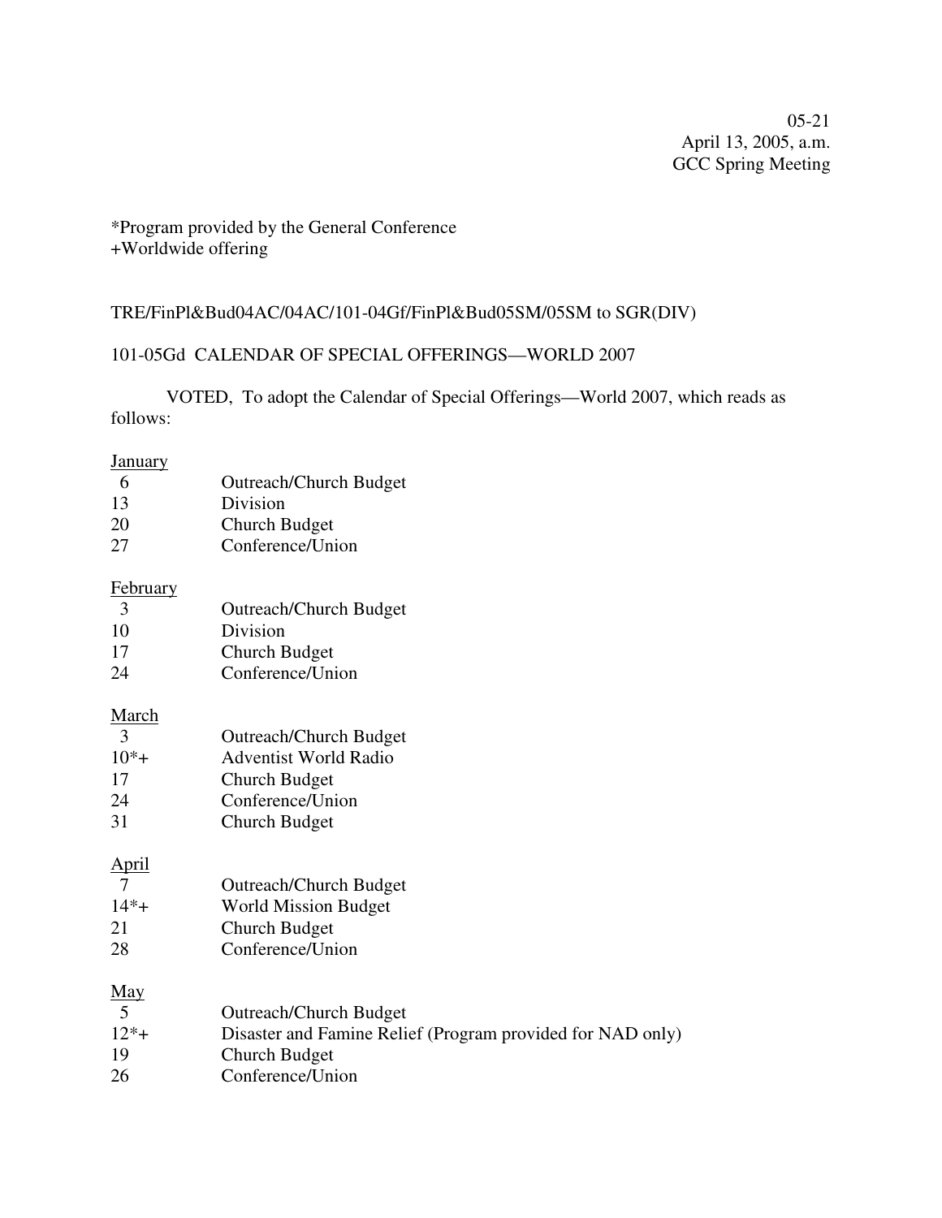05-21
April 13, 2005, a.m.
GCC Spring Meeting

*Program provided by the General Conference
+Worldwide offering

TRE/FinPl&Bud04AC/04AC/101-04Gf/FinPl&Bud05SM/05SM to SGR(DIV)

101-05Gd CALENDAR OF SPECIAL OFFERINGS—WORLD 2007

VOTED, To adopt the Calendar of Special Offerings—World 2007, which reads as follows:

January

| | |
|---|---|
| 6 | Outreach/Church Budget |
| 13 | Division |
| 20 | Church Budget |
| 27 | Conference/Union |

February

| | |
|---|---|
| 3 | Outreach/Church Budget |
| 10 | Division |
| 17 | Church Budget |
| 24 | Conference/Union |

March

| | |
|---|---|
| 3 | Outreach/Church Budget |
| 10*+ | Adventist World Radio |
| 17 | Church Budget |
| 24 | Conference/Union |
| 31 | Church Budget |

April

| | |
|---|---|
| 7 | Outreach/Church Budget |
| 14*+ | World Mission Budget |
| 21 | Church Budget |
| 28 | Conference/Union |

May

| | |
|---|---|
| 5 | Outreach/Church Budget |
| 12*+ | Disaster and Famine Relief (Program provided for NAD only) |
| 19 | Church Budget |
| 26 | Conference/Union |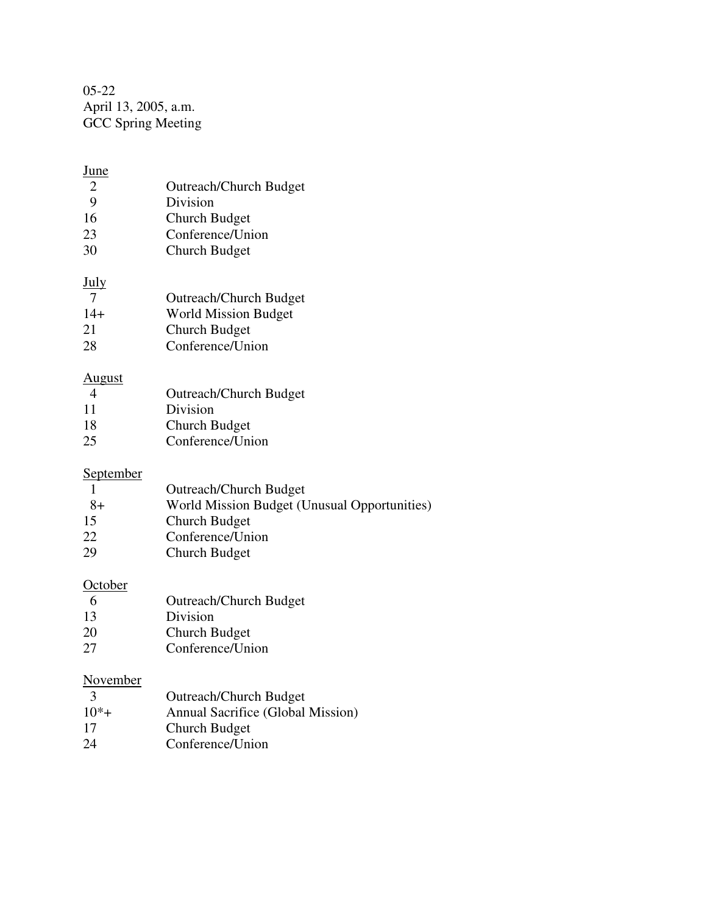05-22
April 13, 2005, a.m.
GCC Spring Meeting

June

| | |
|---|---|
| 2 | Outreach/Church Budget |
| 9 | Division |
| 16 | Church Budget |
| 23 | Conference/Union |
| 30 | Church Budget |

July

| | |
|---|---|
| 7 | Outreach/Church Budget |
| 14+ | World Mission Budget |
| 21 | Church Budget |
| 28 | Conference/Union |

August

| | |
|---|---|
| 4 | Outreach/Church Budget |
| 11 | Division |
| 18 | Church Budget |
| 25 | Conference/Union |

September

| | |
|---|---|
| 1 | Outreach/Church Budget |
| 8+ | World Mission Budget (Unusual Opportunities) |
| 15 | Church Budget |
| 22 | Conference/Union |
| 29 | Church Budget |

October

| | |
|---|---|
| 6 | Outreach/Church Budget |
| 13 | Division |
| 20 | Church Budget |
| 27 | Conference/Union |

November

| | |
|---|---|
| 3 | Outreach/Church Budget |
| 10*+ | Annual Sacrifice (Global Mission) |
| 17 | Church Budget |
| 24 | Conference/Union |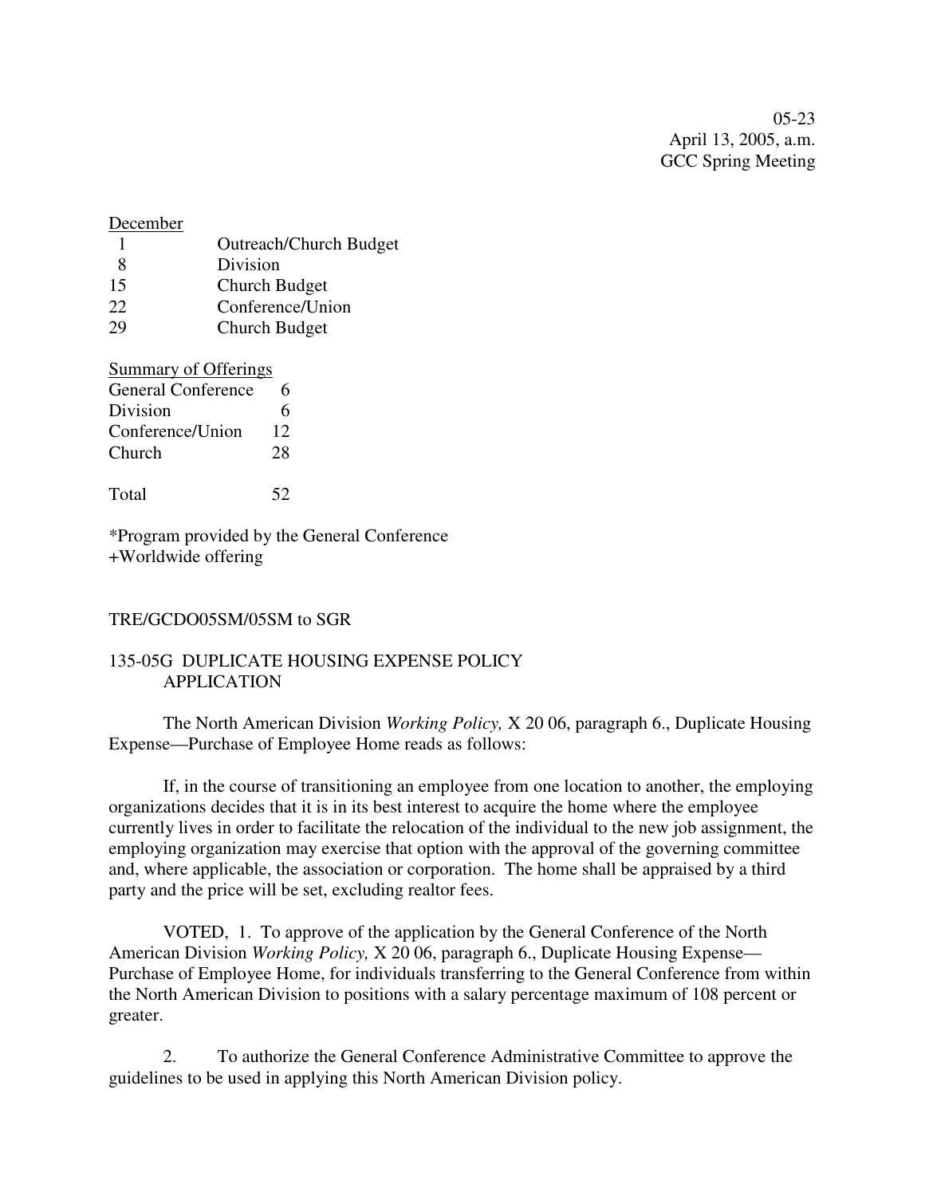05-23
April 13, 2005, a.m.
GCC Spring Meeting

December

| | |
|---|---|
| 1 | Outreach/Church Budget |
| 8 | Division |
| 15 | Church Budget |
| 22 | Conference/Union |
| 29 | Church Budget |

Summary of Offerings

| | |
|---|---|
| General Conference | 6 |
| Division | 6 |
| Conference/Union | 12 |
| Church | 28 |
| Total | 52 |

*Program provided by the General Conference
+Worldwide offering

TRE/GCDO05SM/05SM to SGR

135-05G DUPLICATE HOUSING EXPENSE POLICY APPLICATION

The North American Division *Working Policy,* X 20 06, paragraph 6., Duplicate Housing Expense—Purchase of Employee Home reads as follows:

If, in the course of transitioning an employee from one location to another, the employing organizations decides that it is in its best interest to acquire the home where the employee currently lives in order to facilitate the relocation of the individual to the new job assignment, the employing organization may exercise that option with the approval of the governing committee and, where applicable, the association or corporation. The home shall be appraised by a third party and the price will be set, excluding realtor fees.

VOTED, 1. To approve of the application by the General Conference of the North American Division *Working Policy,* X 20 06, paragraph 6., Duplicate Housing Expense—Purchase of Employee Home, for individuals transferring to the General Conference from within the North American Division to positions with a salary percentage maximum of 108 percent or greater.

2. To authorize the General Conference Administrative Committee to approve the guidelines to be used in applying this North American Division policy.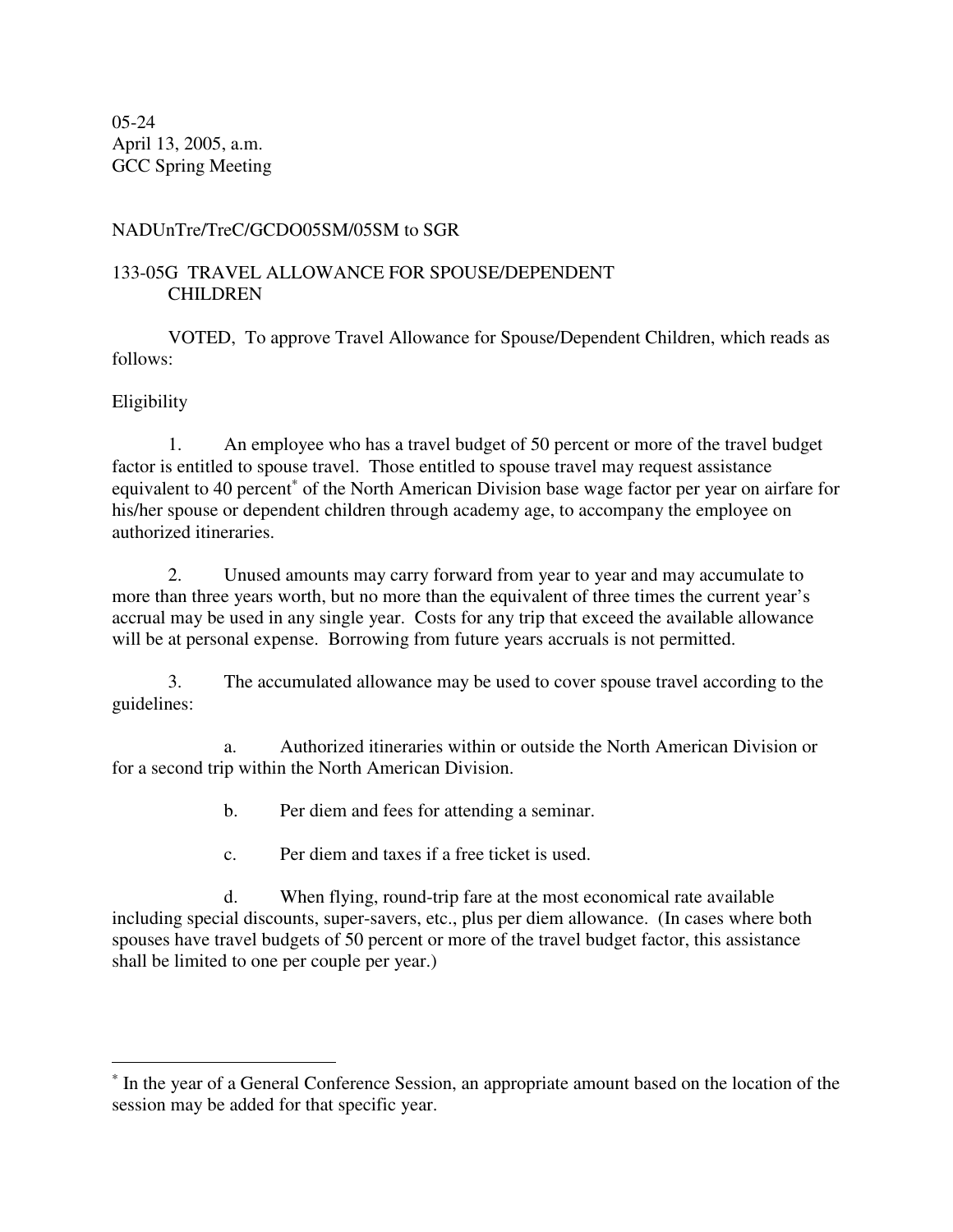05-24
April 13, 2005, a.m.
GCC Spring Meeting

NADUnTre/TreC/GCDO05SM/05SM to SGR

133-05G TRAVEL ALLOWANCE FOR SPOUSE/DEPENDENT CHILDREN

VOTED, To approve Travel Allowance for Spouse/Dependent Children, which reads as follows:

Eligibility

1. An employee who has a travel budget of 50 percent or more of the travel budget factor is entitled to spouse travel. Those entitled to spouse travel may request assistance equivalent to 40 percent* of the North American Division base wage factor per year on airfare for his/her spouse or dependent children through academy age, to accompany the employee on authorized itineraries.

2. Unused amounts may carry forward from year to year and may accumulate to more than three years worth, but no more than the equivalent of three times the current year's accrual may be used in any single year. Costs for any trip that exceed the available allowance will be at personal expense. Borrowing from future years accruals is not permitted.

3. The accumulated allowance may be used to cover spouse travel according to the guidelines:

   a. Authorized itineraries within or outside the North American Division or for a second trip within the North American Division.

   b. Per diem and fees for attending a seminar.

   c. Per diem and taxes if a free ticket is used.

   d. When flying, round-trip fare at the most economical rate available including special discounts, super-savers, etc., plus per diem allowance. (In cases where both spouses have travel budgets of 50 percent or more of the travel budget factor, this assistance shall be limited to one per couple per year.)

---

* In the year of a General Conference Session, an appropriate amount based on the location of the session may be added for that specific year.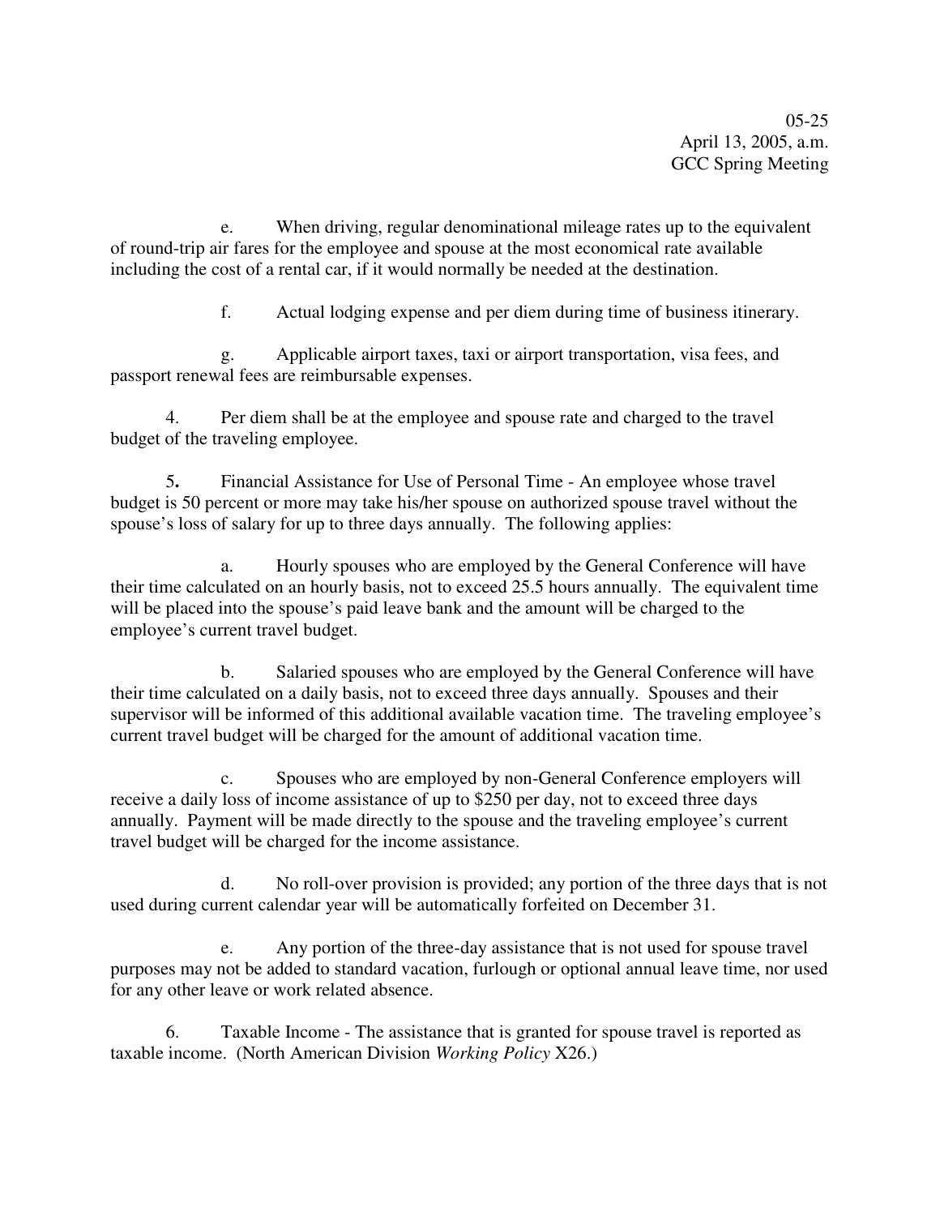e. When driving, regular denominational mileage rates up to the equivalent of round-trip air fares for the employee and spouse at the most economical rate available including the cost of a rental car, if it would normally be needed at the destination.

f. Actual lodging expense and per diem during time of business itinerary.

g. Applicable airport taxes, taxi or airport transportation, visa fees, and passport renewal fees are reimbursable expenses.

4. Per diem shall be at the employee and spouse rate and charged to the travel budget of the traveling employee.

**5.** Financial Assistance for Use of Personal Time - An employee whose travel budget is 50 percent or more may take his/her spouse on authorized spouse travel without the spouse's loss of salary for up to three days annually. The following applies:

a. Hourly spouses who are employed by the General Conference will have their time calculated on an hourly basis, not to exceed 25.5 hours annually. The equivalent time will be placed into the spouse's paid leave bank and the amount will be charged to the employee's current travel budget.

b. Salaried spouses who are employed by the General Conference will have their time calculated on a daily basis, not to exceed three days annually. Spouses and their supervisor will be informed of this additional available vacation time. The traveling employee's current travel budget will be charged for the amount of additional vacation time.

c. Spouses who are employed by non-General Conference employers will receive a daily loss of income assistance of up to $250 per day, not to exceed three days annually. Payment will be made directly to the spouse and the traveling employee's current travel budget will be charged for the income assistance.

d. No roll-over provision is provided; any portion of the three days that is not used during current calendar year will be automatically forfeited on December 31.

e. Any portion of the three-day assistance that is not used for spouse travel purposes may not be added to standard vacation, furlough or optional annual leave time, nor used for any other leave or work related absence.

6. Taxable Income - The assistance that is granted for spouse travel is reported as taxable income. (North American Division *Working Policy* X26.)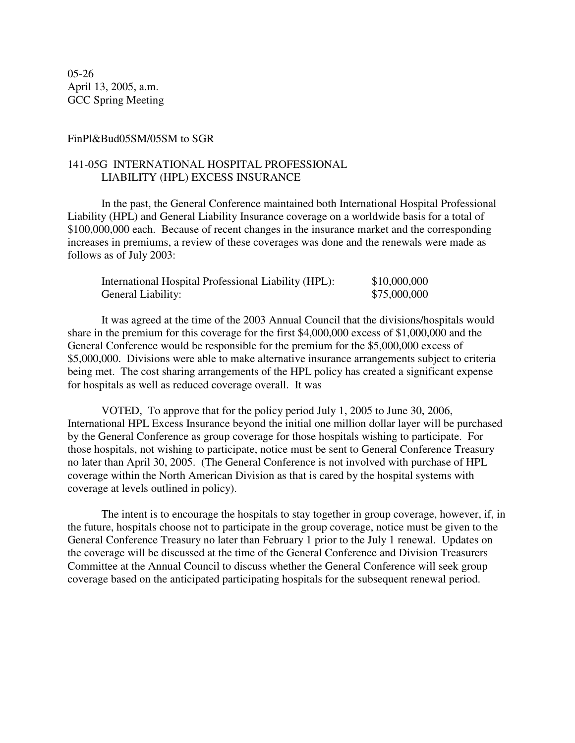05-26
April 13, 2005, a.m.
GCC Spring Meeting

FinPl&Bud05SM/05SM to SGR

## 141-05G INTERNATIONAL HOSPITAL PROFESSIONAL LIABILITY (HPL) EXCESS INSURANCE

In the past, the General Conference maintained both International Hospital Professional Liability (HPL) and General Liability Insurance coverage on a worldwide basis for a total of $100,000,000 each. Because of recent changes in the insurance market and the corresponding increases in premiums, a review of these coverages was done and the renewals were made as follows as of July 2003:

| | |
|---|---|
| International Hospital Professional Liability (HPL): | $10,000,000 |
| General Liability: | $75,000,000 |

It was agreed at the time of the 2003 Annual Council that the divisions/hospitals would share in the premium for this coverage for the first $4,000,000 excess of $1,000,000 and the General Conference would be responsible for the premium for the $5,000,000 excess of $5,000,000. Divisions were able to make alternative insurance arrangements subject to criteria being met. The cost sharing arrangements of the HPL policy has created a significant expense for hospitals as well as reduced coverage overall. It was

VOTED, To approve that for the policy period July 1, 2005 to June 30, 2006, International HPL Excess Insurance beyond the initial one million dollar layer will be purchased by the General Conference as group coverage for those hospitals wishing to participate. For those hospitals, not wishing to participate, notice must be sent to General Conference Treasury no later than April 30, 2005. (The General Conference is not involved with purchase of HPL coverage within the North American Division as that is cared by the hospital systems with coverage at levels outlined in policy).

The intent is to encourage the hospitals to stay together in group coverage, however, if, in the future, hospitals choose not to participate in the group coverage, notice must be given to the General Conference Treasury no later than February 1 prior to the July 1 renewal. Updates on the coverage will be discussed at the time of the General Conference and Division Treasurers Committee at the Annual Council to discuss whether the General Conference will seek group coverage based on the anticipated participating hospitals for the subsequent renewal period.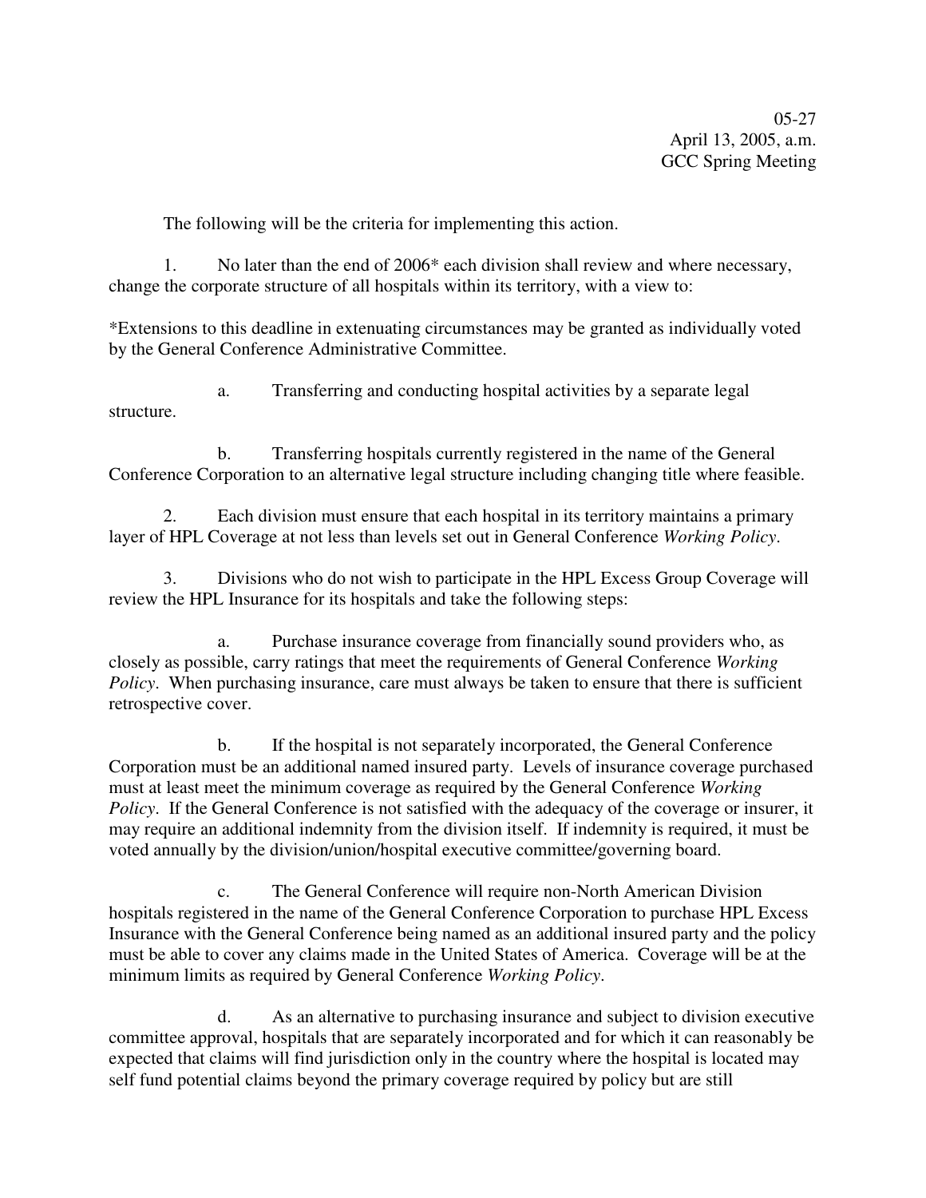05-27
April 13, 2005, a.m.
GCC Spring Meeting

The following will be the criteria for implementing this action.

1. No later than the end of 2006* each division shall review and where necessary, change the corporate structure of all hospitals within its territory, with a view to:

*Extensions to this deadline in extenuating circumstances may be granted as individually voted by the General Conference Administrative Committee.

a. Transferring and conducting hospital activities by a separate legal structure.

b. Transferring hospitals currently registered in the name of the General Conference Corporation to an alternative legal structure including changing title where feasible.

2. Each division must ensure that each hospital in its territory maintains a primary layer of HPL Coverage at not less than levels set out in General Conference *Working Policy*.

3. Divisions who do not wish to participate in the HPL Excess Group Coverage will review the HPL Insurance for its hospitals and take the following steps:

a. Purchase insurance coverage from financially sound providers who, as closely as possible, carry ratings that meet the requirements of General Conference *Working Policy*. When purchasing insurance, care must always be taken to ensure that there is sufficient retrospective cover.

b. If the hospital is not separately incorporated, the General Conference Corporation must be an additional named insured party. Levels of insurance coverage purchased must at least meet the minimum coverage as required by the General Conference *Working Policy*. If the General Conference is not satisfied with the adequacy of the coverage or insurer, it may require an additional indemnity from the division itself. If indemnity is required, it must be voted annually by the division/union/hospital executive committee/governing board.

c. The General Conference will require non-North American Division hospitals registered in the name of the General Conference Corporation to purchase HPL Excess Insurance with the General Conference being named as an additional insured party and the policy must be able to cover any claims made in the United States of America. Coverage will be at the minimum limits as required by General Conference *Working Policy*.

d. As an alternative to purchasing insurance and subject to division executive committee approval, hospitals that are separately incorporated and for which it can reasonably be expected that claims will find jurisdiction only in the country where the hospital is located may self fund potential claims beyond the primary coverage required by policy but are still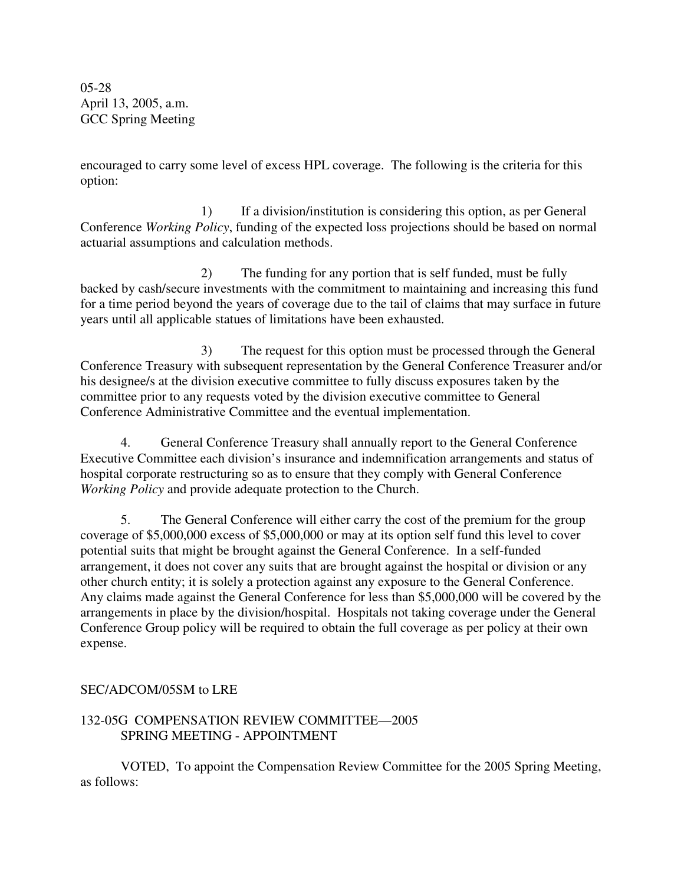encouraged to carry some level of excess HPL coverage. The following is the criteria for this option:

1) If a division/institution is considering this option, as per General Conference *Working Policy*, funding of the expected loss projections should be based on normal actuarial assumptions and calculation methods.

2) The funding for any portion that is self funded, must be fully backed by cash/secure investments with the commitment to maintaining and increasing this fund for a time period beyond the years of coverage due to the tail of claims that may surface in future years until all applicable statues of limitations have been exhausted.

3) The request for this option must be processed through the General Conference Treasury with subsequent representation by the General Conference Treasurer and/or his designee/s at the division executive committee to fully discuss exposures taken by the committee prior to any requests voted by the division executive committee to General Conference Administrative Committee and the eventual implementation.

4. General Conference Treasury shall annually report to the General Conference Executive Committee each division's insurance and indemnification arrangements and status of hospital corporate restructuring so as to ensure that they comply with General Conference *Working Policy* and provide adequate protection to the Church.

5. The General Conference will either carry the cost of the premium for the group coverage of $5,000,000 excess of $5,000,000 or may at its option self fund this level to cover potential suits that might be brought against the General Conference. In a self-funded arrangement, it does not cover any suits that are brought against the hospital or division or any other church entity; it is solely a protection against any exposure to the General Conference. Any claims made against the General Conference for less than $5,000,000 will be covered by the arrangements in place by the division/hospital. Hospitals not taking coverage under the General Conference Group policy will be required to obtain the full coverage as per policy at their own expense.

SEC/ADCOM/05SM to LRE

132-05G COMPENSATION REVIEW COMMITTEE—2005 SPRING MEETING - APPOINTMENT

VOTED, To appoint the Compensation Review Committee for the 2005 Spring Meeting, as follows: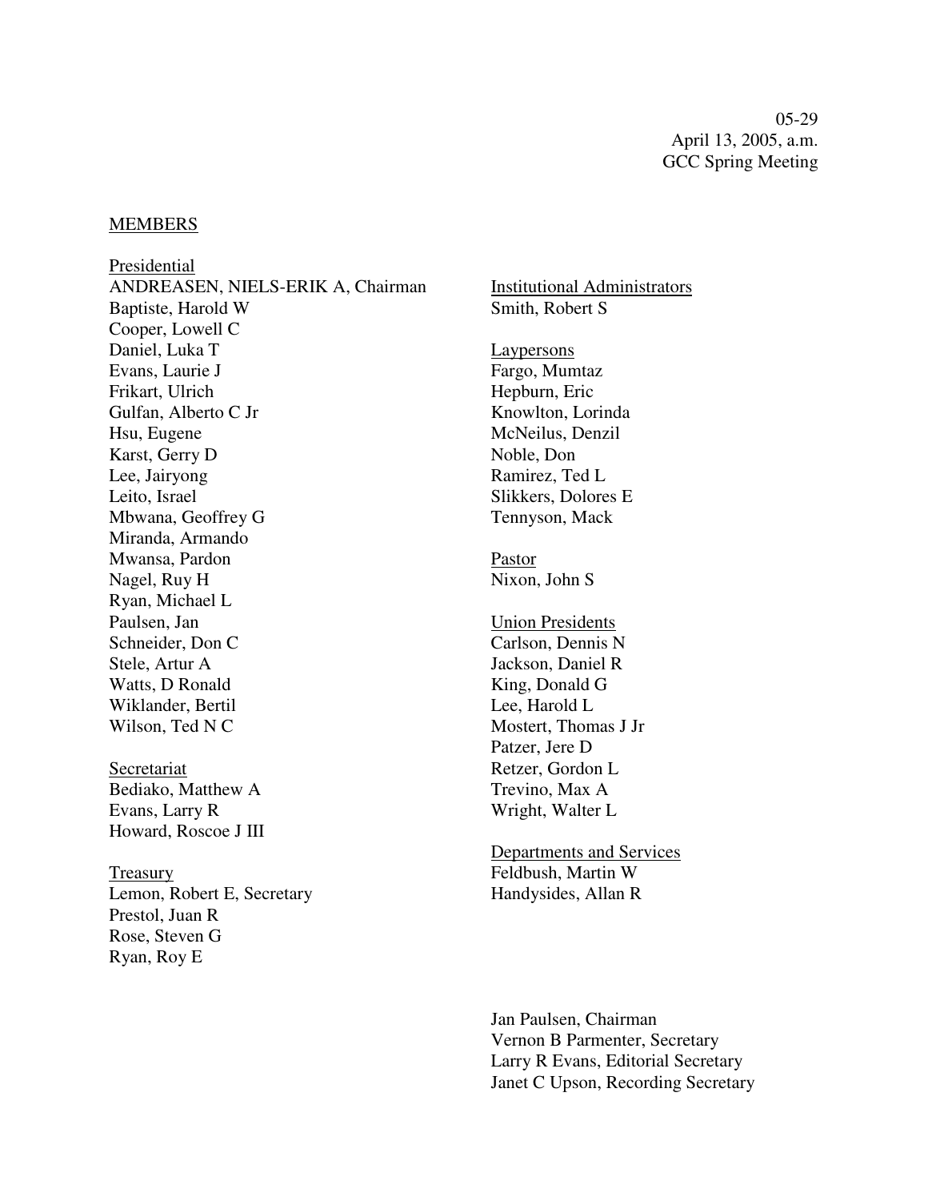05-29
April 13, 2005, a.m.
GCC Spring Meeting

MEMBERS

Presidential
ANDREASEN, NIELS-ERIK A, Chairman
Baptiste, Harold W
Cooper, Lowell C
Daniel, Luka T
Evans, Laurie J
Frikart, Ulrich
Gulfan, Alberto C Jr
Hsu, Eugene
Karst, Gerry D
Lee, Jairyong
Leito, Israel
Mbwana, Geoffrey G
Miranda, Armando
Mwansa, Pardon
Nagel, Ruy H
Ryan, Michael L
Paulsen, Jan
Schneider, Don C
Stele, Artur A
Watts, D Ronald
Wiklander, Bertil
Wilson, Ted N C

Secretariat
Bediako, Matthew A
Evans, Larry R
Howard, Roscoe J III

Treasury
Lemon, Robert E, Secretary
Prestol, Juan R
Rose, Steven G
Ryan, Roy E

Institutional Administrators
Smith, Robert S

Laypersons
Fargo, Mumtaz
Hepburn, Eric
Knowlton, Lorinda
McNeilus, Denzil
Noble, Don
Ramirez, Ted L
Slikkers, Dolores E
Tennyson, Mack

Pastor
Nixon, John S

Union Presidents
Carlson, Dennis N
Jackson, Daniel R
King, Donald G
Lee, Harold L
Mostert, Thomas J Jr
Patzer, Jere D
Retzer, Gordon L
Trevino, Max A
Wright, Walter L

Departments and Services
Feldbush, Martin W
Handysides, Allan R

Jan Paulsen, Chairman
Vernon B Parmenter, Secretary
Larry R Evans, Editorial Secretary
Janet C Upson, Recording Secretary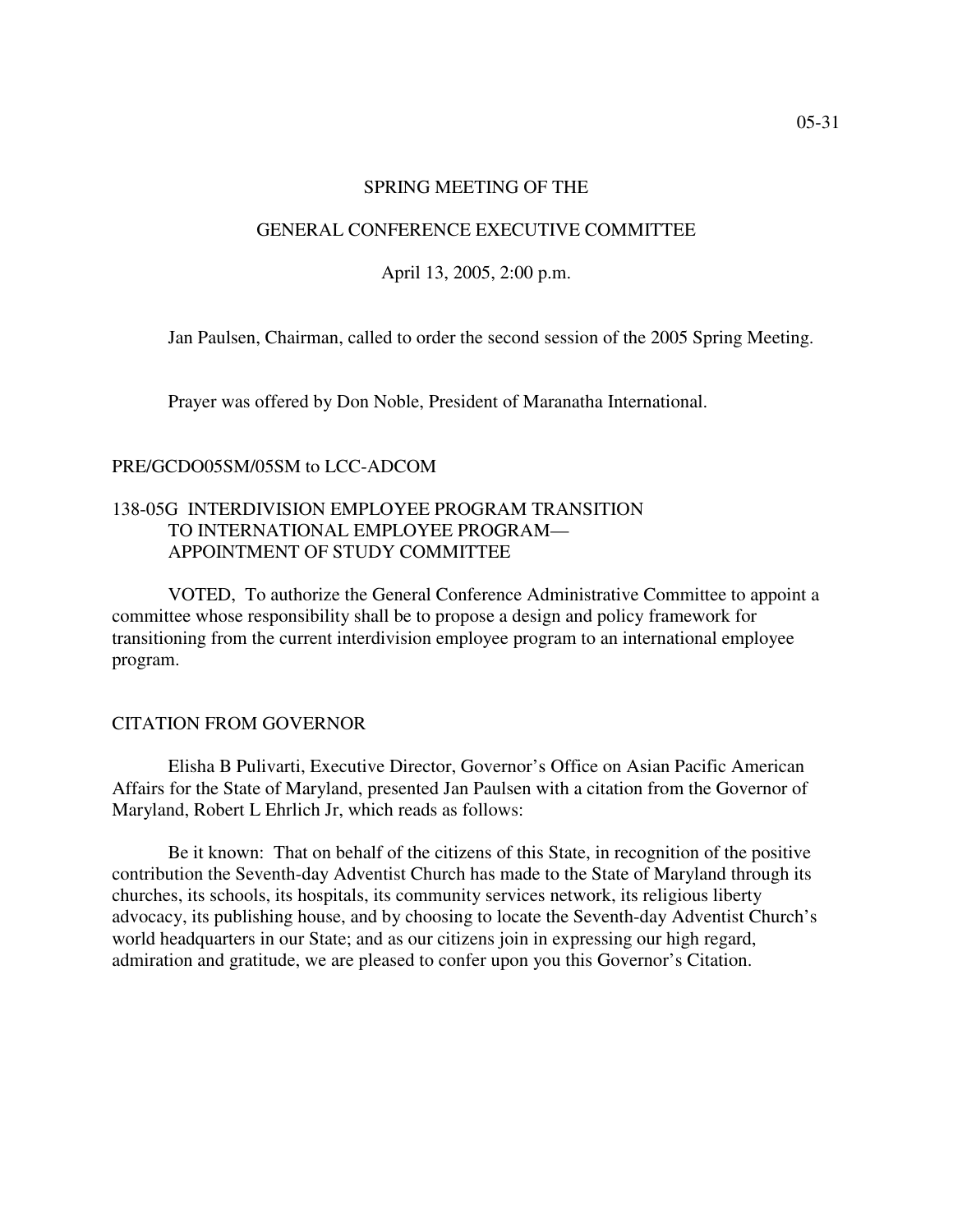## SPRING MEETING OF THE

## GENERAL CONFERENCE EXECUTIVE COMMITTEE

April 13, 2005, 2:00 p.m.

Jan Paulsen, Chairman, called to order the second session of the 2005 Spring Meeting.

Prayer was offered by Don Noble, President of Maranatha International.

PRE/GCDO05SM/05SM to LCC-ADCOM

### 138-05G INTERDIVISION EMPLOYEE PROGRAM TRANSITION TO INTERNATIONAL EMPLOYEE PROGRAM— APPOINTMENT OF STUDY COMMITTEE

VOTED, To authorize the General Conference Administrative Committee to appoint a committee whose responsibility shall be to propose a design and policy framework for transitioning from the current interdivision employee program to an international employee program.

### CITATION FROM GOVERNOR

Elisha B Pulivarti, Executive Director, Governor's Office on Asian Pacific American Affairs for the State of Maryland, presented Jan Paulsen with a citation from the Governor of Maryland, Robert L Ehrlich Jr, which reads as follows:

Be it known: That on behalf of the citizens of this State, in recognition of the positive contribution the Seventh-day Adventist Church has made to the State of Maryland through its churches, its schools, its hospitals, its community services network, its religious liberty advocacy, its publishing house, and by choosing to locate the Seventh-day Adventist Church's world headquarters in our State; and as our citizens join in expressing our high regard, admiration and gratitude, we are pleased to confer upon you this Governor's Citation.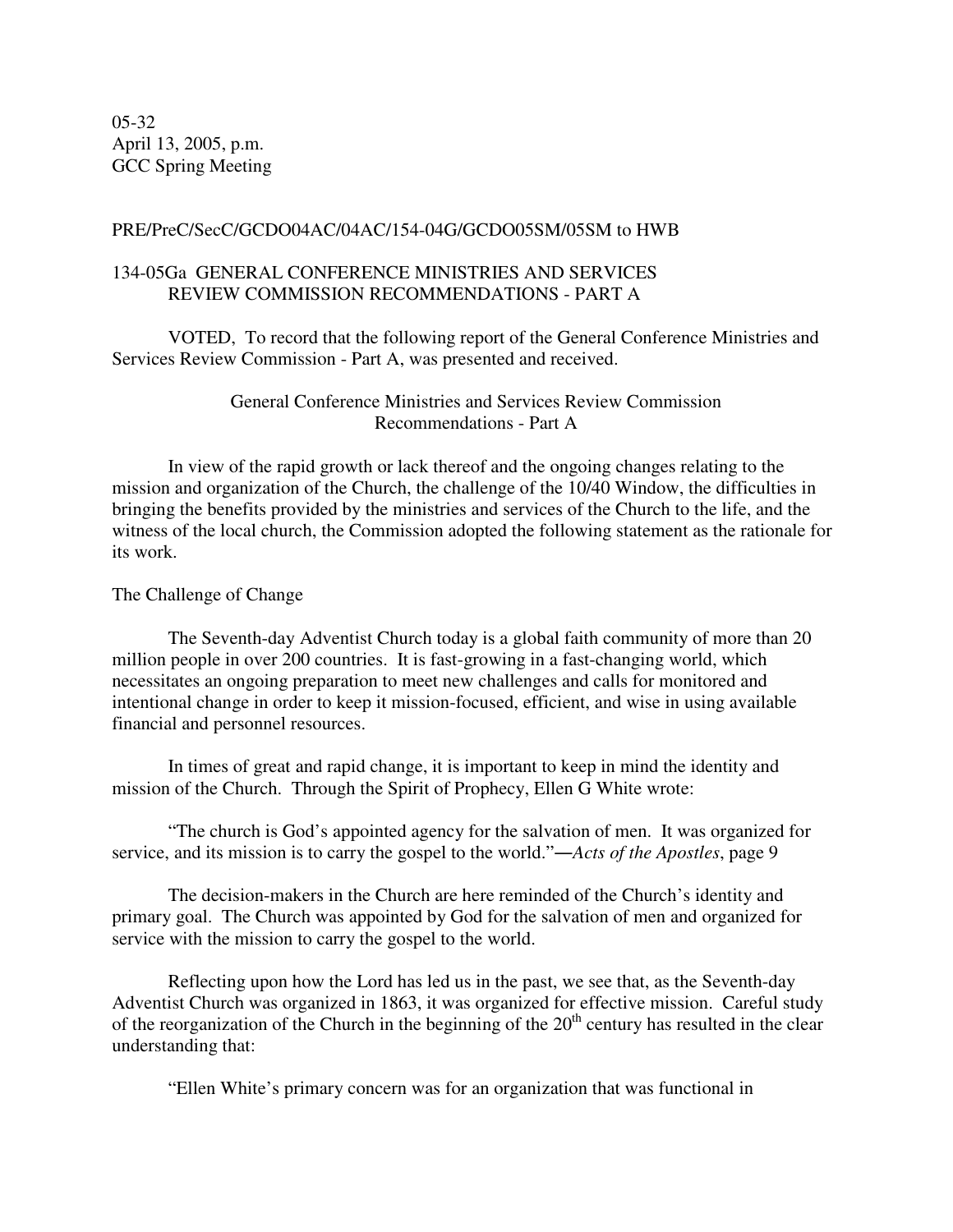05-32
April 13, 2005, p.m.
GCC Spring Meeting

PRE/PreC/SecC/GCDO04AC/04AC/154-04G/GCDO05SM/05SM to HWB

134-05Ga GENERAL CONFERENCE MINISTRIES AND SERVICES REVIEW COMMISSION RECOMMENDATIONS - PART A

VOTED, To record that the following report of the General Conference Ministries and Services Review Commission - Part A, was presented and received.

General Conference Ministries and Services Review Commission
Recommendations - Part A

In view of the rapid growth or lack thereof and the ongoing changes relating to the mission and organization of the Church, the challenge of the 10/40 Window, the difficulties in bringing the benefits provided by the ministries and services of the Church to the life, and the witness of the local church, the Commission adopted the following statement as the rationale for its work.

The Challenge of Change

The Seventh-day Adventist Church today is a global faith community of more than 20 million people in over 200 countries. It is fast-growing in a fast-changing world, which necessitates an ongoing preparation to meet new challenges and calls for monitored and intentional change in order to keep it mission-focused, efficient, and wise in using available financial and personnel resources.

In times of great and rapid change, it is important to keep in mind the identity and mission of the Church. Through the Spirit of Prophecy, Ellen G White wrote:

"The church is God's appointed agency for the salvation of men. It was organized for service, and its mission is to carry the gospel to the world."—*Acts of the Apostles*, page 9

The decision-makers in the Church are here reminded of the Church's identity and primary goal. The Church was appointed by God for the salvation of men and organized for service with the mission to carry the gospel to the world.

Reflecting upon how the Lord has led us in the past, we see that, as the Seventh-day Adventist Church was organized in 1863, it was organized for effective mission. Careful study of the reorganization of the Church in the beginning of the 20th century has resulted in the clear understanding that:

"Ellen White's primary concern was for an organization that was functional in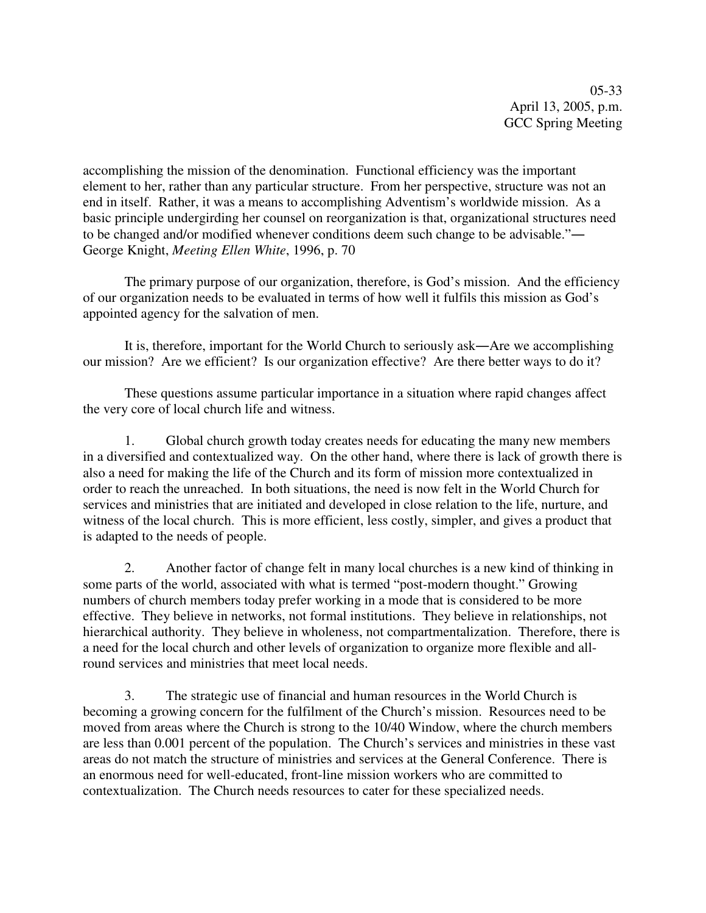accomplishing the mission of the denomination. Functional efficiency was the important element to her, rather than any particular structure. From her perspective, structure was not an end in itself. Rather, it was a means to accomplishing Adventism's worldwide mission. As a basic principle undergirding her counsel on reorganization is that, organizational structures need to be changed and/or modified whenever conditions deem such change to be advisable."―George Knight, *Meeting Ellen White*, 1996, p. 70

The primary purpose of our organization, therefore, is God's mission. And the efficiency of our organization needs to be evaluated in terms of how well it fulfils this mission as God's appointed agency for the salvation of men.

It is, therefore, important for the World Church to seriously ask―Are we accomplishing our mission? Are we efficient? Is our organization effective? Are there better ways to do it?

These questions assume particular importance in a situation where rapid changes affect the very core of local church life and witness.

1. Global church growth today creates needs for educating the many new members in a diversified and contextualized way. On the other hand, where there is lack of growth there is also a need for making the life of the Church and its form of mission more contextualized in order to reach the unreached. In both situations, the need is now felt in the World Church for services and ministries that are initiated and developed in close relation to the life, nurture, and witness of the local church. This is more efficient, less costly, simpler, and gives a product that is adapted to the needs of people.

2. Another factor of change felt in many local churches is a new kind of thinking in some parts of the world, associated with what is termed "post-modern thought." Growing numbers of church members today prefer working in a mode that is considered to be more effective. They believe in networks, not formal institutions. They believe in relationships, not hierarchical authority. They believe in wholeness, not compartmentalization. Therefore, there is a need for the local church and other levels of organization to organize more flexible and all-round services and ministries that meet local needs.

3. The strategic use of financial and human resources in the World Church is becoming a growing concern for the fulfilment of the Church's mission. Resources need to be moved from areas where the Church is strong to the 10/40 Window, where the church members are less than 0.001 percent of the population. The Church's services and ministries in these vast areas do not match the structure of ministries and services at the General Conference. There is an enormous need for well-educated, front-line mission workers who are committed to contextualization. The Church needs resources to cater for these specialized needs.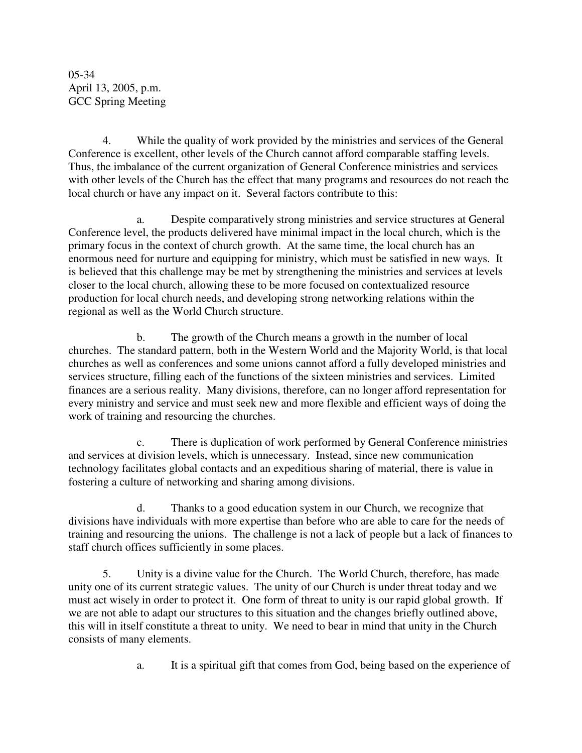05-34
April 13, 2005, p.m.
GCC Spring Meeting

4. While the quality of work provided by the ministries and services of the General Conference is excellent, other levels of the Church cannot afford comparable staffing levels. Thus, the imbalance of the current organization of General Conference ministries and services with other levels of the Church has the effect that many programs and resources do not reach the local church or have any impact on it. Several factors contribute to this:

a. Despite comparatively strong ministries and service structures at General Conference level, the products delivered have minimal impact in the local church, which is the primary focus in the context of church growth. At the same time, the local church has an enormous need for nurture and equipping for ministry, which must be satisfied in new ways. It is believed that this challenge may be met by strengthening the ministries and services at levels closer to the local church, allowing these to be more focused on contextualized resource production for local church needs, and developing strong networking relations within the regional as well as the World Church structure.

b. The growth of the Church means a growth in the number of local churches. The standard pattern, both in the Western World and the Majority World, is that local churches as well as conferences and some unions cannot afford a fully developed ministries and services structure, filling each of the functions of the sixteen ministries and services. Limited finances are a serious reality. Many divisions, therefore, can no longer afford representation for every ministry and service and must seek new and more flexible and efficient ways of doing the work of training and resourcing the churches.

c. There is duplication of work performed by General Conference ministries and services at division levels, which is unnecessary. Instead, since new communication technology facilitates global contacts and an expeditious sharing of material, there is value in fostering a culture of networking and sharing among divisions.

d. Thanks to a good education system in our Church, we recognize that divisions have individuals with more expertise than before who are able to care for the needs of training and resourcing the unions. The challenge is not a lack of people but a lack of finances to staff church offices sufficiently in some places.

5. Unity is a divine value for the Church. The World Church, therefore, has made unity one of its current strategic values. The unity of our Church is under threat today and we must act wisely in order to protect it. One form of threat to unity is our rapid global growth. If we are not able to adapt our structures to this situation and the changes briefly outlined above, this will in itself constitute a threat to unity. We need to bear in mind that unity in the Church consists of many elements.

a. It is a spiritual gift that comes from God, being based on the experience of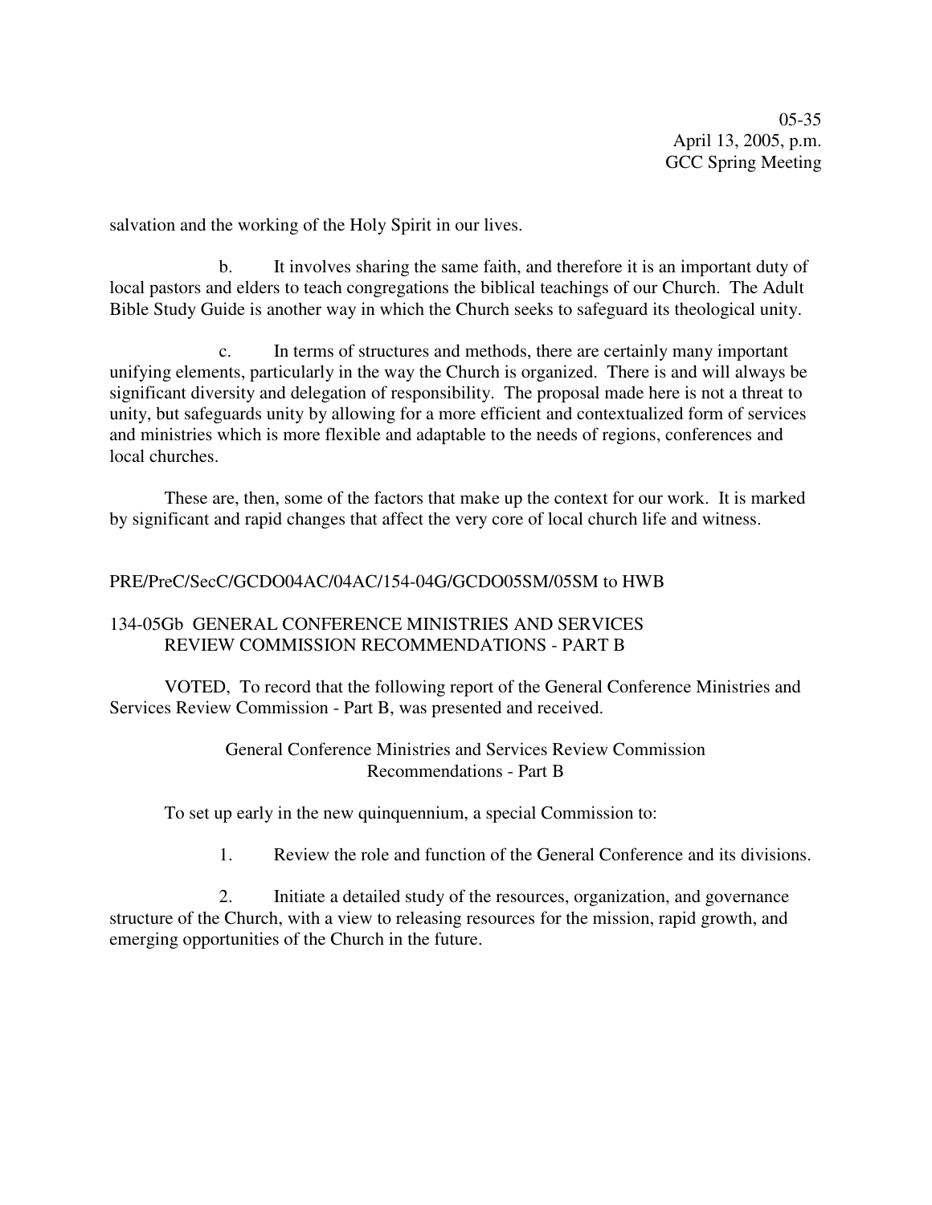salvation and the working of the Holy Spirit in our lives.

b. It involves sharing the same faith, and therefore it is an important duty of local pastors and elders to teach congregations the biblical teachings of our Church. The Adult Bible Study Guide is another way in which the Church seeks to safeguard its theological unity.

c. In terms of structures and methods, there are certainly many important unifying elements, particularly in the way the Church is organized. There is and will always be significant diversity and delegation of responsibility. The proposal made here is not a threat to unity, but safeguards unity by allowing for a more efficient and contextualized form of services and ministries which is more flexible and adaptable to the needs of regions, conferences and local churches.

These are, then, some of the factors that make up the context for our work. It is marked by significant and rapid changes that affect the very core of local church life and witness.

PRE/PreC/SecC/GCDO04AC/04AC/154-04G/GCDO05SM/05SM to HWB

134-05Gb GENERAL CONFERENCE MINISTRIES AND SERVICES REVIEW COMMISSION RECOMMENDATIONS - PART B

VOTED, To record that the following report of the General Conference Ministries and Services Review Commission - Part B, was presented and received.

General Conference Ministries and Services Review Commission
Recommendations - Part B

To set up early in the new quinquennium, a special Commission to:

1. Review the role and function of the General Conference and its divisions.

2. Initiate a detailed study of the resources, organization, and governance structure of the Church, with a view to releasing resources for the mission, rapid growth, and emerging opportunities of the Church in the future.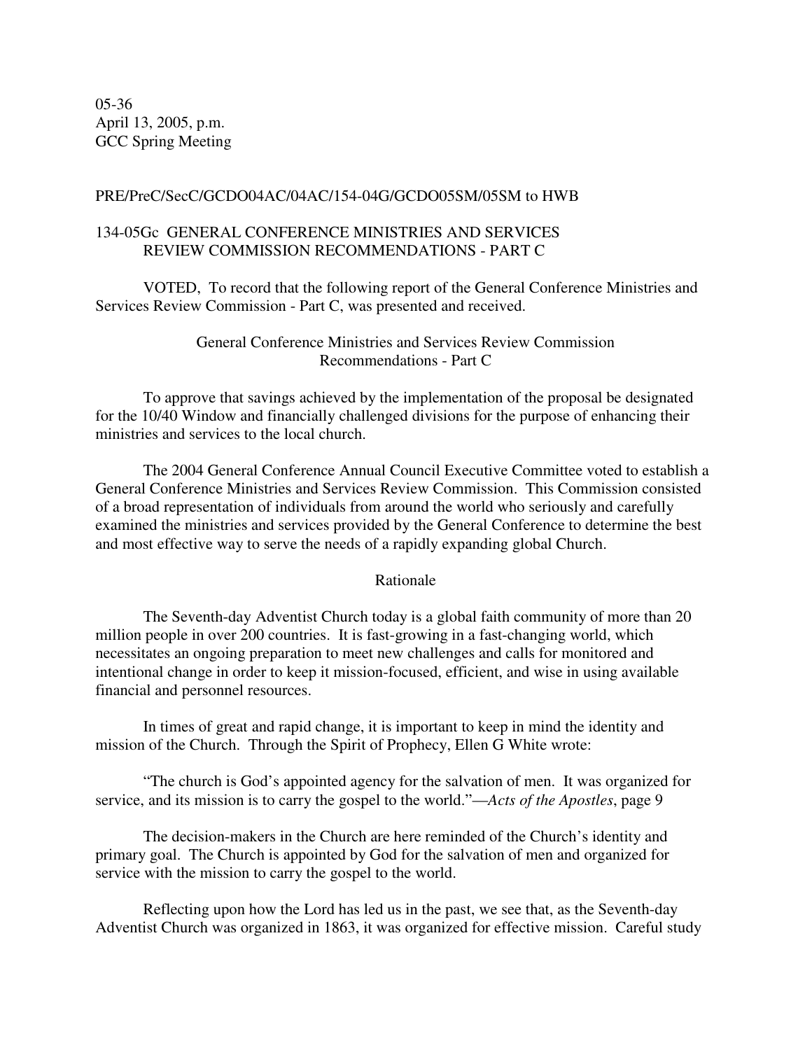05-36
April 13, 2005, p.m.
GCC Spring Meeting

PRE/PreC/SecC/GCDO04AC/04AC/154-04G/GCDO05SM/05SM to HWB

134-05Gc GENERAL CONFERENCE MINISTRIES AND SERVICES REVIEW COMMISSION RECOMMENDATIONS - PART C

VOTED, To record that the following report of the General Conference Ministries and Services Review Commission - Part C, was presented and received.

General Conference Ministries and Services Review Commission
Recommendations - Part C

To approve that savings achieved by the implementation of the proposal be designated for the 10/40 Window and financially challenged divisions for the purpose of enhancing their ministries and services to the local church.

The 2004 General Conference Annual Council Executive Committee voted to establish a General Conference Ministries and Services Review Commission. This Commission consisted of a broad representation of individuals from around the world who seriously and carefully examined the ministries and services provided by the General Conference to determine the best and most effective way to serve the needs of a rapidly expanding global Church.

Rationale

The Seventh-day Adventist Church today is a global faith community of more than 20 million people in over 200 countries. It is fast-growing in a fast-changing world, which necessitates an ongoing preparation to meet new challenges and calls for monitored and intentional change in order to keep it mission-focused, efficient, and wise in using available financial and personnel resources.

In times of great and rapid change, it is important to keep in mind the identity and mission of the Church. Through the Spirit of Prophecy, Ellen G White wrote:

"The church is God's appointed agency for the salvation of men. It was organized for service, and its mission is to carry the gospel to the world."—*Acts of the Apostles*, page 9

The decision-makers in the Church are here reminded of the Church's identity and primary goal. The Church is appointed by God for the salvation of men and organized for service with the mission to carry the gospel to the world.

Reflecting upon how the Lord has led us in the past, we see that, as the Seventh-day Adventist Church was organized in 1863, it was organized for effective mission. Careful study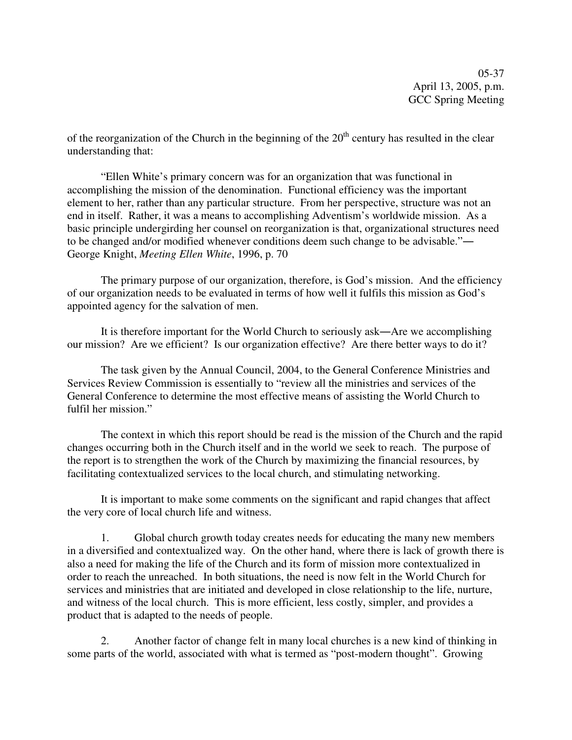of the reorganization of the Church in the beginning of the 20th century has resulted in the clear understanding that:

"Ellen White's primary concern was for an organization that was functional in accomplishing the mission of the denomination. Functional efficiency was the important element to her, rather than any particular structure. From her perspective, structure was not an end in itself. Rather, it was a means to accomplishing Adventism's worldwide mission. As a basic principle undergirding her counsel on reorganization is that, organizational structures need to be changed and/or modified whenever conditions deem such change to be advisable."― George Knight, *Meeting Ellen White*, 1996, p. 70

The primary purpose of our organization, therefore, is God's mission. And the efficiency of our organization needs to be evaluated in terms of how well it fulfils this mission as God's appointed agency for the salvation of men.

It is therefore important for the World Church to seriously ask―Are we accomplishing our mission? Are we efficient? Is our organization effective? Are there better ways to do it?

The task given by the Annual Council, 2004, to the General Conference Ministries and Services Review Commission is essentially to "review all the ministries and services of the General Conference to determine the most effective means of assisting the World Church to fulfil her mission."

The context in which this report should be read is the mission of the Church and the rapid changes occurring both in the Church itself and in the world we seek to reach. The purpose of the report is to strengthen the work of the Church by maximizing the financial resources, by facilitating contextualized services to the local church, and stimulating networking.

It is important to make some comments on the significant and rapid changes that affect the very core of local church life and witness.

1. Global church growth today creates needs for educating the many new members in a diversified and contextualized way. On the other hand, where there is lack of growth there is also a need for making the life of the Church and its form of mission more contextualized in order to reach the unreached. In both situations, the need is now felt in the World Church for services and ministries that are initiated and developed in close relationship to the life, nurture, and witness of the local church. This is more efficient, less costly, simpler, and provides a product that is adapted to the needs of people.

2. Another factor of change felt in many local churches is a new kind of thinking in some parts of the world, associated with what is termed as "post-modern thought". Growing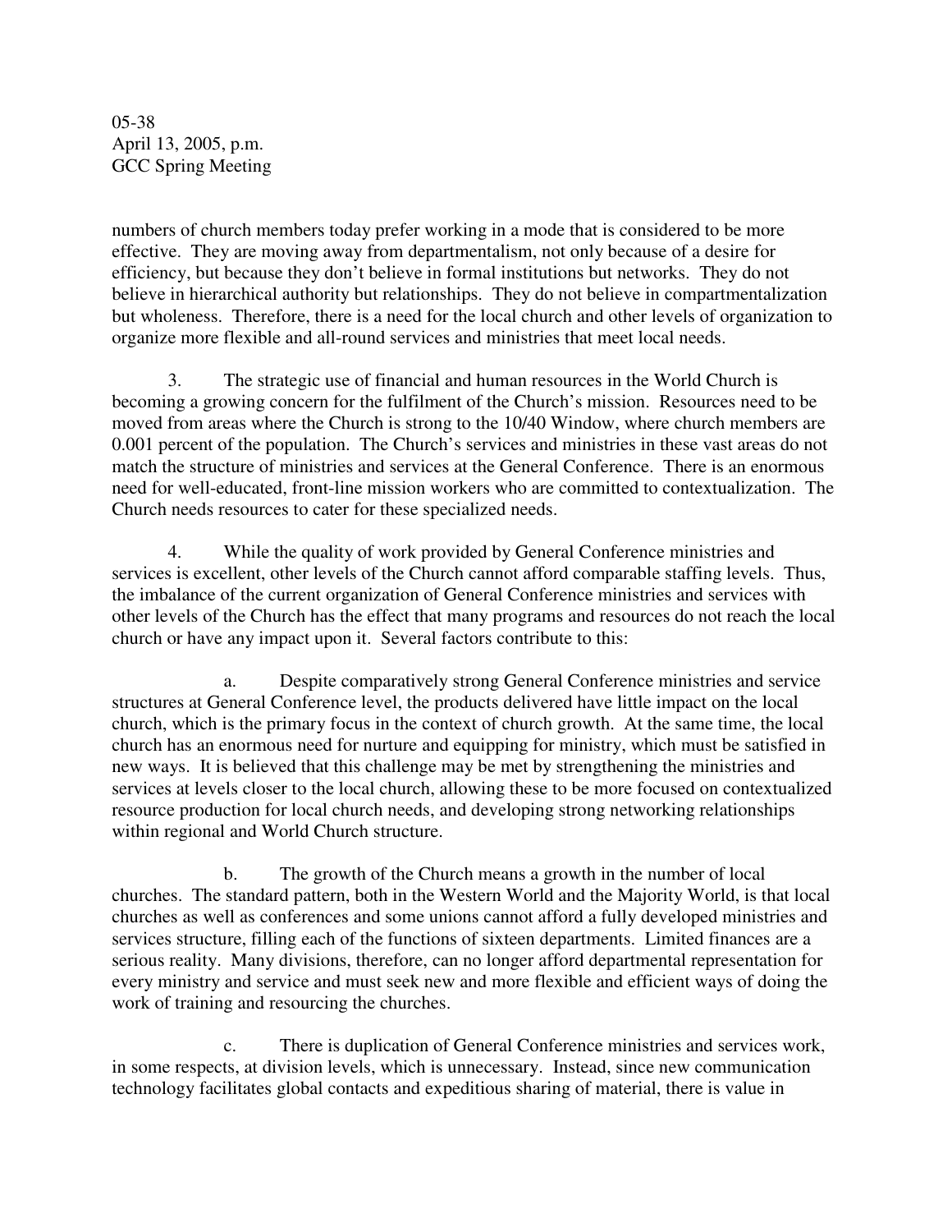numbers of church members today prefer working in a mode that is considered to be more effective. They are moving away from departmentalism, not only because of a desire for efficiency, but because they don't believe in formal institutions but networks. They do not believe in hierarchical authority but relationships. They do not believe in compartmentalization but wholeness. Therefore, there is a need for the local church and other levels of organization to organize more flexible and all-round services and ministries that meet local needs.

3. The strategic use of financial and human resources in the World Church is becoming a growing concern for the fulfilment of the Church's mission. Resources need to be moved from areas where the Church is strong to the 10/40 Window, where church members are 0.001 percent of the population. The Church's services and ministries in these vast areas do not match the structure of ministries and services at the General Conference. There is an enormous need for well-educated, front-line mission workers who are committed to contextualization. The Church needs resources to cater for these specialized needs.

4. While the quality of work provided by General Conference ministries and services is excellent, other levels of the Church cannot afford comparable staffing levels. Thus, the imbalance of the current organization of General Conference ministries and services with other levels of the Church has the effect that many programs and resources do not reach the local church or have any impact upon it. Several factors contribute to this:

a. Despite comparatively strong General Conference ministries and service structures at General Conference level, the products delivered have little impact on the local church, which is the primary focus in the context of church growth. At the same time, the local church has an enormous need for nurture and equipping for ministry, which must be satisfied in new ways. It is believed that this challenge may be met by strengthening the ministries and services at levels closer to the local church, allowing these to be more focused on contextualized resource production for local church needs, and developing strong networking relationships within regional and World Church structure.

b. The growth of the Church means a growth in the number of local churches. The standard pattern, both in the Western World and the Majority World, is that local churches as well as conferences and some unions cannot afford a fully developed ministries and services structure, filling each of the functions of sixteen departments. Limited finances are a serious reality. Many divisions, therefore, can no longer afford departmental representation for every ministry and service and must seek new and more flexible and efficient ways of doing the work of training and resourcing the churches.

c. There is duplication of General Conference ministries and services work, in some respects, at division levels, which is unnecessary. Instead, since new communication technology facilitates global contacts and expeditious sharing of material, there is value in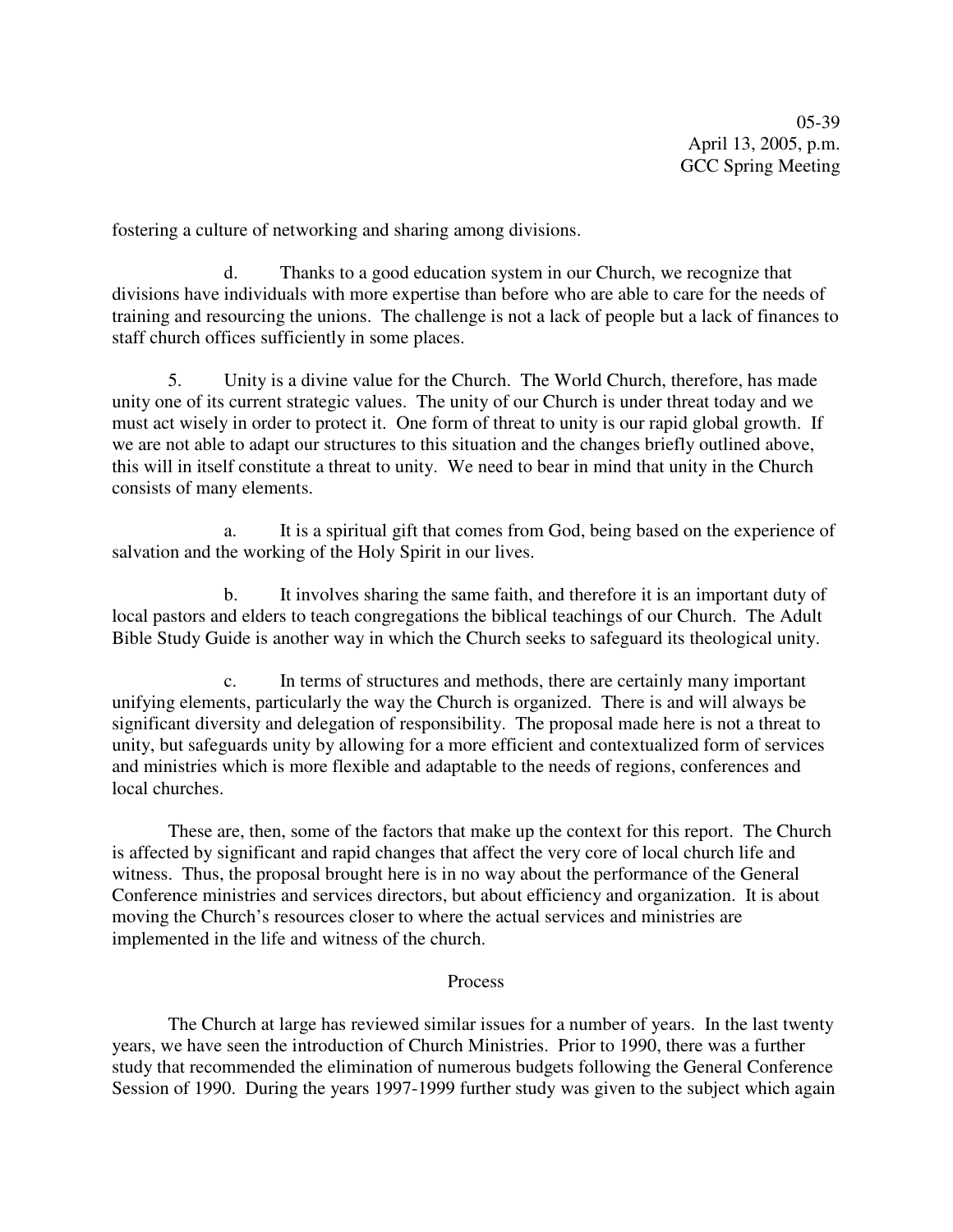fostering a culture of networking and sharing among divisions.

d. Thanks to a good education system in our Church, we recognize that divisions have individuals with more expertise than before who are able to care for the needs of training and resourcing the unions. The challenge is not a lack of people but a lack of finances to staff church offices sufficiently in some places.

5. Unity is a divine value for the Church. The World Church, therefore, has made unity one of its current strategic values. The unity of our Church is under threat today and we must act wisely in order to protect it. One form of threat to unity is our rapid global growth. If we are not able to adapt our structures to this situation and the changes briefly outlined above, this will in itself constitute a threat to unity. We need to bear in mind that unity in the Church consists of many elements.

a. It is a spiritual gift that comes from God, being based on the experience of salvation and the working of the Holy Spirit in our lives.

b. It involves sharing the same faith, and therefore it is an important duty of local pastors and elders to teach congregations the biblical teachings of our Church. The Adult Bible Study Guide is another way in which the Church seeks to safeguard its theological unity.

c. In terms of structures and methods, there are certainly many important unifying elements, particularly the way the Church is organized. There is and will always be significant diversity and delegation of responsibility. The proposal made here is not a threat to unity, but safeguards unity by allowing for a more efficient and contextualized form of services and ministries which is more flexible and adaptable to the needs of regions, conferences and local churches.

These are, then, some of the factors that make up the context for this report. The Church is affected by significant and rapid changes that affect the very core of local church life and witness. Thus, the proposal brought here is in no way about the performance of the General Conference ministries and services directors, but about efficiency and organization. It is about moving the Church's resources closer to where the actual services and ministries are implemented in the life and witness of the church.

## Process

The Church at large has reviewed similar issues for a number of years. In the last twenty years, we have seen the introduction of Church Ministries. Prior to 1990, there was a further study that recommended the elimination of numerous budgets following the General Conference Session of 1990. During the years 1997-1999 further study was given to the subject which again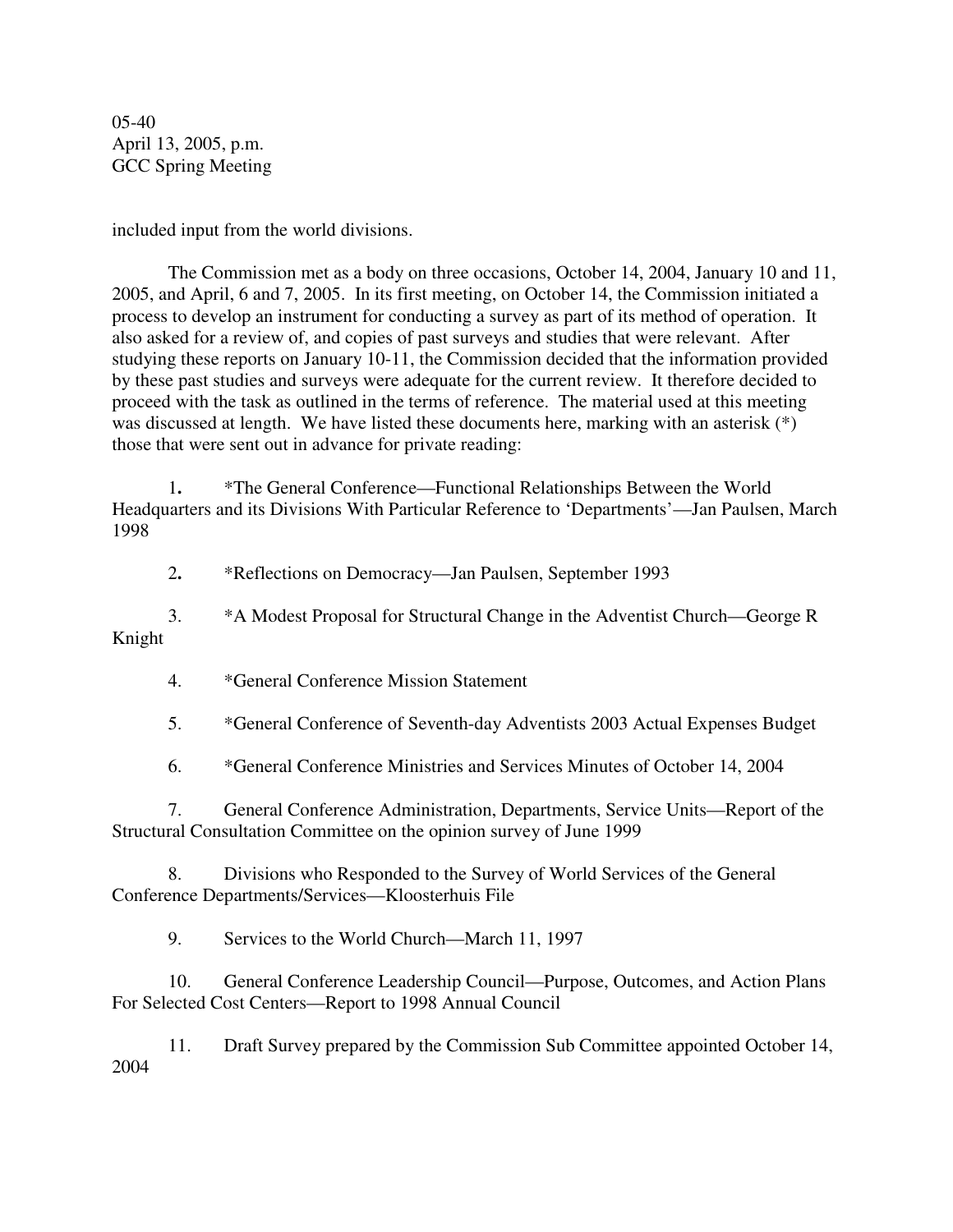05-40
April 13, 2005, p.m.
GCC Spring Meeting

included input from the world divisions.

The Commission met as a body on three occasions, October 14, 2004, January 10 and 11, 2005, and April, 6 and 7, 2005. In its first meeting, on October 14, the Commission initiated a process to develop an instrument for conducting a survey as part of its method of operation. It also asked for a review of, and copies of past surveys and studies that were relevant. After studying these reports on January 10-11, the Commission decided that the information provided by these past studies and surveys were adequate for the current review. It therefore decided to proceed with the task as outlined in the terms of reference. The material used at this meeting was discussed at length. We have listed these documents here, marking with an asterisk (*) those that were sent out in advance for private reading:

1. *The General Conference—Functional Relationships Between the World Headquarters and its Divisions With Particular Reference to 'Departments'—Jan Paulsen, March 1998

2. *Reflections on Democracy—Jan Paulsen, September 1993

3. *A Modest Proposal for Structural Change in the Adventist Church—George R Knight

4. *General Conference Mission Statement

5. *General Conference of Seventh-day Adventists 2003 Actual Expenses Budget

6. *General Conference Ministries and Services Minutes of October 14, 2004

7. General Conference Administration, Departments, Service Units—Report of the Structural Consultation Committee on the opinion survey of June 1999

8. Divisions who Responded to the Survey of World Services of the General Conference Departments/Services—Kloosterhuis File

9. Services to the World Church—March 11, 1997

10. General Conference Leadership Council—Purpose, Outcomes, and Action Plans For Selected Cost Centers—Report to 1998 Annual Council

11. Draft Survey prepared by the Commission Sub Committee appointed October 14, 2004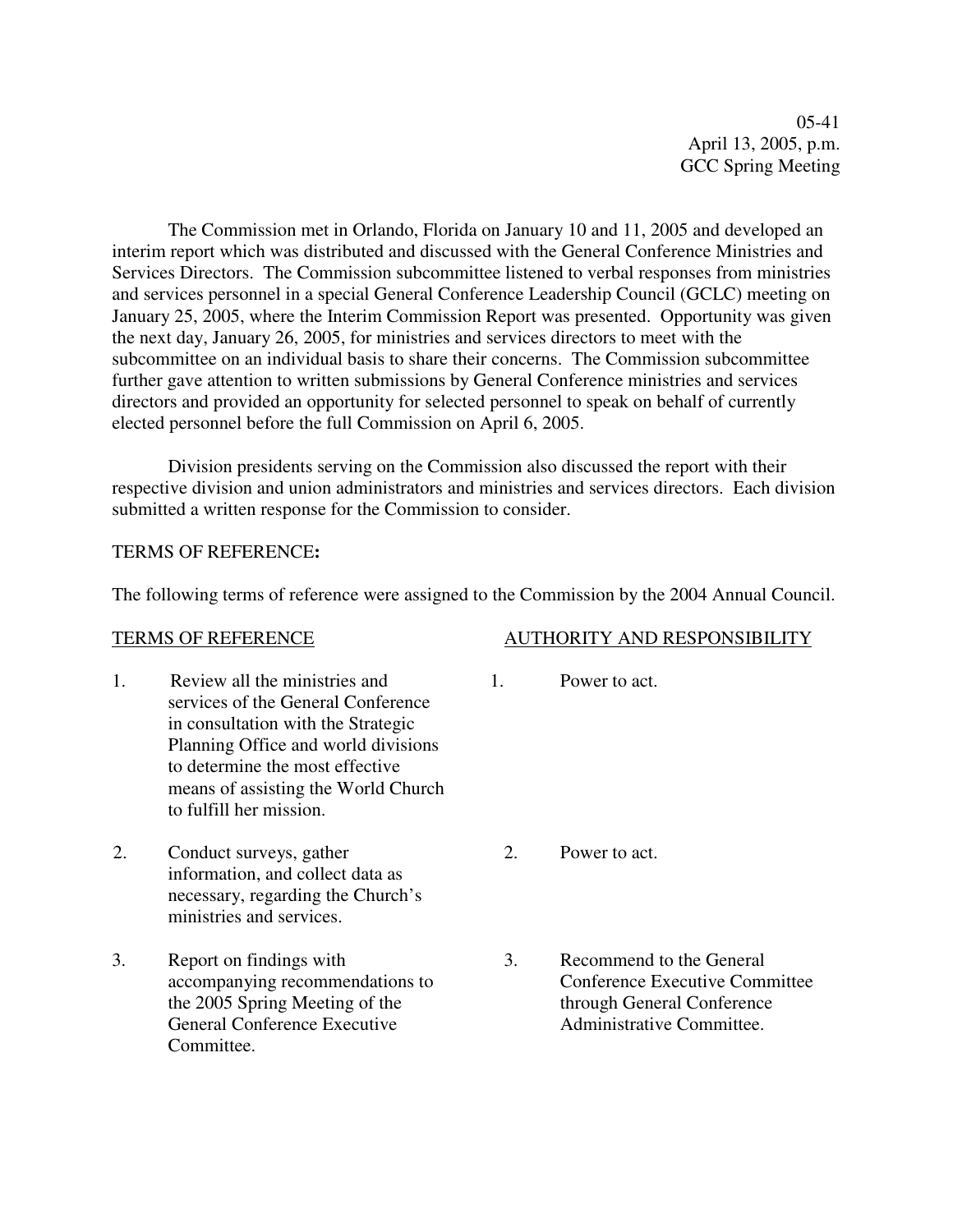05-41
April 13, 2005, p.m.
GCC Spring Meeting

The Commission met in Orlando, Florida on January 10 and 11, 2005 and developed an interim report which was distributed and discussed with the General Conference Ministries and Services Directors. The Commission subcommittee listened to verbal responses from ministries and services personnel in a special General Conference Leadership Council (GCLC) meeting on January 25, 2005, where the Interim Commission Report was presented. Opportunity was given the next day, January 26, 2005, for ministries and services directors to meet with the subcommittee on an individual basis to share their concerns. The Commission subcommittee further gave attention to written submissions by General Conference ministries and services directors and provided an opportunity for selected personnel to speak on behalf of currently elected personnel before the full Commission on April 6, 2005.

Division presidents serving on the Commission also discussed the report with their respective division and union administrators and ministries and services directors. Each division submitted a written response for the Commission to consider.

TERMS OF REFERENCE**:**

The following terms of reference were assigned to the Commission by the 2004 Annual Council.

| TERMS OF REFERENCE | AUTHORITY AND RESPONSIBILITY |
|---|---|
| 1. Review all the ministries and services of the General Conference in consultation with the Strategic Planning Office and world divisions to determine the most effective means of assisting the World Church to fulfill her mission. | 1. Power to act. |
| 2. Conduct surveys, gather information, and collect data as necessary, regarding the Church's ministries and services. | 2. Power to act. |
| 3. Report on findings with accompanying recommendations to the 2005 Spring Meeting of the General Conference Executive Committee. | 3. Recommend to the General Conference Executive Committee through General Conference Administrative Committee. |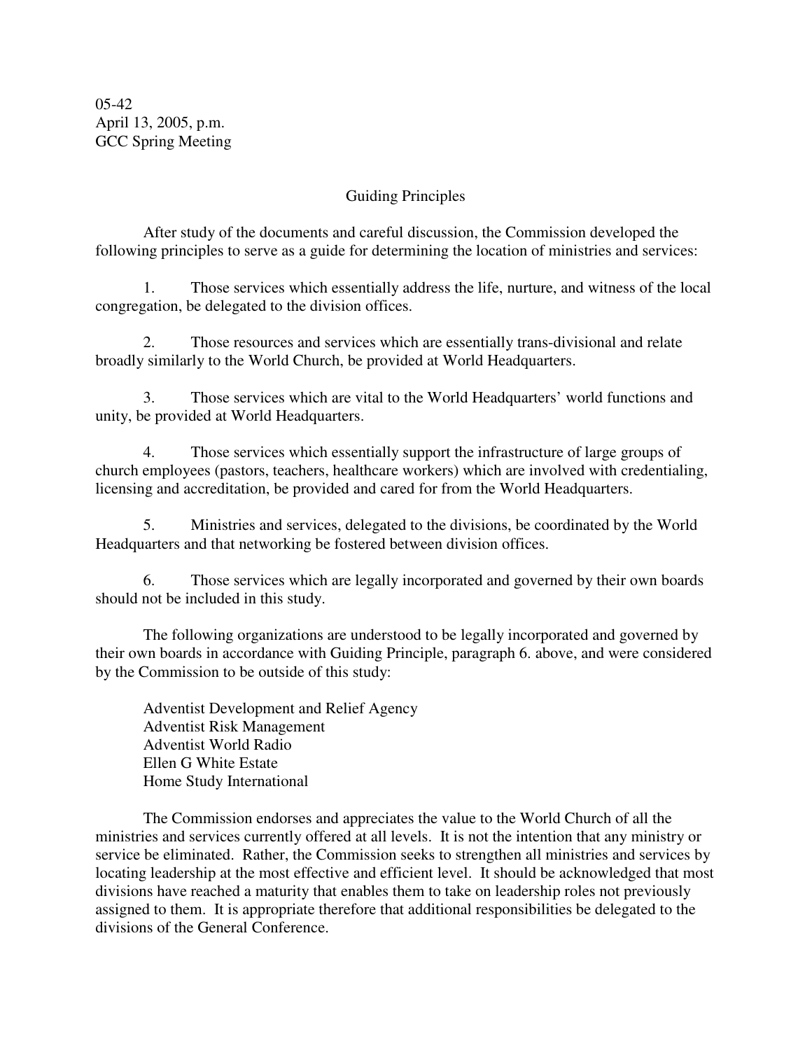05-42
April 13, 2005, p.m.
GCC Spring Meeting

## Guiding Principles

After study of the documents and careful discussion, the Commission developed the following principles to serve as a guide for determining the location of ministries and services:

1. Those services which essentially address the life, nurture, and witness of the local congregation, be delegated to the division offices.

2. Those resources and services which are essentially trans-divisional and relate broadly similarly to the World Church, be provided at World Headquarters.

3. Those services which are vital to the World Headquarters' world functions and unity, be provided at World Headquarters.

4. Those services which essentially support the infrastructure of large groups of church employees (pastors, teachers, healthcare workers) which are involved with credentialing, licensing and accreditation, be provided and cared for from the World Headquarters.

5. Ministries and services, delegated to the divisions, be coordinated by the World Headquarters and that networking be fostered between division offices.

6. Those services which are legally incorporated and governed by their own boards should not be included in this study.

The following organizations are understood to be legally incorporated and governed by their own boards in accordance with Guiding Principle, paragraph 6. above, and were considered by the Commission to be outside of this study:

Adventist Development and Relief Agency
Adventist Risk Management
Adventist World Radio
Ellen G White Estate
Home Study International

The Commission endorses and appreciates the value to the World Church of all the ministries and services currently offered at all levels. It is not the intention that any ministry or service be eliminated. Rather, the Commission seeks to strengthen all ministries and services by locating leadership at the most effective and efficient level. It should be acknowledged that most divisions have reached a maturity that enables them to take on leadership roles not previously assigned to them. It is appropriate therefore that additional responsibilities be delegated to the divisions of the General Conference.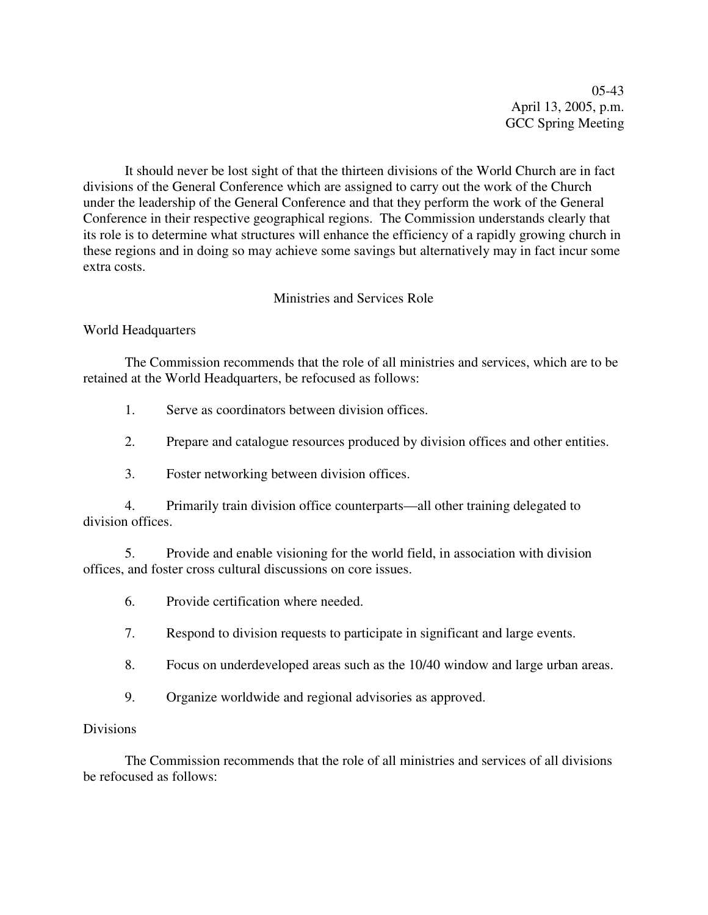It should never be lost sight of that the thirteen divisions of the World Church are in fact divisions of the General Conference which are assigned to carry out the work of the Church under the leadership of the General Conference and that they perform the work of the General Conference in their respective geographical regions. The Commission understands clearly that its role is to determine what structures will enhance the efficiency of a rapidly growing church in these regions and in doing so may achieve some savings but alternatively may in fact incur some extra costs.

## Ministries and Services Role

### World Headquarters

The Commission recommends that the role of all ministries and services, which are to be retained at the World Headquarters, be refocused as follows:

1. Serve as coordinators between division offices.
2. Prepare and catalogue resources produced by division offices and other entities.
3. Foster networking between division offices.
4. Primarily train division office counterparts—all other training delegated to division offices.
5. Provide and enable visioning for the world field, in association with division offices, and foster cross cultural discussions on core issues.
6. Provide certification where needed.
7. Respond to division requests to participate in significant and large events.
8. Focus on underdeveloped areas such as the 10/40 window and large urban areas.
9. Organize worldwide and regional advisories as approved.

### Divisions

The Commission recommends that the role of all ministries and services of all divisions be refocused as follows: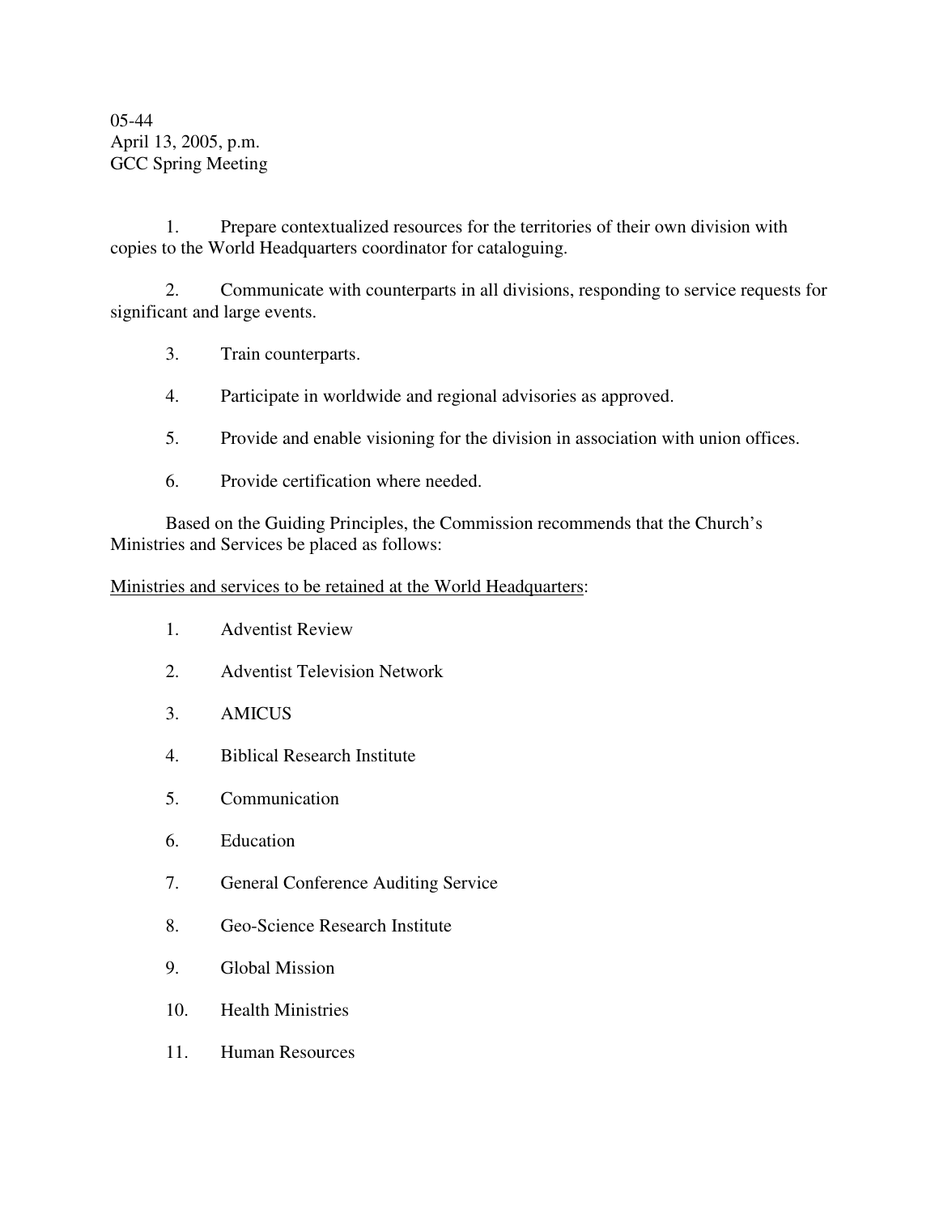05-44
April 13, 2005, p.m.
GCC Spring Meeting

1. Prepare contextualized resources for the territories of their own division with copies to the World Headquarters coordinator for cataloguing.

2. Communicate with counterparts in all divisions, responding to service requests for significant and large events.

3. Train counterparts.

4. Participate in worldwide and regional advisories as approved.

5. Provide and enable visioning for the division in association with union offices.

6. Provide certification where needed.

Based on the Guiding Principles, the Commission recommends that the Church's Ministries and Services be placed as follows:

<u>Ministries and services to be retained at the World Headquarters</u>:

1. Adventist Review

2. Adventist Television Network

3. AMICUS

4. Biblical Research Institute

5. Communication

6. Education

7. General Conference Auditing Service

8. Geo-Science Research Institute

9. Global Mission

10. Health Ministries

11. Human Resources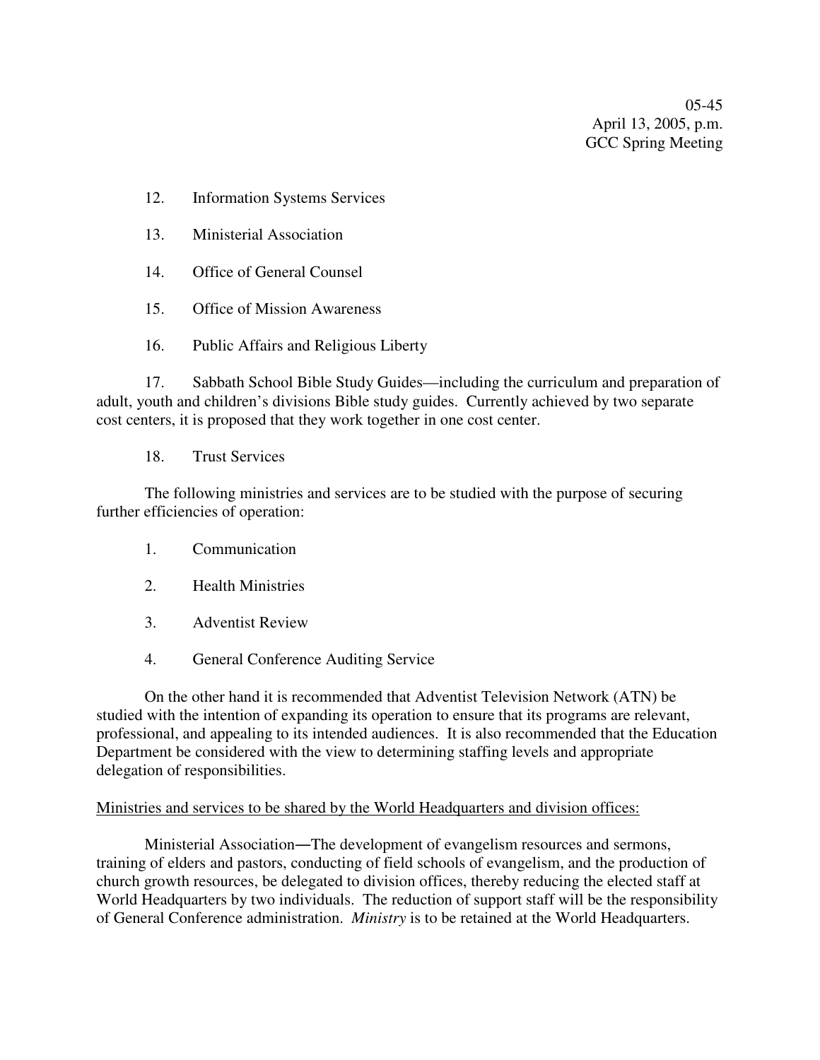12. Information Systems Services

13. Ministerial Association

14. Office of General Counsel

15. Office of Mission Awareness

16. Public Affairs and Religious Liberty

17. Sabbath School Bible Study Guides—including the curriculum and preparation of adult, youth and children's divisions Bible study guides. Currently achieved by two separate cost centers, it is proposed that they work together in one cost center.

18. Trust Services

The following ministries and services are to be studied with the purpose of securing further efficiencies of operation:

1. Communication

2. Health Ministries

3. Adventist Review

4. General Conference Auditing Service

On the other hand it is recommended that Adventist Television Network (ATN) be studied with the intention of expanding its operation to ensure that its programs are relevant, professional, and appealing to its intended audiences. It is also recommended that the Education Department be considered with the view to determining staffing levels and appropriate delegation of responsibilities.

<u>Ministries and services to be shared by the World Headquarters and division offices:</u>

Ministerial Association—The development of evangelism resources and sermons, training of elders and pastors, conducting of field schools of evangelism, and the production of church growth resources, be delegated to division offices, thereby reducing the elected staff at World Headquarters by two individuals. The reduction of support staff will be the responsibility of General Conference administration. *Ministry* is to be retained at the World Headquarters.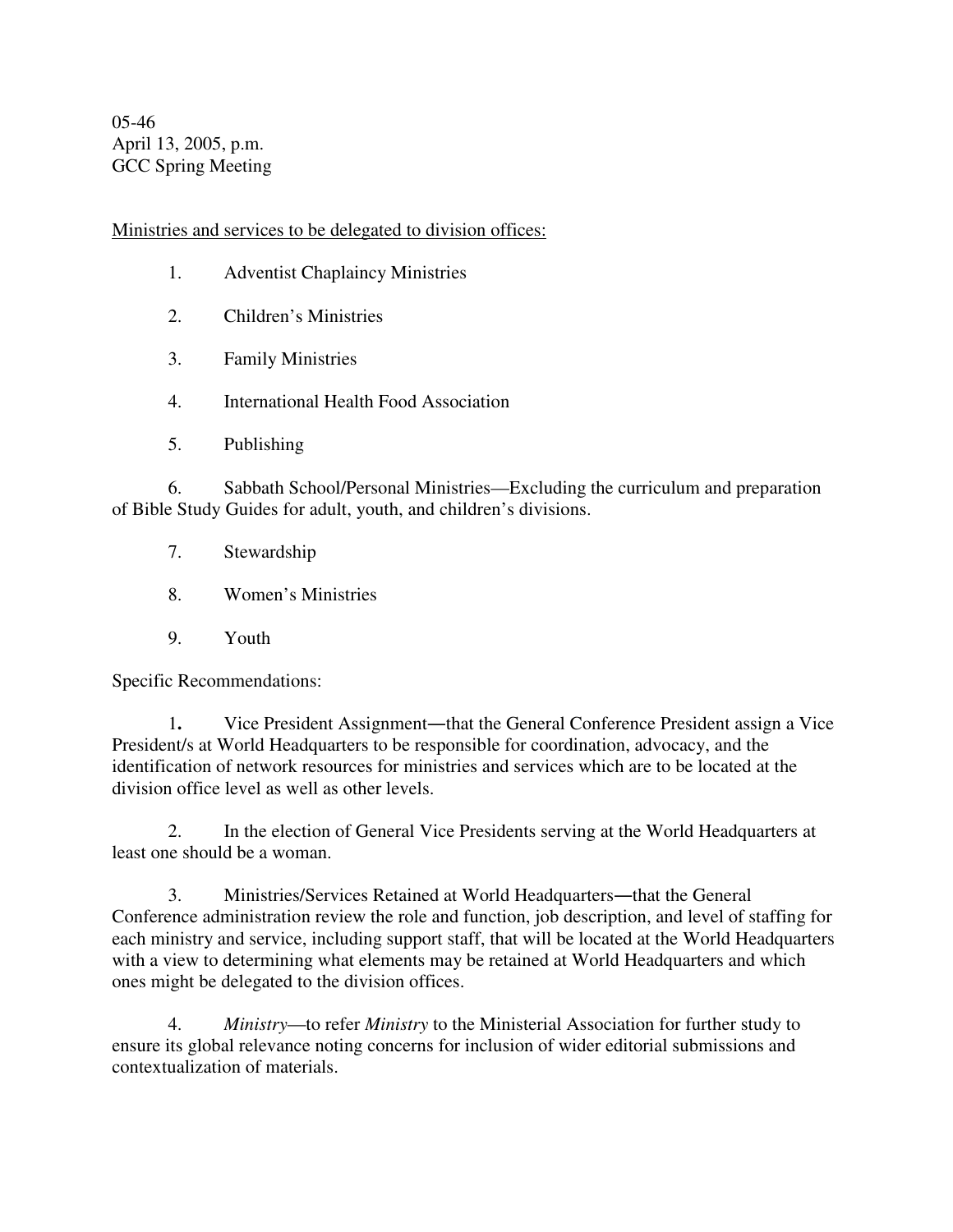05-46
April 13, 2005, p.m.
GCC Spring Meeting

Ministries and services to be delegated to division offices:

1. Adventist Chaplaincy Ministries

2. Children's Ministries

3. Family Ministries

4. International Health Food Association

5. Publishing

6. Sabbath School/Personal Ministries—Excluding the curriculum and preparation of Bible Study Guides for adult, youth, and children's divisions.

7. Stewardship

8. Women's Ministries

9. Youth

Specific Recommendations:

1**.** Vice President Assignment―that the General Conference President assign a Vice President/s at World Headquarters to be responsible for coordination, advocacy, and the identification of network resources for ministries and services which are to be located at the division office level as well as other levels.

2. In the election of General Vice Presidents serving at the World Headquarters at least one should be a woman.

3. Ministries/Services Retained at World Headquarters―that the General Conference administration review the role and function, job description, and level of staffing for each ministry and service, including support staff, that will be located at the World Headquarters with a view to determining what elements may be retained at World Headquarters and which ones might be delegated to the division offices.

4. *Ministry*—to refer *Ministry* to the Ministerial Association for further study to ensure its global relevance noting concerns for inclusion of wider editorial submissions and contextualization of materials.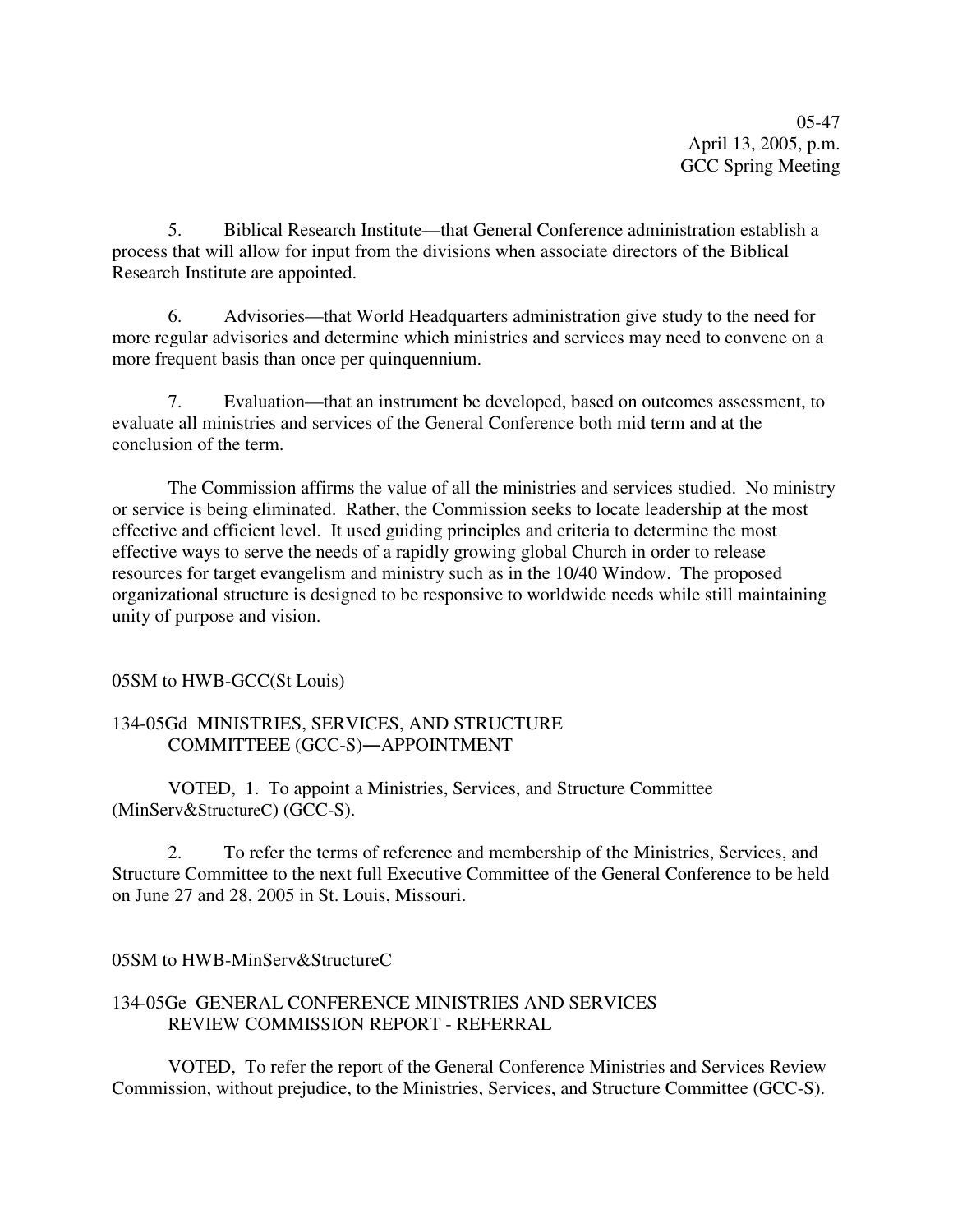5. Biblical Research Institute—that General Conference administration establish a process that will allow for input from the divisions when associate directors of the Biblical Research Institute are appointed.

6. Advisories—that World Headquarters administration give study to the need for more regular advisories and determine which ministries and services may need to convene on a more frequent basis than once per quinquennium.

7. Evaluation—that an instrument be developed, based on outcomes assessment, to evaluate all ministries and services of the General Conference both mid term and at the conclusion of the term.

The Commission affirms the value of all the ministries and services studied. No ministry or service is being eliminated. Rather, the Commission seeks to locate leadership at the most effective and efficient level. It used guiding principles and criteria to determine the most effective ways to serve the needs of a rapidly growing global Church in order to release resources for target evangelism and ministry such as in the 10/40 Window. The proposed organizational structure is designed to be responsive to worldwide needs while still maintaining unity of purpose and vision.

05SM to HWB-GCC(St Louis)

134-05Gd MINISTRIES, SERVICES, AND STRUCTURE COMMITTEEE (GCC-S)―APPOINTMENT

VOTED, 1. To appoint a Ministries, Services, and Structure Committee (MinServ&StructureC) (GCC-S).

2. To refer the terms of reference and membership of the Ministries, Services, and Structure Committee to the next full Executive Committee of the General Conference to be held on June 27 and 28, 2005 in St. Louis, Missouri.

05SM to HWB-MinServ&StructureC

134-05Ge GENERAL CONFERENCE MINISTRIES AND SERVICES REVIEW COMMISSION REPORT - REFERRAL

VOTED, To refer the report of the General Conference Ministries and Services Review Commission, without prejudice, to the Ministries, Services, and Structure Committee (GCC-S).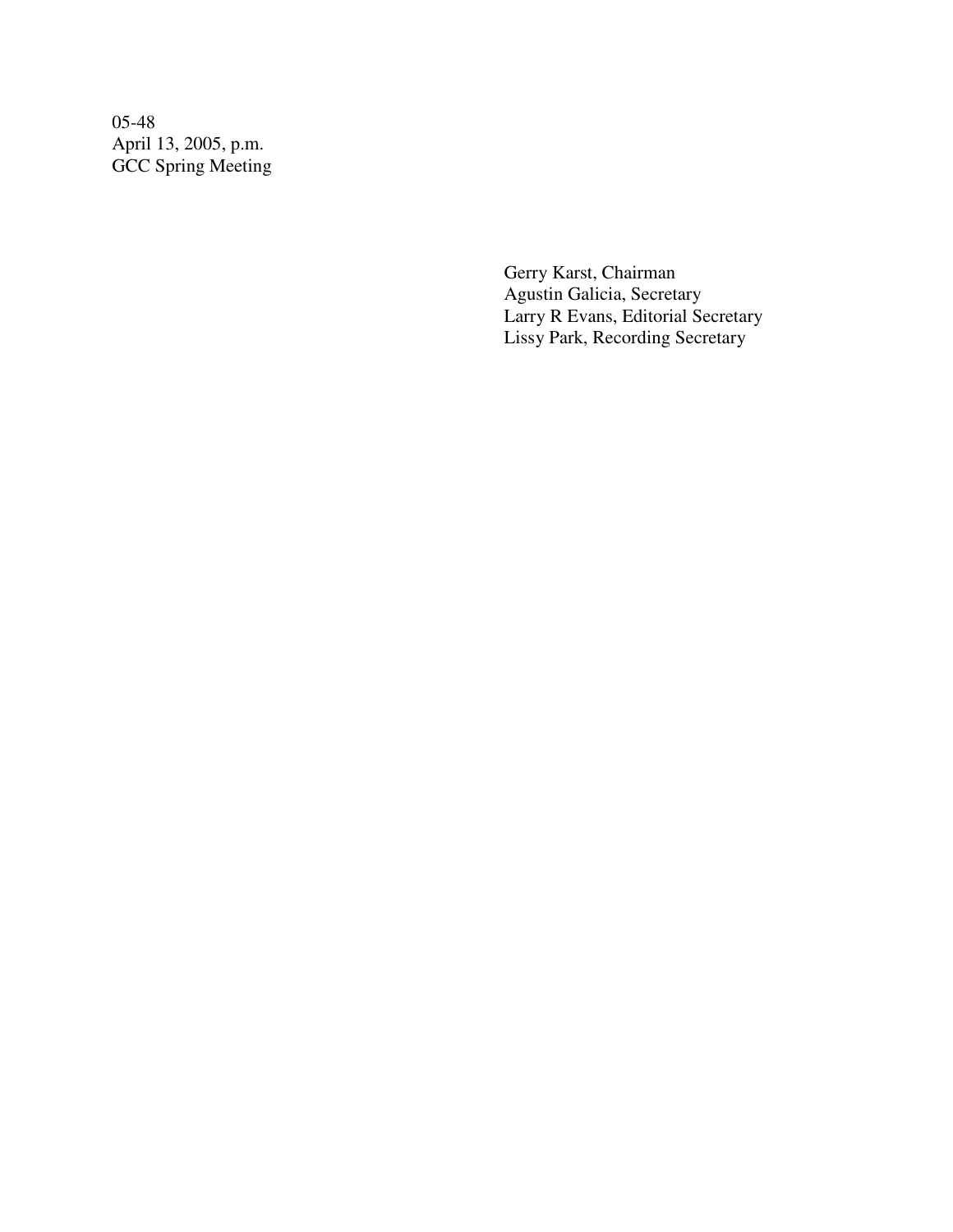05-48
April 13, 2005, p.m.
GCC Spring Meeting

Gerry Karst, Chairman
Agustin Galicia, Secretary
Larry R Evans, Editorial Secretary
Lissy Park, Recording Secretary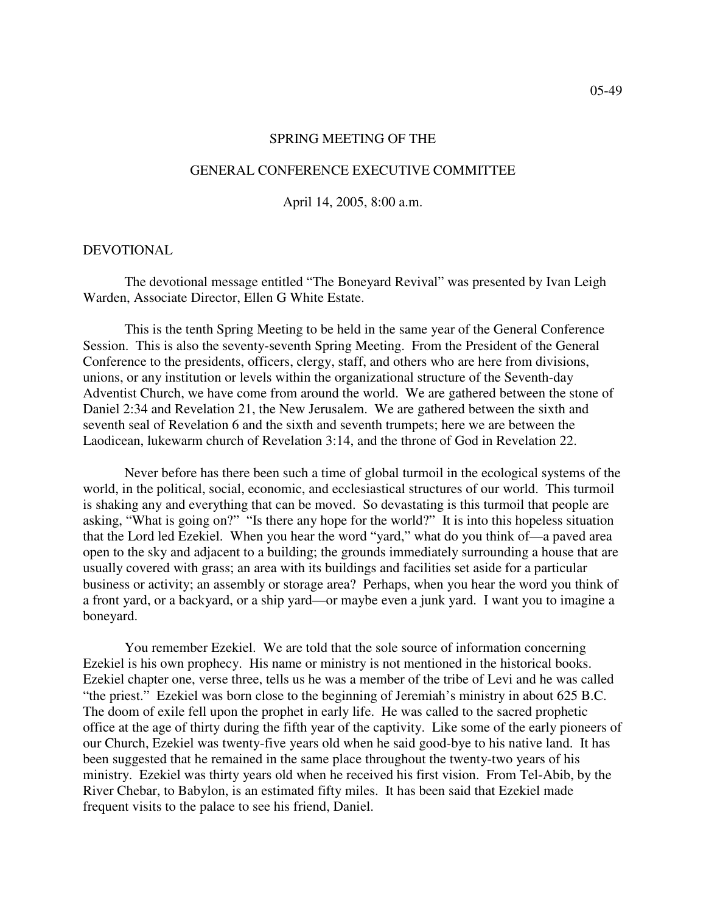05-49

SPRING MEETING OF THE

GENERAL CONFERENCE EXECUTIVE COMMITTEE

April 14, 2005, 8:00 a.m.

DEVOTIONAL

The devotional message entitled "The Boneyard Revival" was presented by Ivan Leigh Warden, Associate Director, Ellen G White Estate.

This is the tenth Spring Meeting to be held in the same year of the General Conference Session. This is also the seventy-seventh Spring Meeting. From the President of the General Conference to the presidents, officers, clergy, staff, and others who are here from divisions, unions, or any institution or levels within the organizational structure of the Seventh-day Adventist Church, we have come from around the world. We are gathered between the stone of Daniel 2:34 and Revelation 21, the New Jerusalem. We are gathered between the sixth and seventh seal of Revelation 6 and the sixth and seventh trumpets; here we are between the Laodicean, lukewarm church of Revelation 3:14, and the throne of God in Revelation 22.

Never before has there been such a time of global turmoil in the ecological systems of the world, in the political, social, economic, and ecclesiastical structures of our world. This turmoil is shaking any and everything that can be moved. So devastating is this turmoil that people are asking, "What is going on?" "Is there any hope for the world?" It is into this hopeless situation that the Lord led Ezekiel. When you hear the word "yard," what do you think of—a paved area open to the sky and adjacent to a building; the grounds immediately surrounding a house that are usually covered with grass; an area with its buildings and facilities set aside for a particular business or activity; an assembly or storage area? Perhaps, when you hear the word you think of a front yard, or a backyard, or a ship yard—or maybe even a junk yard. I want you to imagine a boneyard.

You remember Ezekiel. We are told that the sole source of information concerning Ezekiel is his own prophecy. His name or ministry is not mentioned in the historical books. Ezekiel chapter one, verse three, tells us he was a member of the tribe of Levi and he was called "the priest." Ezekiel was born close to the beginning of Jeremiah's ministry in about 625 B.C. The doom of exile fell upon the prophet in early life. He was called to the sacred prophetic office at the age of thirty during the fifth year of the captivity. Like some of the early pioneers of our Church, Ezekiel was twenty-five years old when he said good-bye to his native land. It has been suggested that he remained in the same place throughout the twenty-two years of his ministry. Ezekiel was thirty years old when he received his first vision. From Tel-Abib, by the River Chebar, to Babylon, is an estimated fifty miles. It has been said that Ezekiel made frequent visits to the palace to see his friend, Daniel.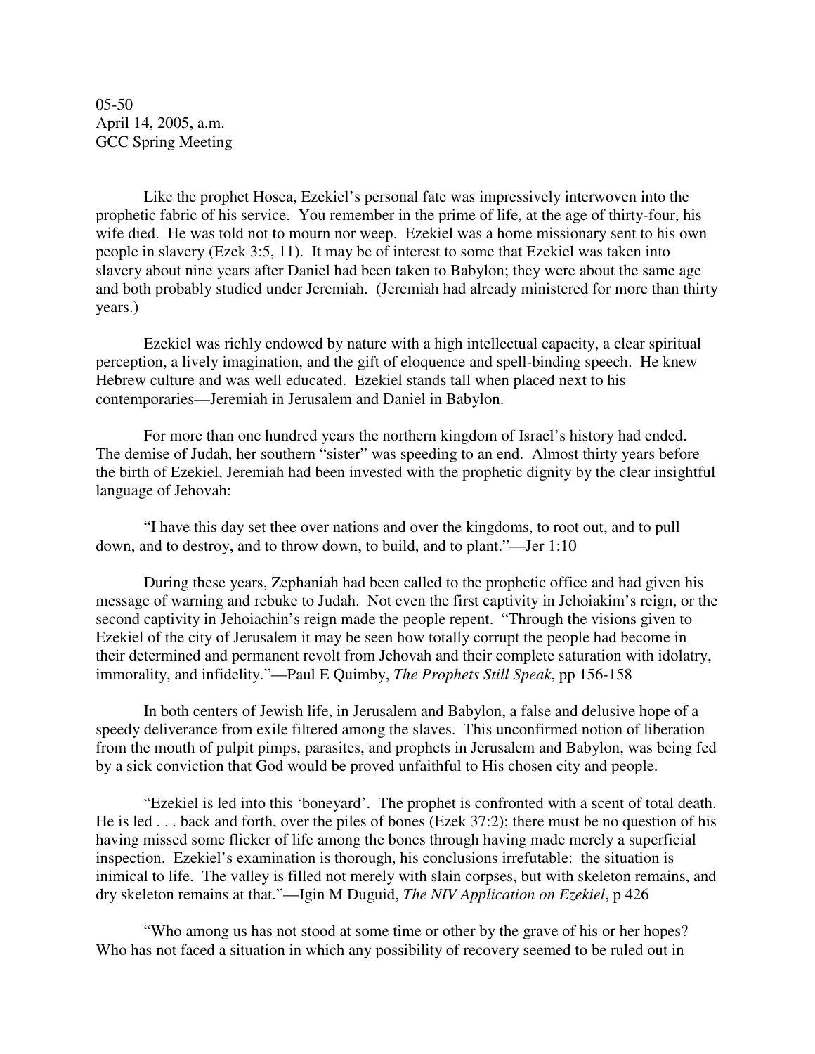05-50
April 14, 2005, a.m.
GCC Spring Meeting

Like the prophet Hosea, Ezekiel's personal fate was impressively interwoven into the prophetic fabric of his service. You remember in the prime of life, at the age of thirty-four, his wife died. He was told not to mourn nor weep. Ezekiel was a home missionary sent to his own people in slavery (Ezek 3:5, 11). It may be of interest to some that Ezekiel was taken into slavery about nine years after Daniel had been taken to Babylon; they were about the same age and both probably studied under Jeremiah. (Jeremiah had already ministered for more than thirty years.)

Ezekiel was richly endowed by nature with a high intellectual capacity, a clear spiritual perception, a lively imagination, and the gift of eloquence and spell-binding speech. He knew Hebrew culture and was well educated. Ezekiel stands tall when placed next to his contemporaries—Jeremiah in Jerusalem and Daniel in Babylon.

For more than one hundred years the northern kingdom of Israel's history had ended. The demise of Judah, her southern "sister" was speeding to an end. Almost thirty years before the birth of Ezekiel, Jeremiah had been invested with the prophetic dignity by the clear insightful language of Jehovah:

"I have this day set thee over nations and over the kingdoms, to root out, and to pull down, and to destroy, and to throw down, to build, and to plant."—Jer 1:10

During these years, Zephaniah had been called to the prophetic office and had given his message of warning and rebuke to Judah. Not even the first captivity in Jehoiakim's reign, or the second captivity in Jehoiachin's reign made the people repent. "Through the visions given to Ezekiel of the city of Jerusalem it may be seen how totally corrupt the people had become in their determined and permanent revolt from Jehovah and their complete saturation with idolatry, immorality, and infidelity."—Paul E Quimby, *The Prophets Still Speak*, pp 156-158

In both centers of Jewish life, in Jerusalem and Babylon, a false and delusive hope of a speedy deliverance from exile filtered among the slaves. This unconfirmed notion of liberation from the mouth of pulpit pimps, parasites, and prophets in Jerusalem and Babylon, was being fed by a sick conviction that God would be proved unfaithful to His chosen city and people.

"Ezekiel is led into this 'boneyard'. The prophet is confronted with a scent of total death. He is led . . . back and forth, over the piles of bones (Ezek 37:2); there must be no question of his having missed some flicker of life among the bones through having made merely a superficial inspection. Ezekiel's examination is thorough, his conclusions irrefutable: the situation is inimical to life. The valley is filled not merely with slain corpses, but with skeleton remains, and dry skeleton remains at that."—Igin M Duguid, *The NIV Application on Ezekiel*, p 426

"Who among us has not stood at some time or other by the grave of his or her hopes? Who has not faced a situation in which any possibility of recovery seemed to be ruled out in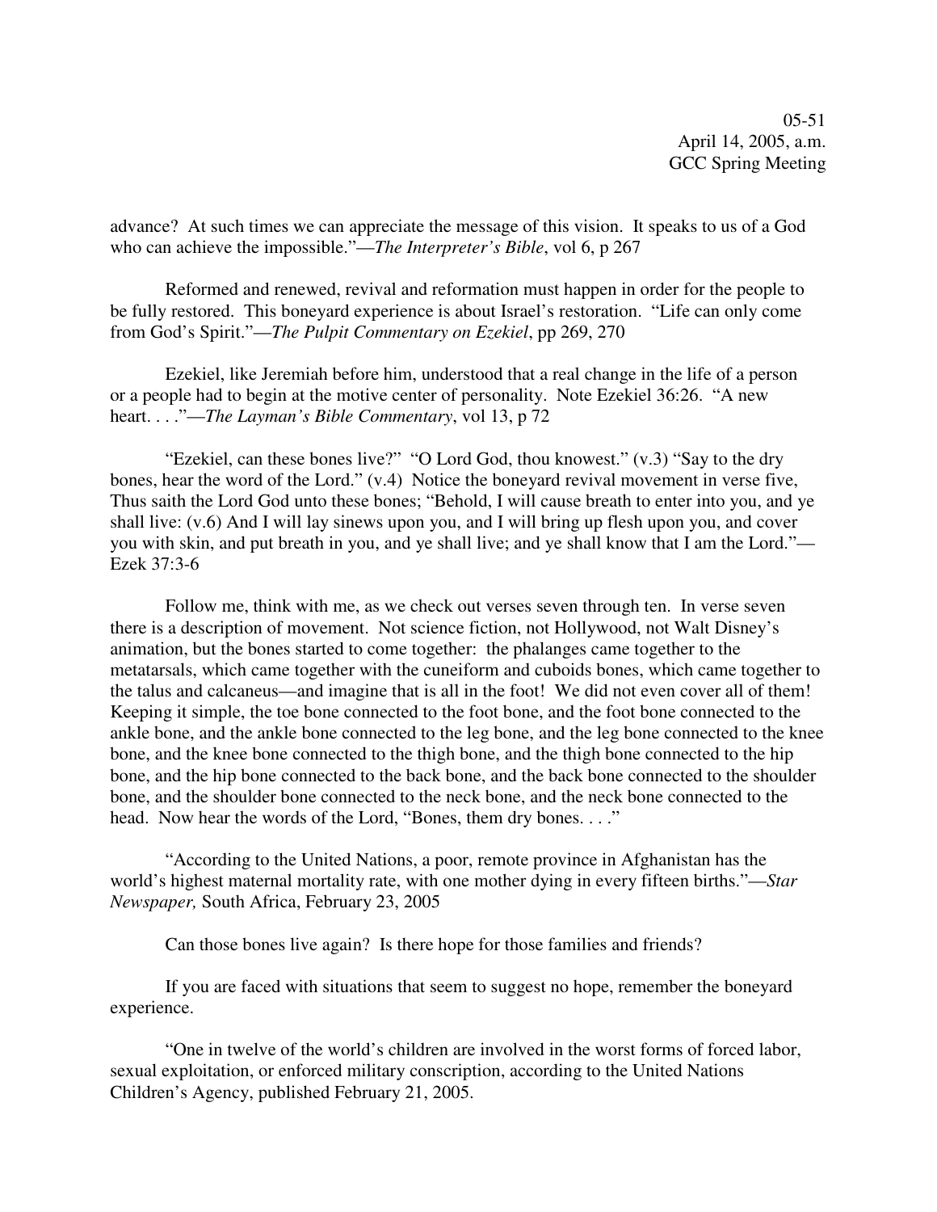advance? At such times we can appreciate the message of this vision. It speaks to us of a God who can achieve the impossible."—*The Interpreter's Bible*, vol 6, p 267

Reformed and renewed, revival and reformation must happen in order for the people to be fully restored. This boneyard experience is about Israel's restoration. "Life can only come from God's Spirit."—*The Pulpit Commentary on Ezekiel*, pp 269, 270

Ezekiel, like Jeremiah before him, understood that a real change in the life of a person or a people had to begin at the motive center of personality. Note Ezekiel 36:26. "A new heart. . . ."—*The Layman's Bible Commentary*, vol 13, p 72

"Ezekiel, can these bones live?" "O Lord God, thou knowest." (v.3) "Say to the dry bones, hear the word of the Lord." (v.4) Notice the boneyard revival movement in verse five, Thus saith the Lord God unto these bones; "Behold, I will cause breath to enter into you, and ye shall live: (v.6) And I will lay sinews upon you, and I will bring up flesh upon you, and cover you with skin, and put breath in you, and ye shall live; and ye shall know that I am the Lord."—Ezek 37:3-6

Follow me, think with me, as we check out verses seven through ten. In verse seven there is a description of movement. Not science fiction, not Hollywood, not Walt Disney's animation, but the bones started to come together: the phalanges came together to the metatarsals, which came together with the cuneiform and cuboids bones, which came together to the talus and calcaneus—and imagine that is all in the foot! We did not even cover all of them! Keeping it simple, the toe bone connected to the foot bone, and the foot bone connected to the ankle bone, and the ankle bone connected to the leg bone, and the leg bone connected to the knee bone, and the knee bone connected to the thigh bone, and the thigh bone connected to the hip bone, and the hip bone connected to the back bone, and the back bone connected to the shoulder bone, and the shoulder bone connected to the neck bone, and the neck bone connected to the head. Now hear the words of the Lord, "Bones, them dry bones. . . ."

"According to the United Nations, a poor, remote province in Afghanistan has the world's highest maternal mortality rate, with one mother dying in every fifteen births."—*Star Newspaper,* South Africa, February 23, 2005

Can those bones live again? Is there hope for those families and friends?

If you are faced with situations that seem to suggest no hope, remember the boneyard experience.

"One in twelve of the world's children are involved in the worst forms of forced labor, sexual exploitation, or enforced military conscription, according to the United Nations Children's Agency, published February 21, 2005.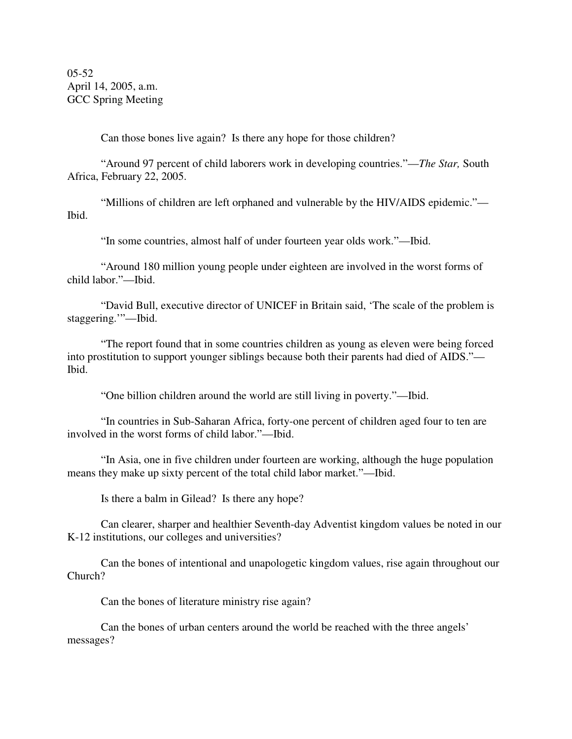05-52
April 14, 2005, a.m.
GCC Spring Meeting

Can those bones live again? Is there any hope for those children?

"Around 97 percent of child laborers work in developing countries."—*The Star,* South Africa, February 22, 2005.

"Millions of children are left orphaned and vulnerable by the HIV/AIDS epidemic."—Ibid.

"In some countries, almost half of under fourteen year olds work."—Ibid.

"Around 180 million young people under eighteen are involved in the worst forms of child labor."—Ibid.

"David Bull, executive director of UNICEF in Britain said, 'The scale of the problem is staggering.'"—Ibid.

"The report found that in some countries children as young as eleven were being forced into prostitution to support younger siblings because both their parents had died of AIDS."—Ibid.

"One billion children around the world are still living in poverty."—Ibid.

"In countries in Sub-Saharan Africa, forty-one percent of children aged four to ten are involved in the worst forms of child labor."—Ibid.

"In Asia, one in five children under fourteen are working, although the huge population means they make up sixty percent of the total child labor market."—Ibid.

Is there a balm in Gilead? Is there any hope?

Can clearer, sharper and healthier Seventh-day Adventist kingdom values be noted in our K-12 institutions, our colleges and universities?

Can the bones of intentional and unapologetic kingdom values, rise again throughout our Church?

Can the bones of literature ministry rise again?

Can the bones of urban centers around the world be reached with the three angels' messages?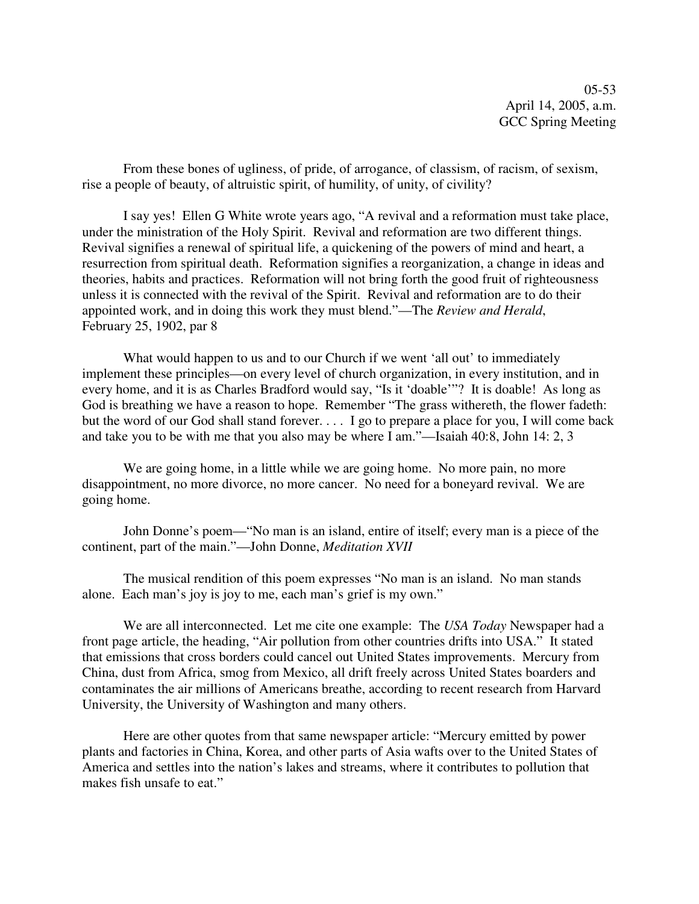05-53
April 14, 2005, a.m.
GCC Spring Meeting

From these bones of ugliness, of pride, of arrogance, of classism, of racism, of sexism, rise a people of beauty, of altruistic spirit, of humility, of unity, of civility?

I say yes! Ellen G White wrote years ago, "A revival and a reformation must take place, under the ministration of the Holy Spirit. Revival and reformation are two different things. Revival signifies a renewal of spiritual life, a quickening of the powers of mind and heart, a resurrection from spiritual death. Reformation signifies a reorganization, a change in ideas and theories, habits and practices. Reformation will not bring forth the good fruit of righteousness unless it is connected with the revival of the Spirit. Revival and reformation are to do their appointed work, and in doing this work they must blend."—The *Review and Herald*, February 25, 1902, par 8

What would happen to us and to our Church if we went 'all out' to immediately implement these principles—on every level of church organization, in every institution, and in every home, and it is as Charles Bradford would say, "Is it 'doable'"? It is doable! As long as God is breathing we have a reason to hope. Remember "The grass withereth, the flower fadeth: but the word of our God shall stand forever. . . . I go to prepare a place for you, I will come back and take you to be with me that you also may be where I am."—Isaiah 40:8, John 14: 2, 3

We are going home, in a little while we are going home. No more pain, no more disappointment, no more divorce, no more cancer. No need for a boneyard revival. We are going home.

John Donne's poem—"No man is an island, entire of itself; every man is a piece of the continent, part of the main."—John Donne, *Meditation XVII*

The musical rendition of this poem expresses "No man is an island. No man stands alone. Each man's joy is joy to me, each man's grief is my own."

We are all interconnected. Let me cite one example: The *USA Today* Newspaper had a front page article, the heading, "Air pollution from other countries drifts into USA." It stated that emissions that cross borders could cancel out United States improvements. Mercury from China, dust from Africa, smog from Mexico, all drift freely across United States boarders and contaminates the air millions of Americans breathe, according to recent research from Harvard University, the University of Washington and many others.

Here are other quotes from that same newspaper article: "Mercury emitted by power plants and factories in China, Korea, and other parts of Asia wafts over to the United States of America and settles into the nation's lakes and streams, where it contributes to pollution that makes fish unsafe to eat."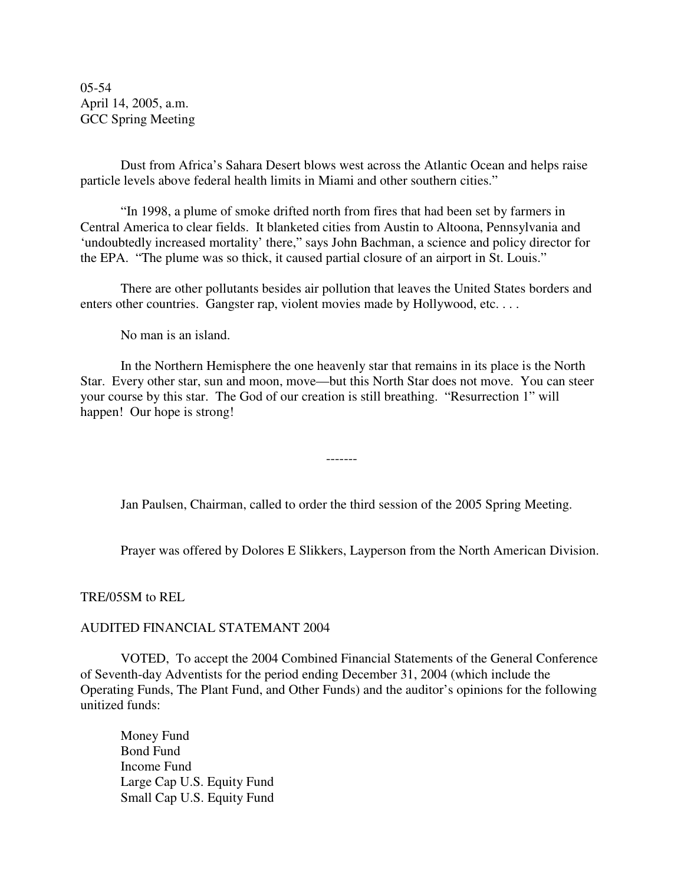05-54
April 14, 2005, a.m.
GCC Spring Meeting

Dust from Africa's Sahara Desert blows west across the Atlantic Ocean and helps raise particle levels above federal health limits in Miami and other southern cities."

"In 1998, a plume of smoke drifted north from fires that had been set by farmers in Central America to clear fields. It blanketed cities from Austin to Altoona, Pennsylvania and 'undoubtedly increased mortality' there," says John Bachman, a science and policy director for the EPA. "The plume was so thick, it caused partial closure of an airport in St. Louis."

There are other pollutants besides air pollution that leaves the United States borders and enters other countries. Gangster rap, violent movies made by Hollywood, etc. . . .

No man is an island.

In the Northern Hemisphere the one heavenly star that remains in its place is the North Star. Every other star, sun and moon, move—but this North Star does not move. You can steer your course by this star. The God of our creation is still breathing. "Resurrection 1" will happen! Our hope is strong!

-------

Jan Paulsen, Chairman, called to order the third session of the 2005 Spring Meeting.

Prayer was offered by Dolores E Slikkers, Layperson from the North American Division.

TRE/05SM to REL

AUDITED FINANCIAL STATEMANT 2004

VOTED, To accept the 2004 Combined Financial Statements of the General Conference of Seventh-day Adventists for the period ending December 31, 2004 (which include the Operating Funds, The Plant Fund, and Other Funds) and the auditor's opinions for the following unitized funds:

Money Fund
Bond Fund
Income Fund
Large Cap U.S. Equity Fund
Small Cap U.S. Equity Fund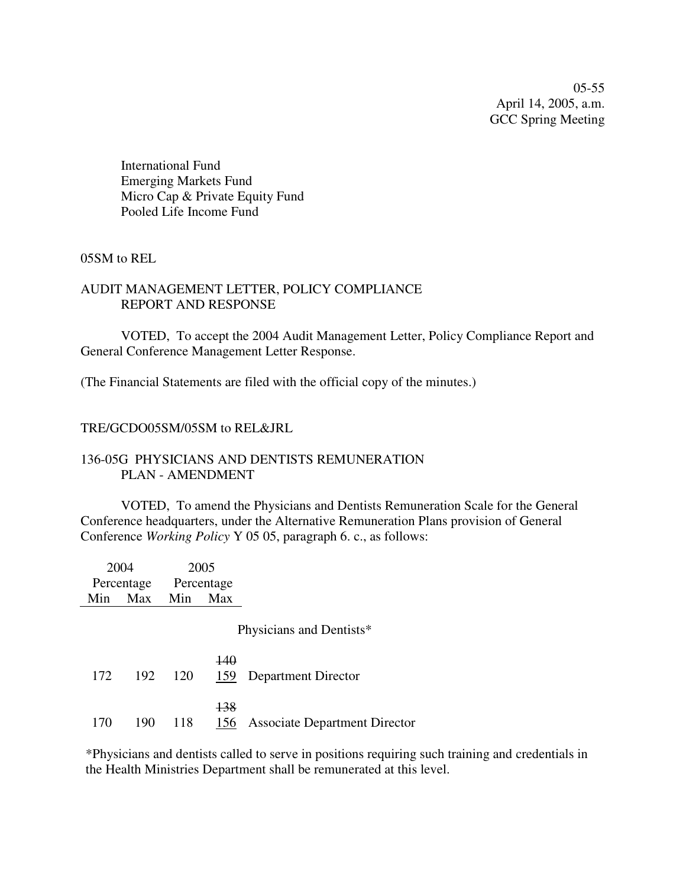05-55
April 14, 2005, a.m.
GCC Spring Meeting

International Fund
Emerging Markets Fund
Micro Cap & Private Equity Fund
Pooled Life Income Fund

05SM to REL

AUDIT MANAGEMENT LETTER, POLICY COMPLIANCE REPORT AND RESPONSE

VOTED, To accept the 2004 Audit Management Letter, Policy Compliance Report and General Conference Management Letter Response.

(The Financial Statements are filed with the official copy of the minutes.)

TRE/GCDO05SM/05SM to REL&JRL

136-05G PHYSICIANS AND DENTISTS REMUNERATION PLAN - AMENDMENT

VOTED, To amend the Physicians and Dentists Remuneration Scale for the General Conference headquarters, under the Alternative Remuneration Plans provision of General Conference *Working Policy* Y 05 05, paragraph 6. c., as follows:

| 2004 Percentage | | 2005 Percentage | | |
|---|---|---|---|---|
| Min | Max | Min | Max | |
| | | | | Physicians and Dentists* |
| 172 | 192 | 120 | ~~140~~ 159 | Department Director |
| 170 | 190 | 118 | ~~138~~ 156 | Associate Department Director |

*Physicians and dentists called to serve in positions requiring such training and credentials in the Health Ministries Department shall be remunerated at this level.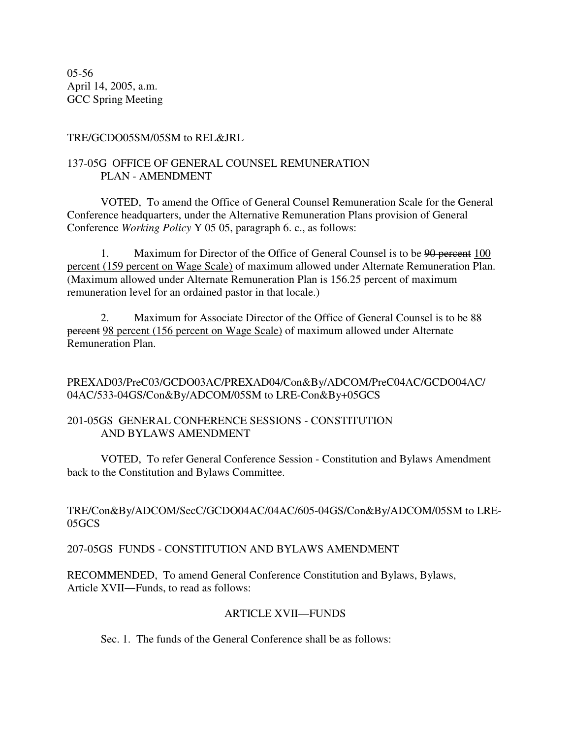05-56
April 14, 2005, a.m.
GCC Spring Meeting

TRE/GCDO05SM/05SM to REL&JRL

137-05G OFFICE OF GENERAL COUNSEL REMUNERATION PLAN - AMENDMENT

VOTED, To amend the Office of General Counsel Remuneration Scale for the General Conference headquarters, under the Alternative Remuneration Plans provision of General Conference *Working Policy* Y 05 05, paragraph 6. c., as follows:

1. Maximum for Director of the Office of General Counsel is to be ~~90 percent~~ <u>100 percent (159 percent on Wage Scale)</u> of maximum allowed under Alternate Remuneration Plan. (Maximum allowed under Alternate Remuneration Plan is 156.25 percent of maximum remuneration level for an ordained pastor in that locale.)

2. Maximum for Associate Director of the Office of General Counsel is to be ~~88 percent~~ <u>98 percent (156 percent on Wage Scale)</u> of maximum allowed under Alternate Remuneration Plan.

PREXAD03/PreC03/GCDO03AC/PREXAD04/Con&By/ADCOM/PreC04AC/GCDO04AC/04AC/533-04GS/Con&By/ADCOM/05SM to LRE-Con&By+05GCS

201-05GS GENERAL CONFERENCE SESSIONS - CONSTITUTION AND BYLAWS AMENDMENT

VOTED, To refer General Conference Session - Constitution and Bylaws Amendment back to the Constitution and Bylaws Committee.

TRE/Con&By/ADCOM/SecC/GCDO04AC/04AC/605-04GS/Con&By/ADCOM/05SM to LRE-05GCS

207-05GS FUNDS - CONSTITUTION AND BYLAWS AMENDMENT

RECOMMENDED, To amend General Conference Constitution and Bylaws, Bylaws, Article XVII—Funds, to read as follows:

ARTICLE XVII—FUNDS

Sec. 1. The funds of the General Conference shall be as follows: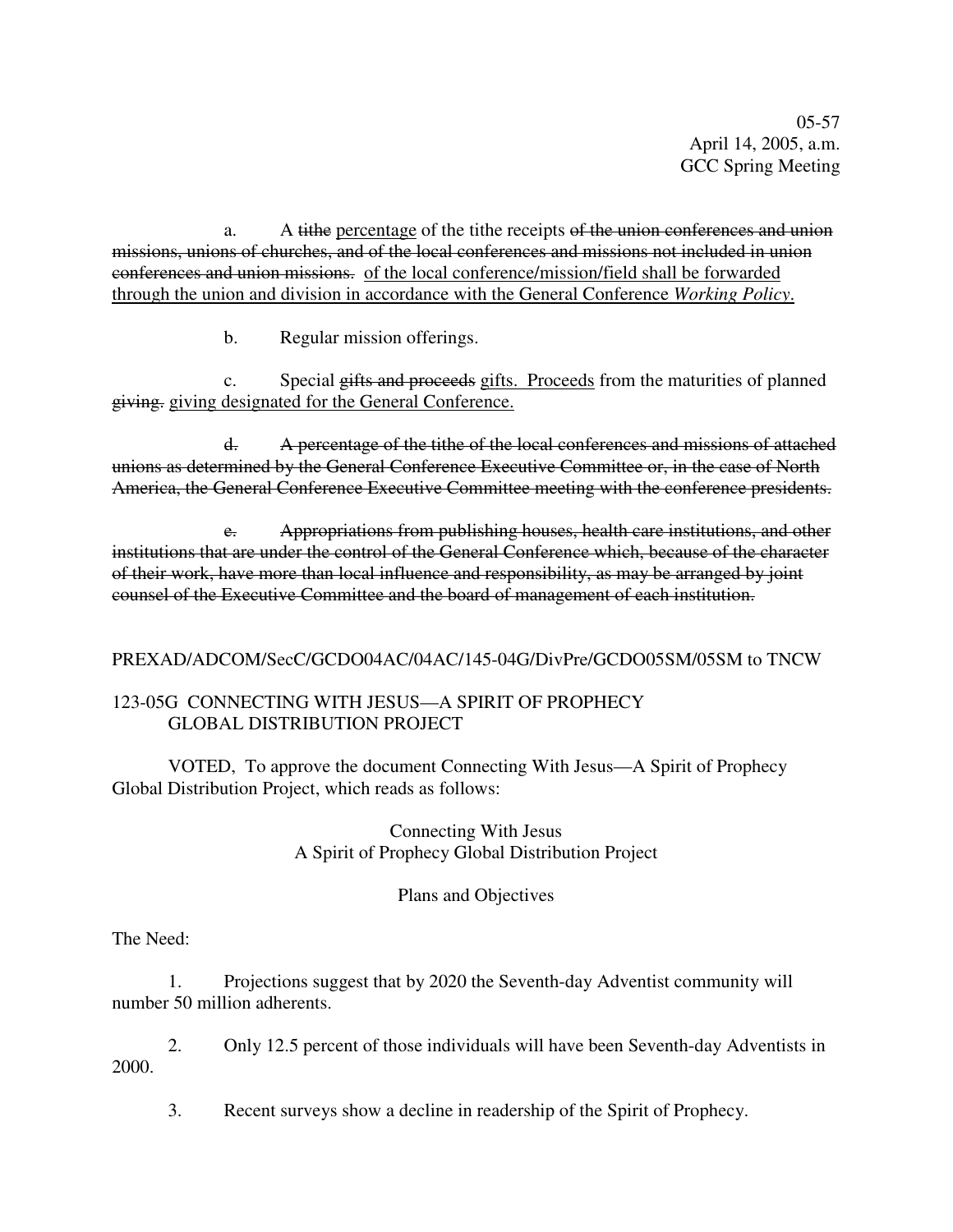a. A ~~tithe~~ <u>percentage</u> of the tithe receipts ~~of the union conferences and union missions, unions of churches, and of the local conferences and missions not included in union conferences and union missions.~~ <u>of the local conference/mission/field shall be forwarded through the union and division in accordance with the General Conference *Working Policy*.</u>

b. Regular mission offerings.

c. Special ~~gifts and proceeds~~ <u>gifts. Proceeds</u> from the maturities of planned ~~giving.~~ <u>giving designated for the General Conference.</u>

~~d. A percentage of the tithe of the local conferences and missions of attached unions as determined by the General Conference Executive Committee or, in the case of North America, the General Conference Executive Committee meeting with the conference presidents.~~

~~e. Appropriations from publishing houses, health care institutions, and other institutions that are under the control of the General Conference which, because of the character of their work, have more than local influence and responsibility, as may be arranged by joint counsel of the Executive Committee and the board of management of each institution.~~

PREXAD/ADCOM/SecC/GCDO04AC/04AC/145-04G/DivPre/GCDO05SM/05SM to TNCW

123-05G CONNECTING WITH JESUS—A SPIRIT OF PROPHECY GLOBAL DISTRIBUTION PROJECT

VOTED, To approve the document Connecting With Jesus—A Spirit of Prophecy Global Distribution Project, which reads as follows:

Connecting With Jesus
A Spirit of Prophecy Global Distribution Project

Plans and Objectives

The Need:

1. Projections suggest that by 2020 the Seventh-day Adventist community will number 50 million adherents.

2. Only 12.5 percent of those individuals will have been Seventh-day Adventists in 2000.

3. Recent surveys show a decline in readership of the Spirit of Prophecy.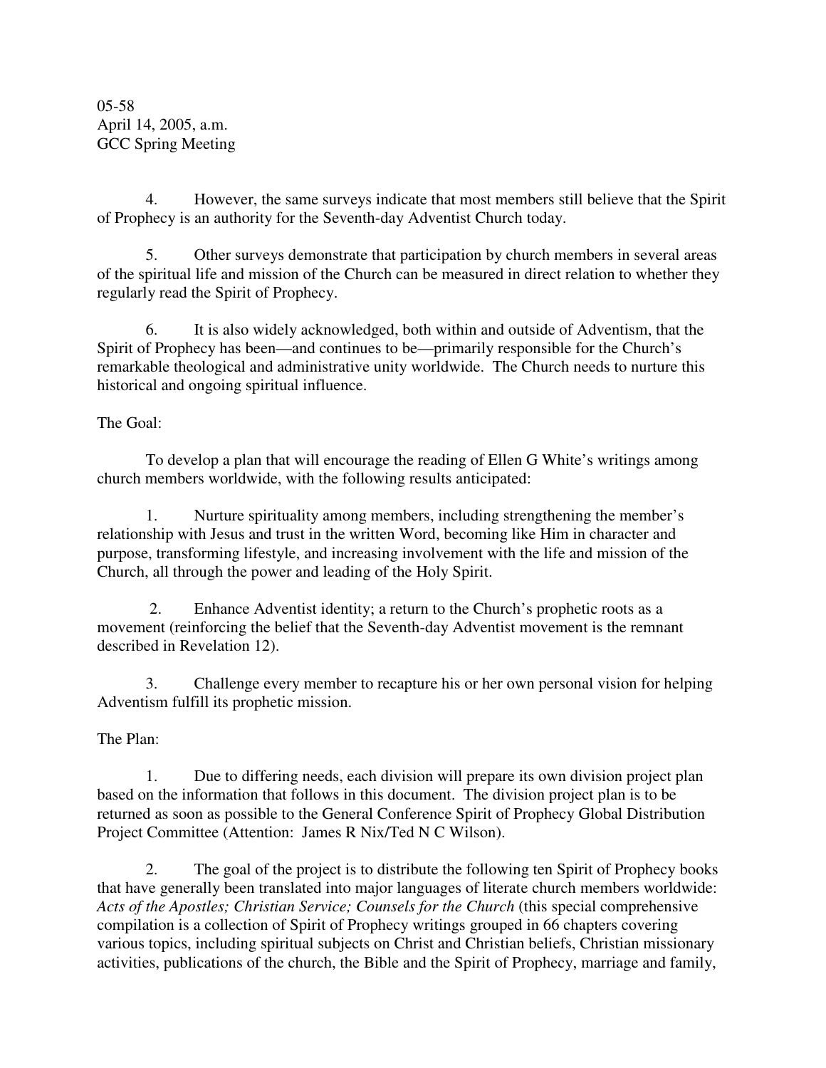05-58
April 14, 2005, a.m.
GCC Spring Meeting

4. However, the same surveys indicate that most members still believe that the Spirit of Prophecy is an authority for the Seventh-day Adventist Church today.

5. Other surveys demonstrate that participation by church members in several areas of the spiritual life and mission of the Church can be measured in direct relation to whether they regularly read the Spirit of Prophecy.

6. It is also widely acknowledged, both within and outside of Adventism, that the Spirit of Prophecy has been—and continues to be—primarily responsible for the Church's remarkable theological and administrative unity worldwide. The Church needs to nurture this historical and ongoing spiritual influence.

The Goal:

To develop a plan that will encourage the reading of Ellen G White's writings among church members worldwide, with the following results anticipated:

1. Nurture spirituality among members, including strengthening the member's relationship with Jesus and trust in the written Word, becoming like Him in character and purpose, transforming lifestyle, and increasing involvement with the life and mission of the Church, all through the power and leading of the Holy Spirit.

2. Enhance Adventist identity; a return to the Church's prophetic roots as a movement (reinforcing the belief that the Seventh-day Adventist movement is the remnant described in Revelation 12).

3. Challenge every member to recapture his or her own personal vision for helping Adventism fulfill its prophetic mission.

The Plan:

1. Due to differing needs, each division will prepare its own division project plan based on the information that follows in this document. The division project plan is to be returned as soon as possible to the General Conference Spirit of Prophecy Global Distribution Project Committee (Attention: James R Nix/Ted N C Wilson).

2. The goal of the project is to distribute the following ten Spirit of Prophecy books that have generally been translated into major languages of literate church members worldwide: *Acts of the Apostles; Christian Service; Counsels for the Church* (this special comprehensive compilation is a collection of Spirit of Prophecy writings grouped in 66 chapters covering various topics, including spiritual subjects on Christ and Christian beliefs, Christian missionary activities, publications of the church, the Bible and the Spirit of Prophecy, marriage and family,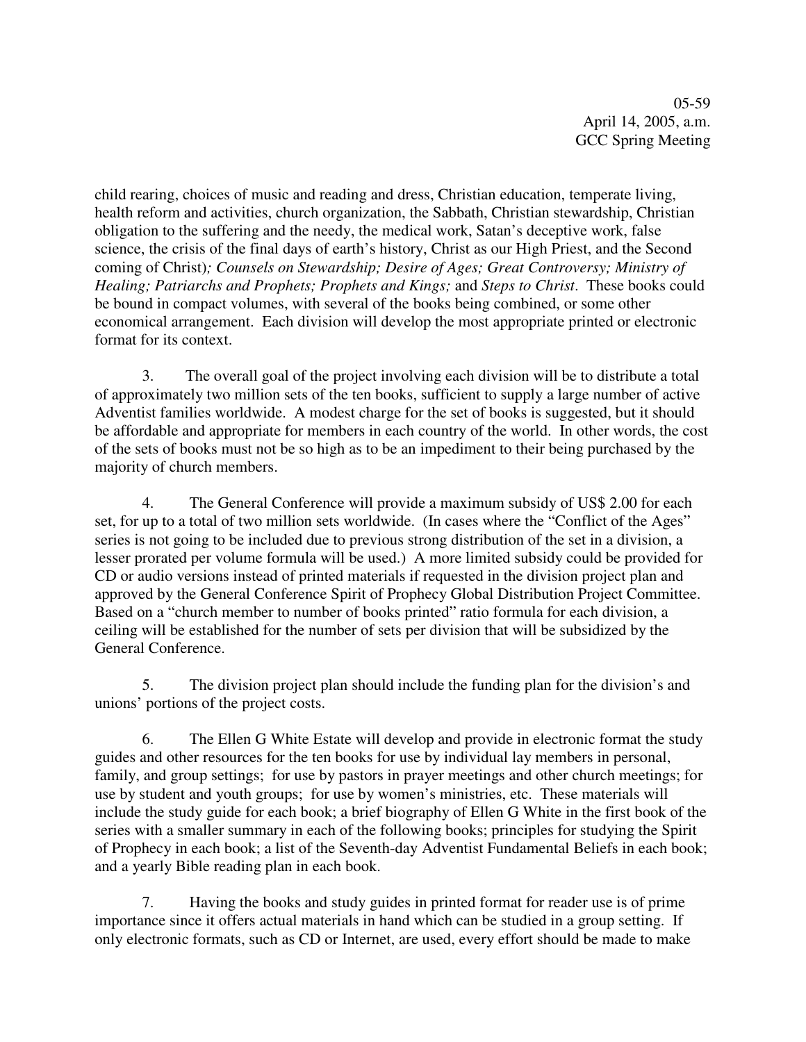child rearing, choices of music and reading and dress, Christian education, temperate living, health reform and activities, church organization, the Sabbath, Christian stewardship, Christian obligation to the suffering and the needy, the medical work, Satan's deceptive work, false science, the crisis of the final days of earth's history, Christ as our High Priest, and the Second coming of Christ)*; Counsels on Stewardship; Desire of Ages; Great Controversy; Ministry of Healing; Patriarchs and Prophets; Prophets and Kings;* and *Steps to Christ*. These books could be bound in compact volumes, with several of the books being combined, or some other economical arrangement. Each division will develop the most appropriate printed or electronic format for its context.

3. The overall goal of the project involving each division will be to distribute a total of approximately two million sets of the ten books, sufficient to supply a large number of active Adventist families worldwide. A modest charge for the set of books is suggested, but it should be affordable and appropriate for members in each country of the world. In other words, the cost of the sets of books must not be so high as to be an impediment to their being purchased by the majority of church members.

4. The General Conference will provide a maximum subsidy of US$ 2.00 for each set, for up to a total of two million sets worldwide. (In cases where the "Conflict of the Ages" series is not going to be included due to previous strong distribution of the set in a division, a lesser prorated per volume formula will be used.) A more limited subsidy could be provided for CD or audio versions instead of printed materials if requested in the division project plan and approved by the General Conference Spirit of Prophecy Global Distribution Project Committee. Based on a "church member to number of books printed" ratio formula for each division, a ceiling will be established for the number of sets per division that will be subsidized by the General Conference.

5. The division project plan should include the funding plan for the division's and unions' portions of the project costs.

6. The Ellen G White Estate will develop and provide in electronic format the study guides and other resources for the ten books for use by individual lay members in personal, family, and group settings; for use by pastors in prayer meetings and other church meetings; for use by student and youth groups; for use by women's ministries, etc. These materials will include the study guide for each book; a brief biography of Ellen G White in the first book of the series with a smaller summary in each of the following books; principles for studying the Spirit of Prophecy in each book; a list of the Seventh-day Adventist Fundamental Beliefs in each book; and a yearly Bible reading plan in each book.

7. Having the books and study guides in printed format for reader use is of prime importance since it offers actual materials in hand which can be studied in a group setting. If only electronic formats, such as CD or Internet, are used, every effort should be made to make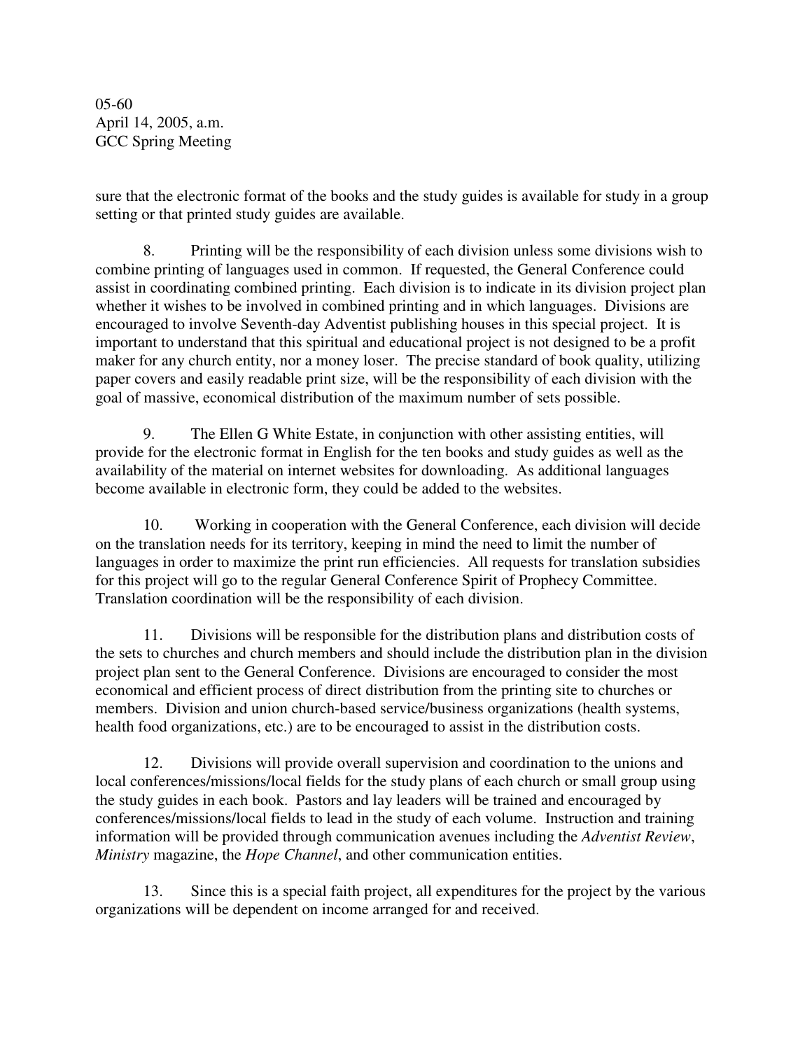sure that the electronic format of the books and the study guides is available for study in a group setting or that printed study guides are available.

8. Printing will be the responsibility of each division unless some divisions wish to combine printing of languages used in common. If requested, the General Conference could assist in coordinating combined printing. Each division is to indicate in its division project plan whether it wishes to be involved in combined printing and in which languages. Divisions are encouraged to involve Seventh-day Adventist publishing houses in this special project. It is important to understand that this spiritual and educational project is not designed to be a profit maker for any church entity, nor a money loser. The precise standard of book quality, utilizing paper covers and easily readable print size, will be the responsibility of each division with the goal of massive, economical distribution of the maximum number of sets possible.

9. The Ellen G White Estate, in conjunction with other assisting entities, will provide for the electronic format in English for the ten books and study guides as well as the availability of the material on internet websites for downloading. As additional languages become available in electronic form, they could be added to the websites.

10. Working in cooperation with the General Conference, each division will decide on the translation needs for its territory, keeping in mind the need to limit the number of languages in order to maximize the print run efficiencies. All requests for translation subsidies for this project will go to the regular General Conference Spirit of Prophecy Committee. Translation coordination will be the responsibility of each division.

11. Divisions will be responsible for the distribution plans and distribution costs of the sets to churches and church members and should include the distribution plan in the division project plan sent to the General Conference. Divisions are encouraged to consider the most economical and efficient process of direct distribution from the printing site to churches or members. Division and union church-based service/business organizations (health systems, health food organizations, etc.) are to be encouraged to assist in the distribution costs.

12. Divisions will provide overall supervision and coordination to the unions and local conferences/missions/local fields for the study plans of each church or small group using the study guides in each book. Pastors and lay leaders will be trained and encouraged by conferences/missions/local fields to lead in the study of each volume. Instruction and training information will be provided through communication avenues including the *Adventist Review*, *Ministry* magazine, the *Hope Channel*, and other communication entities.

13. Since this is a special faith project, all expenditures for the project by the various organizations will be dependent on income arranged for and received.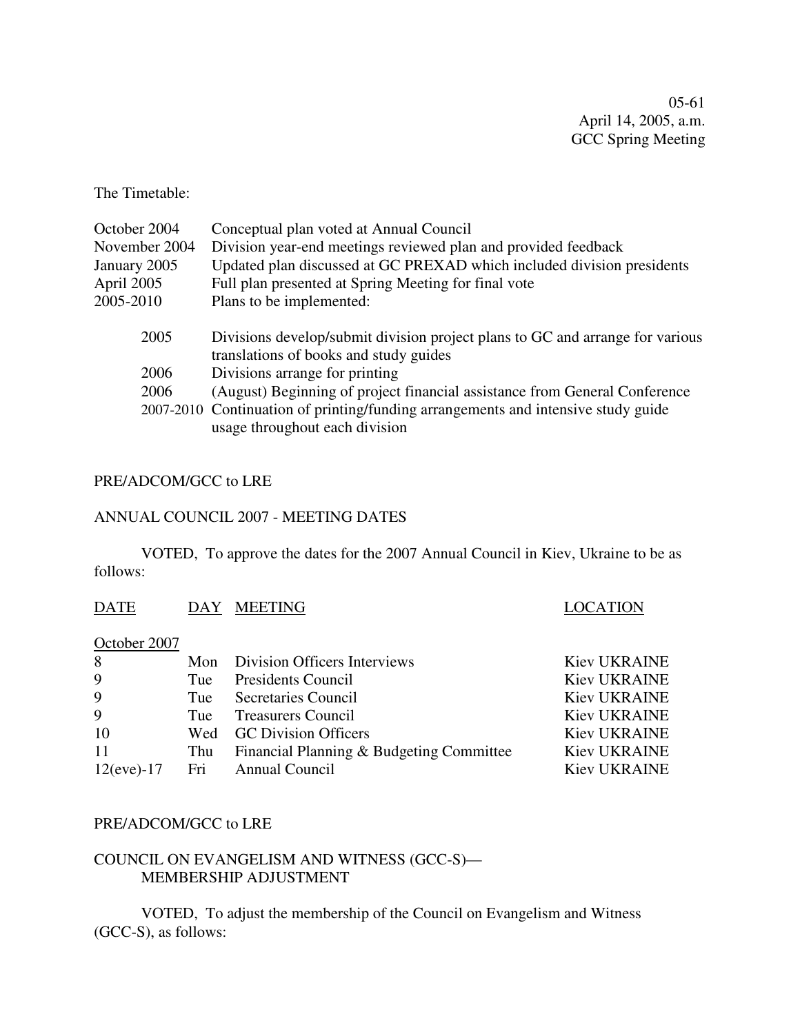05-61
April 14, 2005, a.m.
GCC Spring Meeting

The Timetable:

| | |
|---|---|
| October 2004 | Conceptual plan voted at Annual Council |
| November 2004 | Division year-end meetings reviewed plan and provided feedback |
| January 2005 | Updated plan discussed at GC PREXAD which included division presidents |
| April 2005 | Full plan presented at Spring Meeting for final vote |
| 2005-2010 | Plans to be implemented: |

| | |
|---|---|
| 2005 | Divisions develop/submit division project plans to GC and arrange for various translations of books and study guides |
| 2006 | Divisions arrange for printing |
| 2006 | (August) Beginning of project financial assistance from General Conference |
| 2007-2010 | Continuation of printing/funding arrangements and intensive study guide usage throughout each division |

PRE/ADCOM/GCC to LRE

ANNUAL COUNCIL 2007 - MEETING DATES

VOTED, To approve the dates for the 2007 Annual Council in Kiev, Ukraine to be as follows:

| DATE | DAY | MEETING | LOCATION |
|---|---|---|---|
| October 2007 | | | |
| 8 | Mon | Division Officers Interviews | Kiev UKRAINE |
| 9 | Tue | Presidents Council | Kiev UKRAINE |
| 9 | Tue | Secretaries Council | Kiev UKRAINE |
| 9 | Tue | Treasurers Council | Kiev UKRAINE |
| 10 | Wed | GC Division Officers | Kiev UKRAINE |
| 11 | Thu | Financial Planning & Budgeting Committee | Kiev UKRAINE |
| 12(eve)-17 | Fri | Annual Council | Kiev UKRAINE |

PRE/ADCOM/GCC to LRE

COUNCIL ON EVANGELISM AND WITNESS (GCC-S)—
MEMBERSHIP ADJUSTMENT

VOTED, To adjust the membership of the Council on Evangelism and Witness (GCC-S), as follows: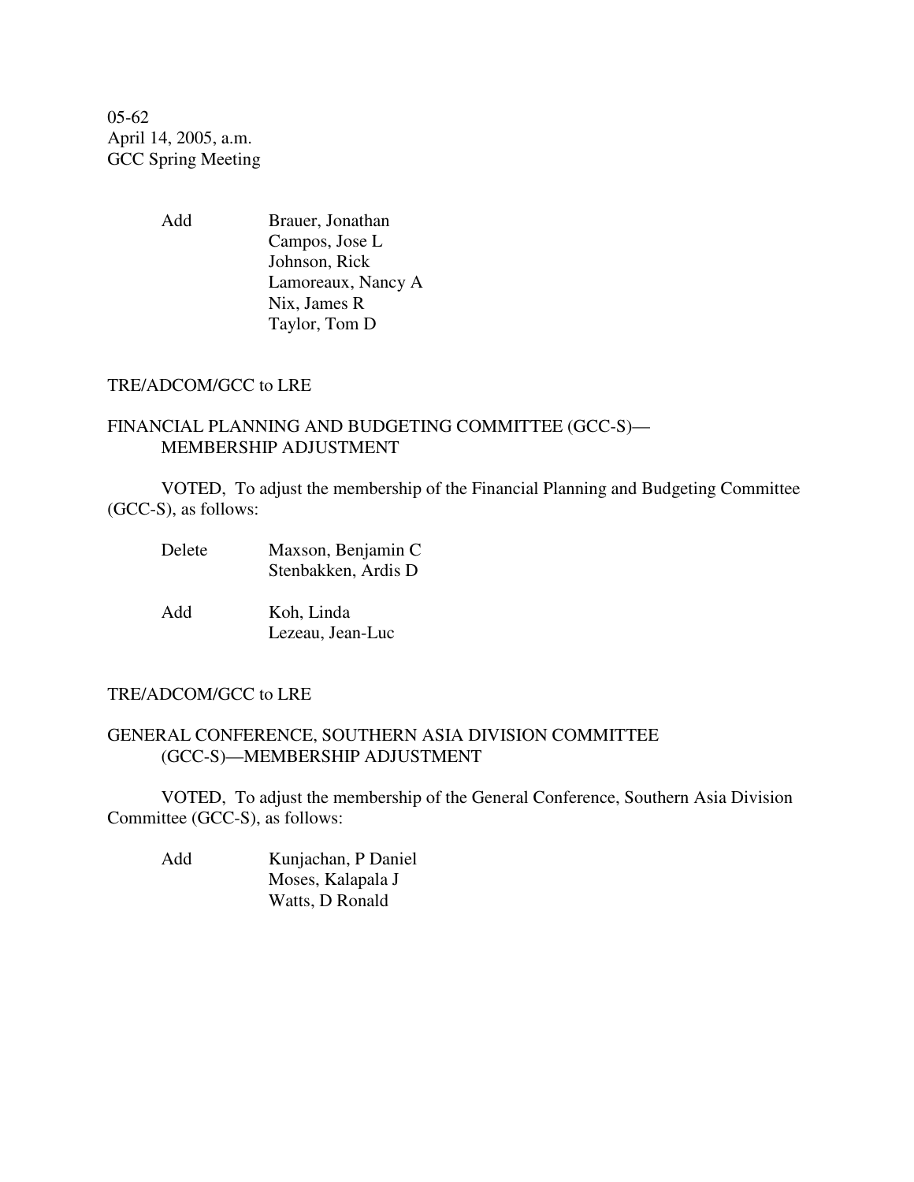05-62
April 14, 2005, a.m.
GCC Spring Meeting

| | |
|---|---|
| Add | Brauer, Jonathan |
| | Campos, Jose L |
| | Johnson, Rick |
| | Lamoreaux, Nancy A |
| | Nix, James R |
| | Taylor, Tom D |

TRE/ADCOM/GCC to LRE

FINANCIAL PLANNING AND BUDGETING COMMITTEE (GCC-S)—
MEMBERSHIP ADJUSTMENT

VOTED, To adjust the membership of the Financial Planning and Budgeting Committee (GCC-S), as follows:

| | |
|---|---|
| Delete | Maxson, Benjamin C |
| | Stenbakken, Ardis D |
| Add | Koh, Linda |
| | Lezeau, Jean-Luc |

TRE/ADCOM/GCC to LRE

GENERAL CONFERENCE, SOUTHERN ASIA DIVISION COMMITTEE
(GCC-S)—MEMBERSHIP ADJUSTMENT

VOTED, To adjust the membership of the General Conference, Southern Asia Division Committee (GCC-S), as follows:

| | |
|---|---|
| Add | Kunjachan, P Daniel |
| | Moses, Kalapala J |
| | Watts, D Ronald |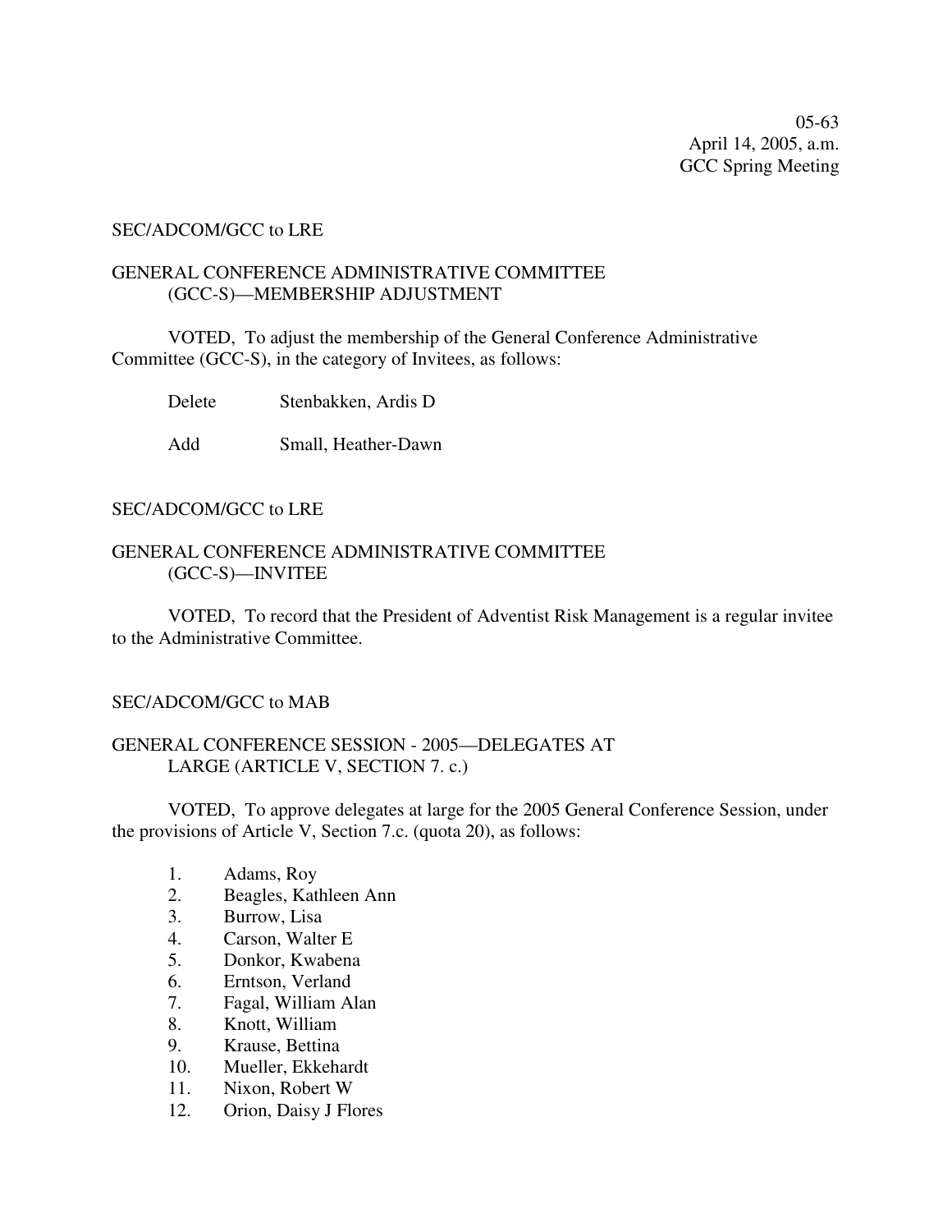05-63
April 14, 2005, a.m.
GCC Spring Meeting

SEC/ADCOM/GCC to LRE

GENERAL CONFERENCE ADMINISTRATIVE COMMITTEE (GCC-S)—MEMBERSHIP ADJUSTMENT

VOTED, To adjust the membership of the General Conference Administrative Committee (GCC-S), in the category of Invitees, as follows:

Delete Stenbakken, Ardis D

Add Small, Heather-Dawn

SEC/ADCOM/GCC to LRE

GENERAL CONFERENCE ADMINISTRATIVE COMMITTEE (GCC-S)—INVITEE

VOTED, To record that the President of Adventist Risk Management is a regular invitee to the Administrative Committee.

SEC/ADCOM/GCC to MAB

GENERAL CONFERENCE SESSION - 2005—DELEGATES AT LARGE (ARTICLE V, SECTION 7. c.)

VOTED, To approve delegates at large for the 2005 General Conference Session, under the provisions of Article V, Section 7.c. (quota 20), as follows:

1. Adams, Roy
2. Beagles, Kathleen Ann
3. Burrow, Lisa
4. Carson, Walter E
5. Donkor, Kwabena
6. Erntson, Verland
7. Fagal, William Alan
8. Knott, William
9. Krause, Bettina
10. Mueller, Ekkehardt
11. Nixon, Robert W
12. Orion, Daisy J Flores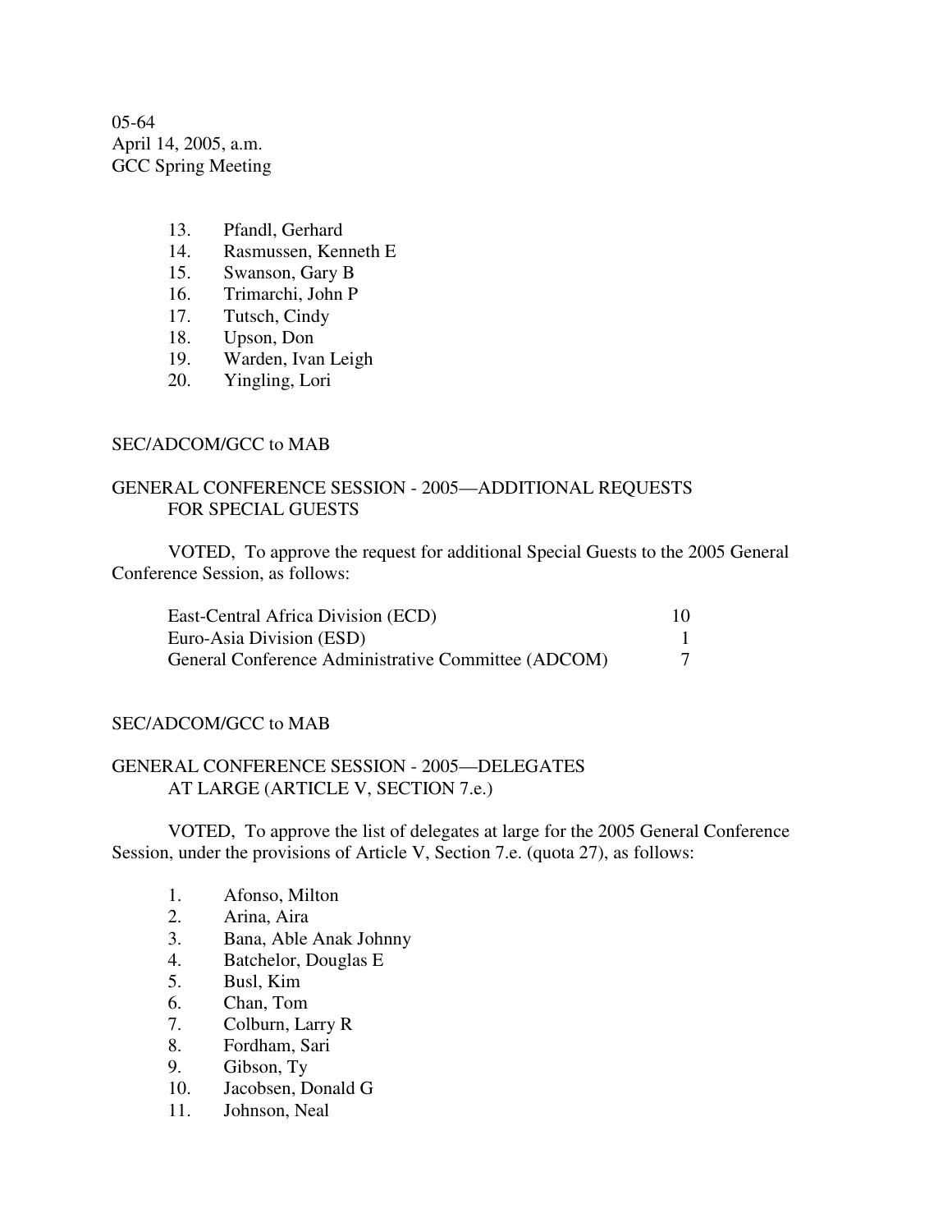05-64
April 14, 2005, a.m.
GCC Spring Meeting

13. Pfandl, Gerhard
14. Rasmussen, Kenneth E
15. Swanson, Gary B
16. Trimarchi, John P
17. Tutsch, Cindy
18. Upson, Don
19. Warden, Ivan Leigh
20. Yingling, Lori

SEC/ADCOM/GCC to MAB

GENERAL CONFERENCE SESSION - 2005—ADDITIONAL REQUESTS FOR SPECIAL GUESTS

VOTED, To approve the request for additional Special Guests to the 2005 General Conference Session, as follows:

| | |
|---|---|
| East-Central Africa Division (ECD) | 10 |
| Euro-Asia Division (ESD) | 1 |
| General Conference Administrative Committee (ADCOM) | 7 |

SEC/ADCOM/GCC to MAB

GENERAL CONFERENCE SESSION - 2005—DELEGATES AT LARGE (ARTICLE V, SECTION 7.e.)

VOTED, To approve the list of delegates at large for the 2005 General Conference Session, under the provisions of Article V, Section 7.e. (quota 27), as follows:

1. Afonso, Milton
2. Arina, Aira
3. Bana, Able Anak Johnny
4. Batchelor, Douglas E
5. Busl, Kim
6. Chan, Tom
7. Colburn, Larry R
8. Fordham, Sari
9. Gibson, Ty
10. Jacobsen, Donald G
11. Johnson, Neal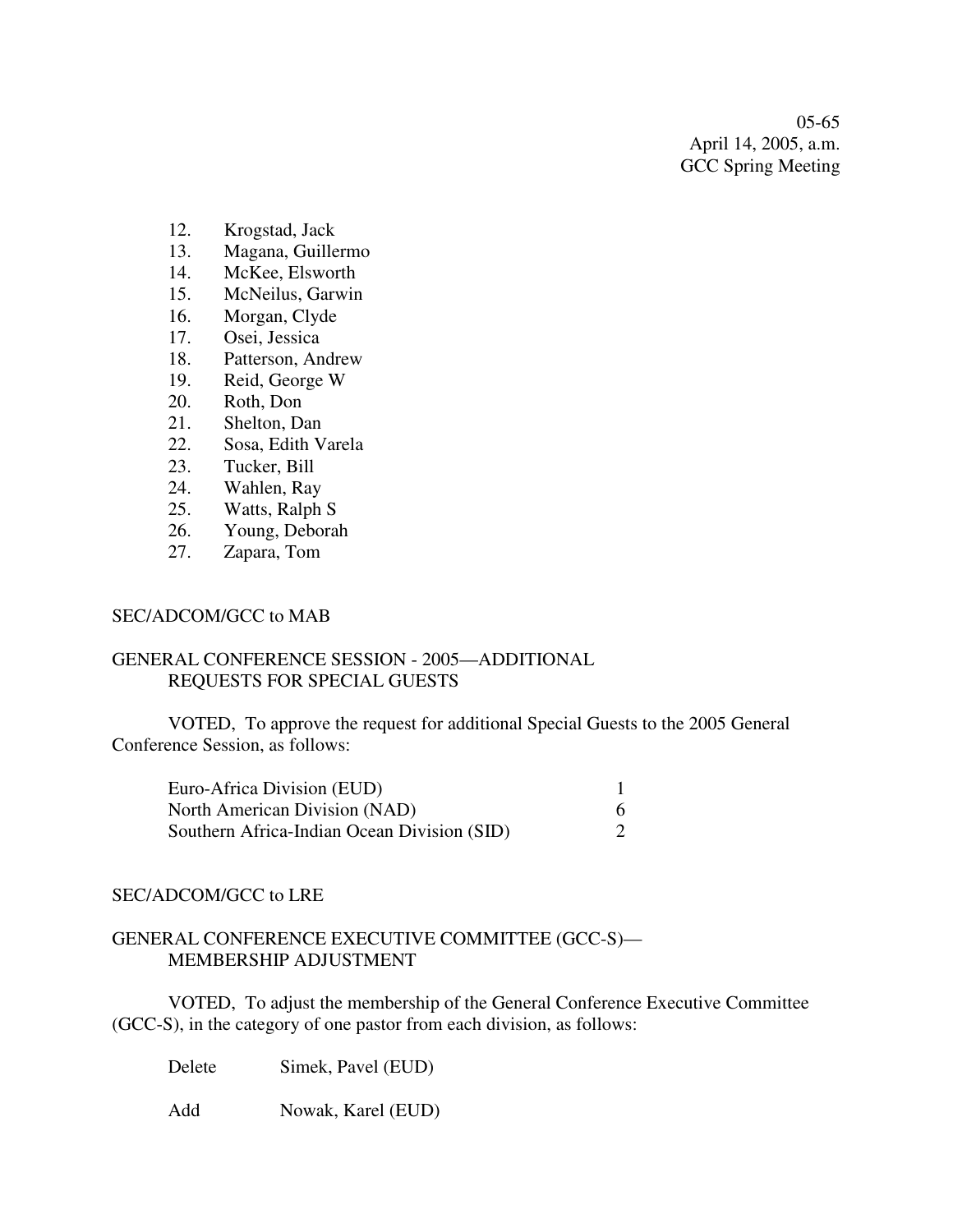12. Krogstad, Jack
13. Magana, Guillermo
14. McKee, Elsworth
15. McNeilus, Garwin
16. Morgan, Clyde
17. Osei, Jessica
18. Patterson, Andrew
19. Reid, George W
20. Roth, Don
21. Shelton, Dan
22. Sosa, Edith Varela
23. Tucker, Bill
24. Wahlen, Ray
25. Watts, Ralph S
26. Young, Deborah
27. Zapara, Tom

SEC/ADCOM/GCC to MAB

GENERAL CONFERENCE SESSION - 2005—ADDITIONAL REQUESTS FOR SPECIAL GUESTS

VOTED, To approve the request for additional Special Guests to the 2005 General Conference Session, as follows:

| | |
|---|---|
| Euro-Africa Division (EUD) | 1 |
| North American Division (NAD) | 6 |
| Southern Africa-Indian Ocean Division (SID) | 2 |

SEC/ADCOM/GCC to LRE

GENERAL CONFERENCE EXECUTIVE COMMITTEE (GCC-S)—MEMBERSHIP ADJUSTMENT

VOTED, To adjust the membership of the General Conference Executive Committee (GCC-S), in the category of one pastor from each division, as follows:

Delete Simek, Pavel (EUD)

Add Nowak, Karel (EUD)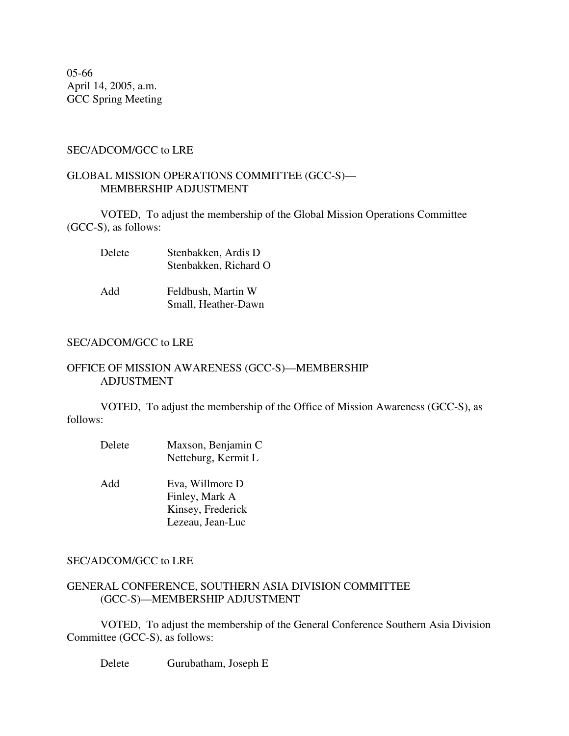05-66
April 14, 2005, a.m.
GCC Spring Meeting

SEC/ADCOM/GCC to LRE

GLOBAL MISSION OPERATIONS COMMITTEE (GCC-S)—
MEMBERSHIP ADJUSTMENT

VOTED, To adjust the membership of the Global Mission Operations Committee (GCC-S), as follows:

| | |
|---|---|
| Delete | Stenbakken, Ardis D<br>Stenbakken, Richard O |
| Add | Feldbush, Martin W<br>Small, Heather-Dawn |

SEC/ADCOM/GCC to LRE

OFFICE OF MISSION AWARENESS (GCC-S)—MEMBERSHIP ADJUSTMENT

VOTED, To adjust the membership of the Office of Mission Awareness (GCC-S), as follows:

| | |
|---|---|
| Delete | Maxson, Benjamin C<br>Netteburg, Kermit L |
| Add | Eva, Willmore D<br>Finley, Mark A<br>Kinsey, Frederick<br>Lezeau, Jean-Luc |

SEC/ADCOM/GCC to LRE

GENERAL CONFERENCE, SOUTHERN ASIA DIVISION COMMITTEE (GCC-S)—MEMBERSHIP ADJUSTMENT

VOTED, To adjust the membership of the General Conference Southern Asia Division Committee (GCC-S), as follows:

| | |
|---|---|
| Delete | Gurubatham, Joseph E |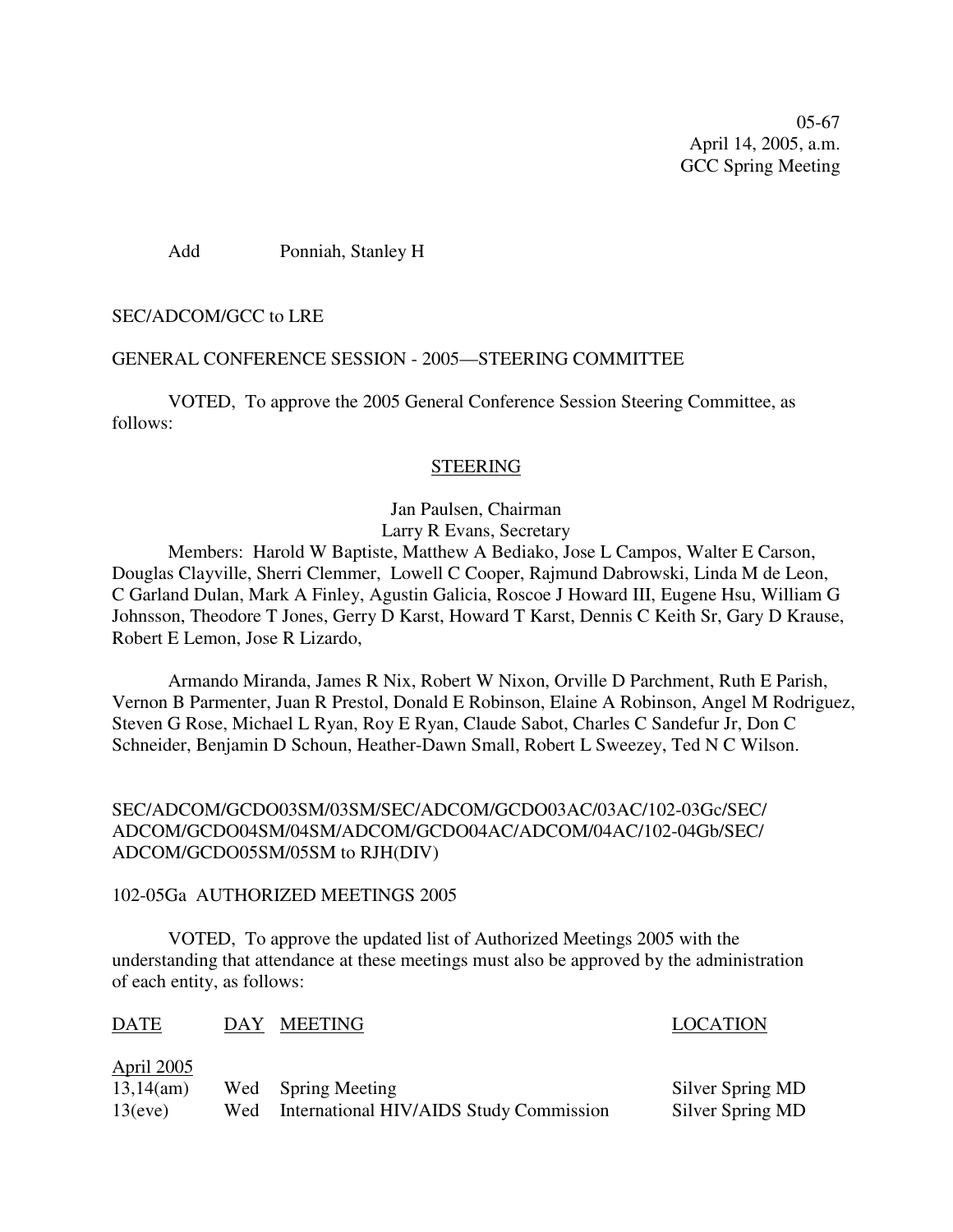05-67
April 14, 2005, a.m.
GCC Spring Meeting

Add Ponniah, Stanley H

SEC/ADCOM/GCC to LRE

GENERAL CONFERENCE SESSION - 2005—STEERING COMMITTEE

VOTED, To approve the 2005 General Conference Session Steering Committee, as follows:

STEERING

Jan Paulsen, Chairman
Larry R Evans, Secretary

Members: Harold W Baptiste, Matthew A Bediako, Jose L Campos, Walter E Carson, Douglas Clayville, Sherri Clemmer, Lowell C Cooper, Rajmund Dabrowski, Linda M de Leon, C Garland Dulan, Mark A Finley, Agustin Galicia, Roscoe J Howard III, Eugene Hsu, William G Johnsson, Theodore T Jones, Gerry D Karst, Howard T Karst, Dennis C Keith Sr, Gary D Krause, Robert E Lemon, Jose R Lizardo,

Armando Miranda, James R Nix, Robert W Nixon, Orville D Parchment, Ruth E Parish, Vernon B Parmenter, Juan R Prestol, Donald E Robinson, Elaine A Robinson, Angel M Rodriguez, Steven G Rose, Michael L Ryan, Roy E Ryan, Claude Sabot, Charles C Sandefur Jr, Don C Schneider, Benjamin D Schoun, Heather-Dawn Small, Robert L Sweezey, Ted N C Wilson.

SEC/ADCOM/GCDO03SM/03SM/SEC/ADCOM/GCDO03AC/03AC/102-03Gc/SEC/ADCOM/GCDO04SM/04SM/ADCOM/GCDO04AC/ADCOM/04AC/102-04Gb/SEC/ADCOM/GCDO05SM/05SM to RJH(DIV)

102-05Ga AUTHORIZED MEETINGS 2005

VOTED, To approve the updated list of Authorized Meetings 2005 with the understanding that attendance at these meetings must also be approved by the administration of each entity, as follows:

| DATE | DAY | MEETING | LOCATION |
|---|---|---|---|
| April 2005 | | | |
| 13,14(am) | Wed | Spring Meeting | Silver Spring MD |
| 13(eve) | Wed | International HIV/AIDS Study Commission | Silver Spring MD |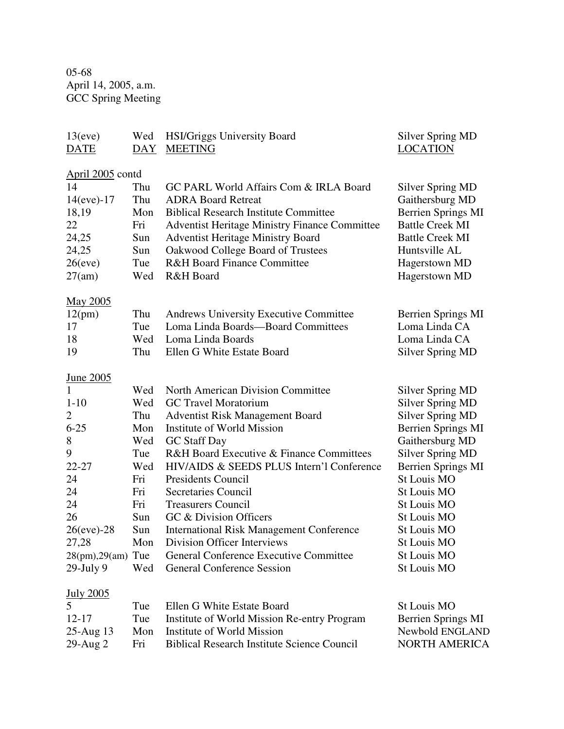05-68
April 14, 2005, a.m.
GCC Spring Meeting

| 13(eve) | Wed | HSI/Griggs University Board | Silver Spring MD |
|---|---|---|---|
| DATE | DAY | MEETING | LOCATION |
| April 2005 contd | | | |
| 14 | Thu | GC PARL World Affairs Com & IRLA Board | Silver Spring MD |
| 14(eve)-17 | Thu | ADRA Board Retreat | Gaithersburg MD |
| 18,19 | Mon | Biblical Research Institute Committee | Berrien Springs MI |
| 22 | Fri | Adventist Heritage Ministry Finance Committee | Battle Creek MI |
| 24,25 | Sun | Adventist Heritage Ministry Board | Battle Creek MI |
| 24,25 | Sun | Oakwood College Board of Trustees | Huntsville AL |
| 26(eve) | Tue | R&H Board Finance Committee | Hagerstown MD |
| 27(am) | Wed | R&H Board | Hagerstown MD |
| May 2005 | | | |
| 12(pm) | Thu | Andrews University Executive Committee | Berrien Springs MI |
| 17 | Tue | Loma Linda Boards—Board Committees | Loma Linda CA |
| 18 | Wed | Loma Linda Boards | Loma Linda CA |
| 19 | Thu | Ellen G White Estate Board | Silver Spring MD |
| June 2005 | | | |
| 1 | Wed | North American Division Committee | Silver Spring MD |
| 1-10 | Wed | GC Travel Moratorium | Silver Spring MD |
| 2 | Thu | Adventist Risk Management Board | Silver Spring MD |
| 6-25 | Mon | Institute of World Mission | Berrien Springs MI |
| 8 | Wed | GC Staff Day | Gaithersburg MD |
| 9 | Tue | R&H Board Executive & Finance Committees | Silver Spring MD |
| 22-27 | Wed | HIV/AIDS & SEEDS PLUS Intern'l Conference | Berrien Springs MI |
| 24 | Fri | Presidents Council | St Louis MO |
| 24 | Fri | Secretaries Council | St Louis MO |
| 24 | Fri | Treasurers Council | St Louis MO |
| 26 | Sun | GC & Division Officers | St Louis MO |
| 26(eve)-28 | Sun | International Risk Management Conference | St Louis MO |
| 27,28 | Mon | Division Officer Interviews | St Louis MO |
| 28(pm),29(am) | Tue | General Conference Executive Committee | St Louis MO |
| 29-July 9 | Wed | General Conference Session | St Louis MO |
| July 2005 | | | |
| 5 | Tue | Ellen G White Estate Board | St Louis MO |
| 12-17 | Tue | Institute of World Mission Re-entry Program | Berrien Springs MI |
| 25-Aug 13 | Mon | Institute of World Mission | Newbold ENGLAND |
| 29-Aug 2 | Fri | Biblical Research Institute Science Council | NORTH AMERICA |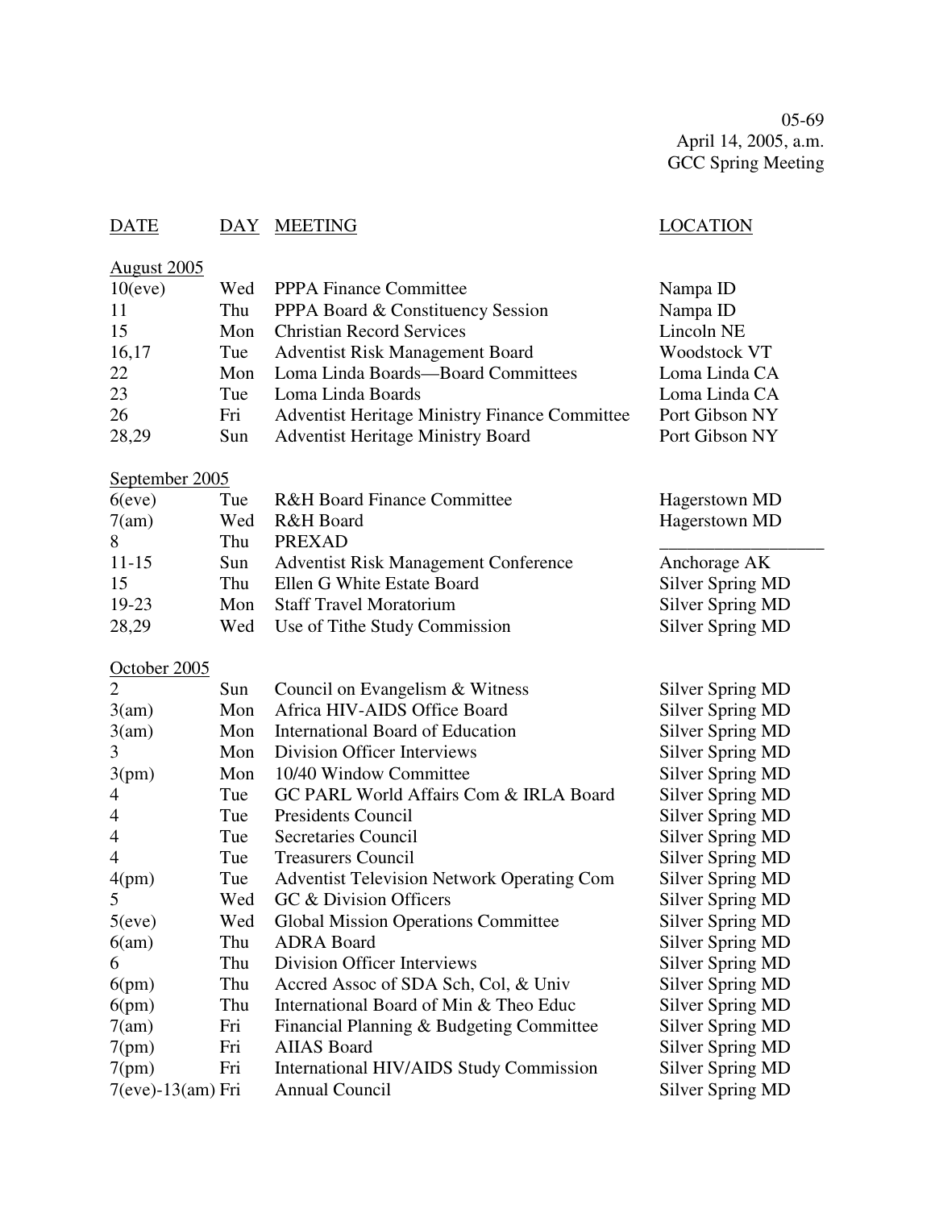05-69
April 14, 2005, a.m.
GCC Spring Meeting

| DATE | DAY | MEETING | LOCATION |
|---|---|---|---|
| August 2005 | | | |
| 10(eve) | Wed | PPPA Finance Committee | Nampa ID |
| 11 | Thu | PPPA Board & Constituency Session | Nampa ID |
| 15 | Mon | Christian Record Services | Lincoln NE |
| 16,17 | Tue | Adventist Risk Management Board | Woodstock VT |
| 22 | Mon | Loma Linda Boards—Board Committees | Loma Linda CA |
| 23 | Tue | Loma Linda Boards | Loma Linda CA |
| 26 | Fri | Adventist Heritage Ministry Finance Committee | Port Gibson NY |
| 28,29 | Sun | Adventist Heritage Ministry Board | Port Gibson NY |
| September 2005 | | | |
| 6(eve) | Tue | R&H Board Finance Committee | Hagerstown MD |
| 7(am) | Wed | R&H Board | Hagerstown MD |
| 8 | Thu | PREXAD | __________________ |
| 11-15 | Sun | Adventist Risk Management Conference | Anchorage AK |
| 15 | Thu | Ellen G White Estate Board | Silver Spring MD |
| 19-23 | Mon | Staff Travel Moratorium | Silver Spring MD |
| 28,29 | Wed | Use of Tithe Study Commission | Silver Spring MD |
| October 2005 | | | |
| 2 | Sun | Council on Evangelism & Witness | Silver Spring MD |
| 3(am) | Mon | Africa HIV-AIDS Office Board | Silver Spring MD |
| 3(am) | Mon | International Board of Education | Silver Spring MD |
| 3 | Mon | Division Officer Interviews | Silver Spring MD |
| 3(pm) | Mon | 10/40 Window Committee | Silver Spring MD |
| 4 | Tue | GC PARL World Affairs Com & IRLA Board | Silver Spring MD |
| 4 | Tue | Presidents Council | Silver Spring MD |
| 4 | Tue | Secretaries Council | Silver Spring MD |
| 4 | Tue | Treasurers Council | Silver Spring MD |
| 4(pm) | Tue | Adventist Television Network Operating Com | Silver Spring MD |
| 5 | Wed | GC & Division Officers | Silver Spring MD |
| 5(eve) | Wed | Global Mission Operations Committee | Silver Spring MD |
| 6(am) | Thu | ADRA Board | Silver Spring MD |
| 6 | Thu | Division Officer Interviews | Silver Spring MD |
| 6(pm) | Thu | Accred Assoc of SDA Sch, Col, & Univ | Silver Spring MD |
| 6(pm) | Thu | International Board of Min & Theo Educ | Silver Spring MD |
| 7(am) | Fri | Financial Planning & Budgeting Committee | Silver Spring MD |
| 7(pm) | Fri | AIIAS Board | Silver Spring MD |
| 7(pm) | Fri | International HIV/AIDS Study Commission | Silver Spring MD |
| 7(eve)-13(am) | Fri | Annual Council | Silver Spring MD |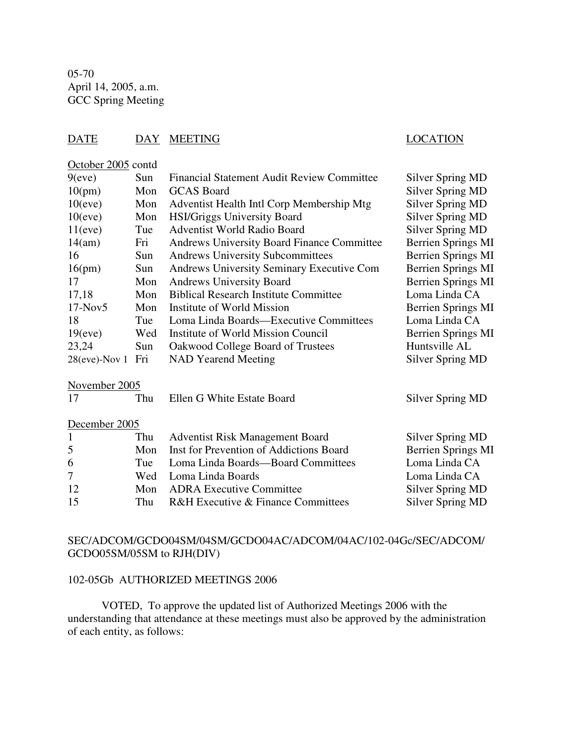05-70
April 14, 2005, a.m.
GCC Spring Meeting

| DATE | DAY | MEETING | LOCATION |
|---|---|---|---|
| October 2005 contd | | | |
| 9(eve) | Sun | Financial Statement Audit Review Committee | Silver Spring MD |
| 10(pm) | Mon | GCAS Board | Silver Spring MD |
| 10(eve) | Mon | Adventist Health Intl Corp Membership Mtg | Silver Spring MD |
| 10(eve) | Mon | HSI/Griggs University Board | Silver Spring MD |
| 11(eve) | Tue | Adventist World Radio Board | Silver Spring MD |
| 14(am) | Fri | Andrews University Board Finance Committee | Berrien Springs MI |
| 16 | Sun | Andrews University Subcommittees | Berrien Springs MI |
| 16(pm) | Sun | Andrews University Seminary Executive Com | Berrien Springs MI |
| 17 | Mon | Andrews University Board | Berrien Springs MI |
| 17,18 | Mon | Biblical Research Institute Committee | Loma Linda CA |
| 17-Nov5 | Mon | Institute of World Mission | Berrien Springs MI |
| 18 | Tue | Loma Linda Boards—Executive Committees | Loma Linda CA |
| 19(eve) | Wed | Institute of World Mission Council | Berrien Springs MI |
| 23,24 | Sun | Oakwood College Board of Trustees | Huntsville AL |
| 28(eve)-Nov 1 | Fri | NAD Yearend Meeting | Silver Spring MD |
| November 2005 | | | |
| 17 | Thu | Ellen G White Estate Board | Silver Spring MD |
| December 2005 | | | |
| 1 | Thu | Adventist Risk Management Board | Silver Spring MD |
| 5 | Mon | Inst for Prevention of Addictions Board | Berrien Springs MI |
| 6 | Tue | Loma Linda Boards—Board Committees | Loma Linda CA |
| 7 | Wed | Loma Linda Boards | Loma Linda CA |
| 12 | Mon | ADRA Executive Committee | Silver Spring MD |
| 15 | Thu | R&H Executive & Finance Committees | Silver Spring MD |

SEC/ADCOM/GCDO04SM/04SM/GCDO04AC/ADCOM/04AC/102-04Gc/SEC/ADCOM/GCDO05SM/05SM to RJH(DIV)

102-05Gb AUTHORIZED MEETINGS 2006

VOTED, To approve the updated list of Authorized Meetings 2006 with the understanding that attendance at these meetings must also be approved by the administration of each entity, as follows: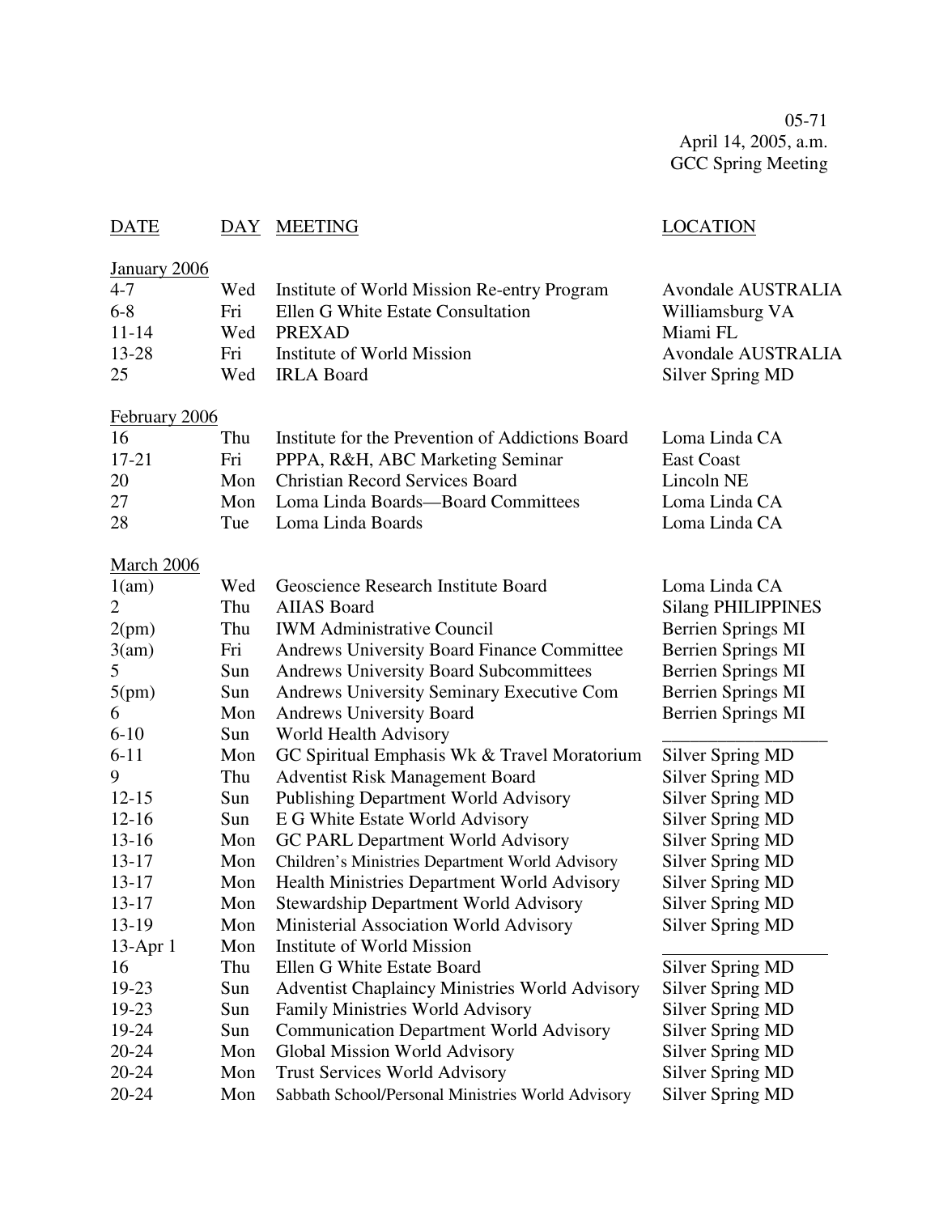05-71
April 14, 2005, a.m.
GCC Spring Meeting

| DATE | DAY | MEETING | LOCATION |
|---|---|---|---|
| **January 2006** | | | |
| 4-7 | Wed | Institute of World Mission Re-entry Program | Avondale AUSTRALIA |
| 6-8 | Fri | Ellen G White Estate Consultation | Williamsburg VA |
| 11-14 | Wed | PREXAD | Miami FL |
| 13-28 | Fri | Institute of World Mission | Avondale AUSTRALIA |
| 25 | Wed | IRLA Board | Silver Spring MD |
| **February 2006** | | | |
| 16 | Thu | Institute for the Prevention of Addictions Board | Loma Linda CA |
| 17-21 | Fri | PPPA, R&H, ABC Marketing Seminar | East Coast |
| 20 | Mon | Christian Record Services Board | Lincoln NE |
| 27 | Mon | Loma Linda Boards—Board Committees | Loma Linda CA |
| 28 | Tue | Loma Linda Boards | Loma Linda CA |
| **March 2006** | | | |
| 1(am) | Wed | Geoscience Research Institute Board | Loma Linda CA |
| 2 | Thu | AIIAS Board | Silang PHILIPPINES |
| 2(pm) | Thu | IWM Administrative Council | Berrien Springs MI |
| 3(am) | Fri | Andrews University Board Finance Committee | Berrien Springs MI |
| 5 | Sun | Andrews University Board Subcommittees | Berrien Springs MI |
| 5(pm) | Sun | Andrews University Seminary Executive Com | Berrien Springs MI |
| 6 | Mon | Andrews University Board | Berrien Springs MI |
| 6-10 | Sun | World Health Advisory | __________________ |
| 6-11 | Mon | GC Spiritual Emphasis Wk & Travel Moratorium | Silver Spring MD |
| 9 | Thu | Adventist Risk Management Board | Silver Spring MD |
| 12-15 | Sun | Publishing Department World Advisory | Silver Spring MD |
| 12-16 | Sun | E G White Estate World Advisory | Silver Spring MD |
| 13-16 | Mon | GC PARL Department World Advisory | Silver Spring MD |
| 13-17 | Mon | Children's Ministries Department World Advisory | Silver Spring MD |
| 13-17 | Mon | Health Ministries Department World Advisory | Silver Spring MD |
| 13-17 | Mon | Stewardship Department World Advisory | Silver Spring MD |
| 13-19 | Mon | Ministerial Association World Advisory | Silver Spring MD |
| 13-Apr 1 | Mon | Institute of World Mission | __________________ |
| 16 | Thu | Ellen G White Estate Board | Silver Spring MD |
| 19-23 | Sun | Adventist Chaplaincy Ministries World Advisory | Silver Spring MD |
| 19-23 | Sun | Family Ministries World Advisory | Silver Spring MD |
| 19-24 | Sun | Communication Department World Advisory | Silver Spring MD |
| 20-24 | Mon | Global Mission World Advisory | Silver Spring MD |
| 20-24 | Mon | Trust Services World Advisory | Silver Spring MD |
| 20-24 | Mon | Sabbath School/Personal Ministries World Advisory | Silver Spring MD |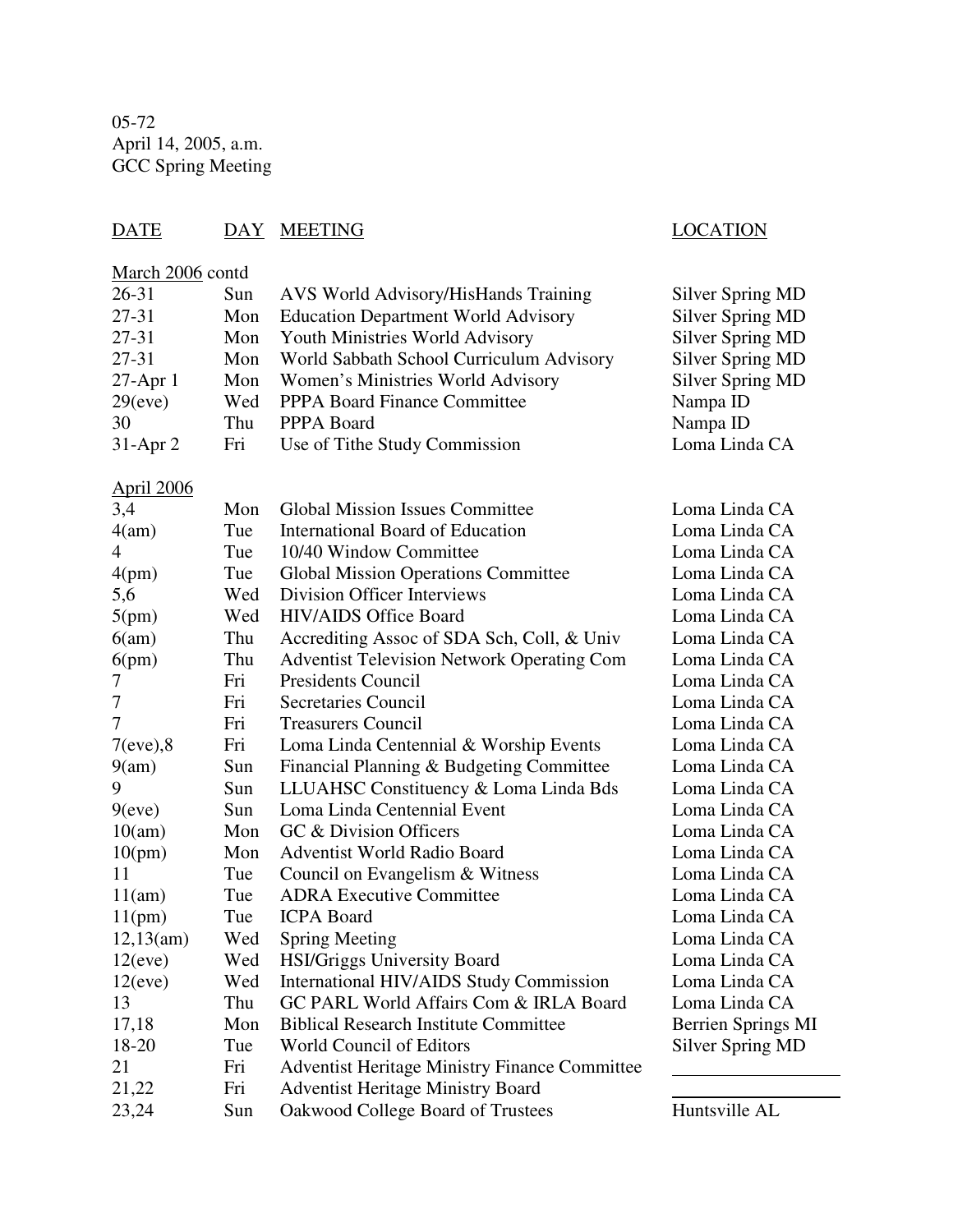05-72
April 14, 2005, a.m.
GCC Spring Meeting

| DATE | DAY | MEETING | LOCATION |
| --- | --- | --- | --- |
| March 2006 contd | | | |
| 26-31 | Sun | AVS World Advisory/HisHands Training | Silver Spring MD |
| 27-31 | Mon | Education Department World Advisory | Silver Spring MD |
| 27-31 | Mon | Youth Ministries World Advisory | Silver Spring MD |
| 27-31 | Mon | World Sabbath School Curriculum Advisory | Silver Spring MD |
| 27-Apr 1 | Mon | Women's Ministries World Advisory | Silver Spring MD |
| 29(eve) | Wed | PPPA Board Finance Committee | Nampa ID |
| 30 | Thu | PPPA Board | Nampa ID |
| 31-Apr 2 | Fri | Use of Tithe Study Commission | Loma Linda CA |
| April 2006 | | | |
| 3,4 | Mon | Global Mission Issues Committee | Loma Linda CA |
| 4(am) | Tue | International Board of Education | Loma Linda CA |
| 4 | Tue | 10/40 Window Committee | Loma Linda CA |
| 4(pm) | Tue | Global Mission Operations Committee | Loma Linda CA |
| 5,6 | Wed | Division Officer Interviews | Loma Linda CA |
| 5(pm) | Wed | HIV/AIDS Office Board | Loma Linda CA |
| 6(am) | Thu | Accrediting Assoc of SDA Sch, Coll, & Univ | Loma Linda CA |
| 6(pm) | Thu | Adventist Television Network Operating Com | Loma Linda CA |
| 7 | Fri | Presidents Council | Loma Linda CA |
| 7 | Fri | Secretaries Council | Loma Linda CA |
| 7 | Fri | Treasurers Council | Loma Linda CA |
| 7(eve),8 | Fri | Loma Linda Centennial & Worship Events | Loma Linda CA |
| 9(am) | Sun | Financial Planning & Budgeting Committee | Loma Linda CA |
| 9 | Sun | LLUAHSC Constituency & Loma Linda Bds | Loma Linda CA |
| 9(eve) | Sun | Loma Linda Centennial Event | Loma Linda CA |
| 10(am) | Mon | GC & Division Officers | Loma Linda CA |
| 10(pm) | Mon | Adventist World Radio Board | Loma Linda CA |
| 11 | Tue | Council on Evangelism & Witness | Loma Linda CA |
| 11(am) | Tue | ADRA Executive Committee | Loma Linda CA |
| 11(pm) | Tue | ICPA Board | Loma Linda CA |
| 12,13(am) | Wed | Spring Meeting | Loma Linda CA |
| 12(eve) | Wed | HSI/Griggs University Board | Loma Linda CA |
| 12(eve) | Wed | International HIV/AIDS Study Commission | Loma Linda CA |
| 13 | Thu | GC PARL World Affairs Com & IRLA Board | Loma Linda CA |
| 17,18 | Mon | Biblical Research Institute Committee | Berrien Springs MI |
| 18-20 | Tue | World Council of Editors | Silver Spring MD |
| 21 | Fri | Adventist Heritage Ministry Finance Committee | ________________ |
| 21,22 | Fri | Adventist Heritage Ministry Board | ________________ |
| 23,24 | Sun | Oakwood College Board of Trustees | Huntsville AL |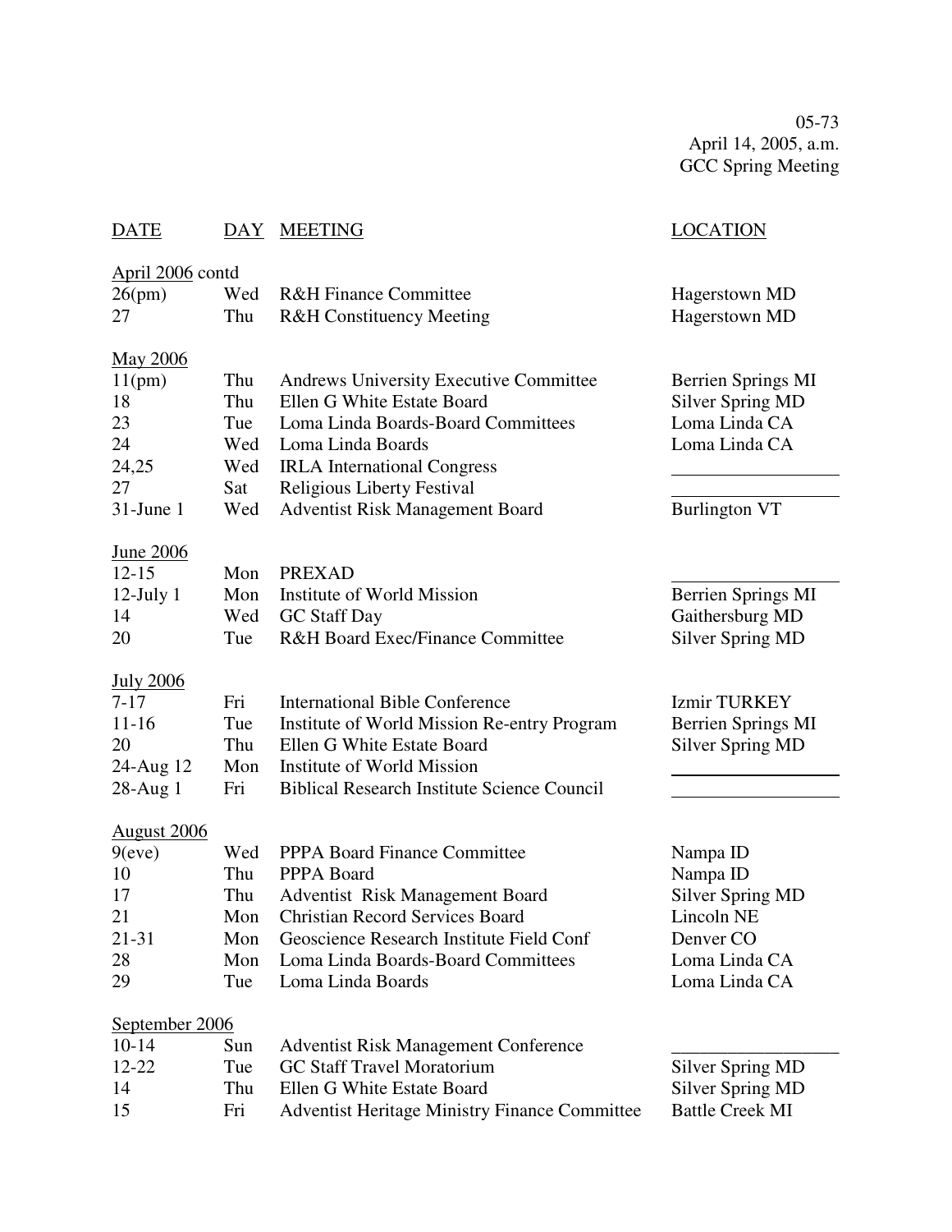05-73
April 14, 2005, a.m.
GCC Spring Meeting

| DATE | DAY | MEETING | LOCATION |
|---|---|---|---|
| April 2006 contd | | | |
| 26(pm) | Wed | R&H Finance Committee | Hagerstown MD |
| 27 | Thu | R&H Constituency Meeting | Hagerstown MD |
| May 2006 | | | |
| 11(pm) | Thu | Andrews University Executive Committee | Berrien Springs MI |
| 18 | Thu | Ellen G White Estate Board | Silver Spring MD |
| 23 | Tue | Loma Linda Boards-Board Committees | Loma Linda CA |
| 24 | Wed | Loma Linda Boards | Loma Linda CA |
| 24,25 | Wed | IRLA International Congress | __________________ |
| 27 | Sat | Religious Liberty Festival | __________________ |
| 31-June 1 | Wed | Adventist Risk Management Board | Burlington VT |
| June 2006 | | | |
| 12-15 | Mon | PREXAD | __________________ |
| 12-July 1 | Mon | Institute of World Mission | Berrien Springs MI |
| 14 | Wed | GC Staff Day | Gaithersburg MD |
| 20 | Tue | R&H Board Exec/Finance Committee | Silver Spring MD |
| July 2006 | | | |
| 7-17 | Fri | International Bible Conference | Izmir TURKEY |
| 11-16 | Tue | Institute of World Mission Re-entry Program | Berrien Springs MI |
| 20 | Thu | Ellen G White Estate Board | Silver Spring MD |
| 24-Aug 12 | Mon | Institute of World Mission | __________________ |
| 28-Aug 1 | Fri | Biblical Research Institute Science Council | __________________ |
| August 2006 | | | |
| 9(eve) | Wed | PPPA Board Finance Committee | Nampa ID |
| 10 | Thu | PPPA Board | Nampa ID |
| 17 | Thu | Adventist Risk Management Board | Silver Spring MD |
| 21 | Mon | Christian Record Services Board | Lincoln NE |
| 21-31 | Mon | Geoscience Research Institute Field Conf | Denver CO |
| 28 | Mon | Loma Linda Boards-Board Committees | Loma Linda CA |
| 29 | Tue | Loma Linda Boards | Loma Linda CA |
| September 2006 | | | |
| 10-14 | Sun | Adventist Risk Management Conference | __________________ |
| 12-22 | Tue | GC Staff Travel Moratorium | Silver Spring MD |
| 14 | Thu | Ellen G White Estate Board | Silver Spring MD |
| 15 | Fri | Adventist Heritage Ministry Finance Committee | Battle Creek MI |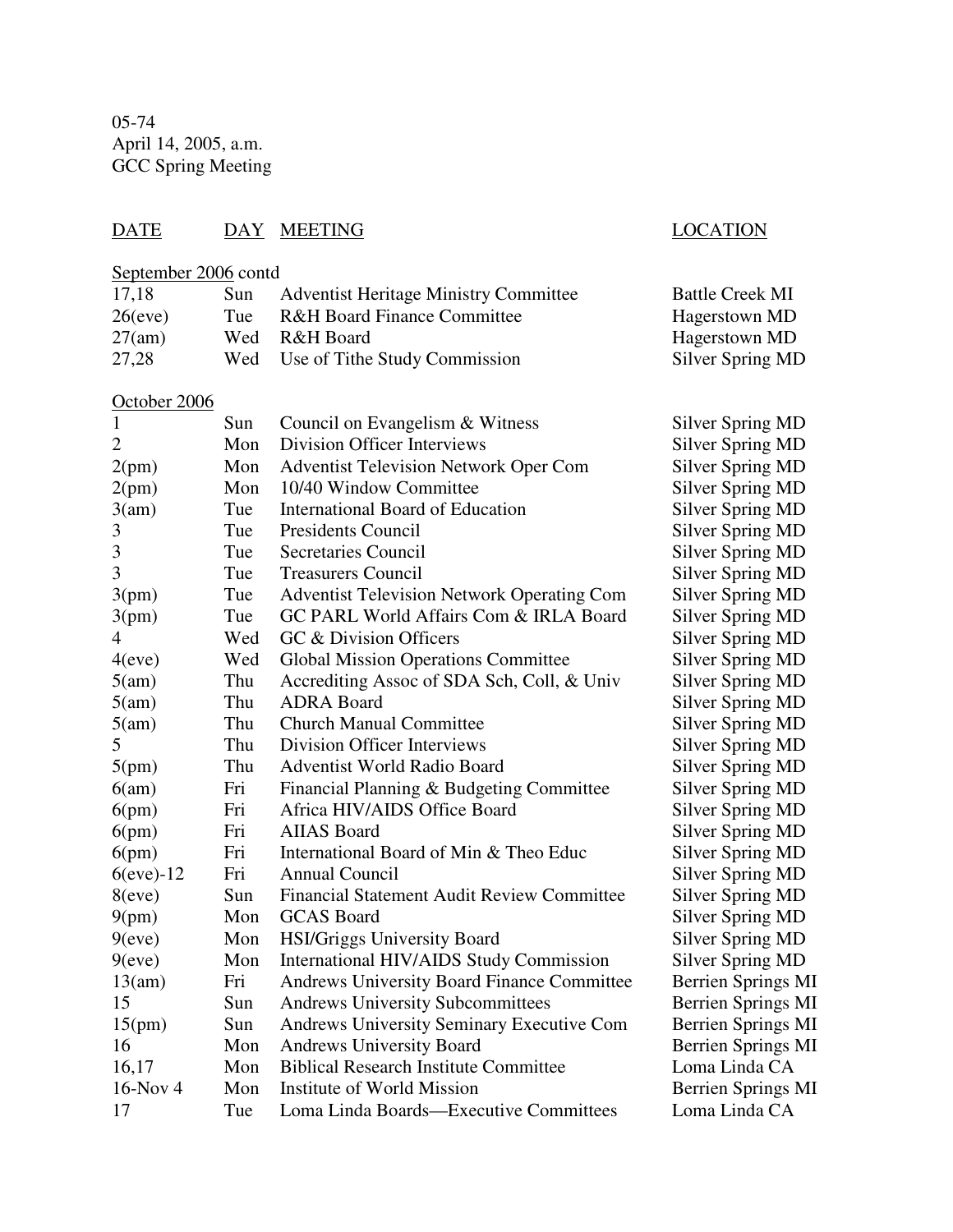05-74
April 14, 2005, a.m.
GCC Spring Meeting

| DATE | DAY | MEETING | LOCATION |
|---|---|---|---|
| September 2006 contd | | | |
| 17,18 | Sun | Adventist Heritage Ministry Committee | Battle Creek MI |
| 26(eve) | Tue | R&H Board Finance Committee | Hagerstown MD |
| 27(am) | Wed | R&H Board | Hagerstown MD |
| 27,28 | Wed | Use of Tithe Study Commission | Silver Spring MD |
| October 2006 | | | |
| 1 | Sun | Council on Evangelism & Witness | Silver Spring MD |
| 2 | Mon | Division Officer Interviews | Silver Spring MD |
| 2(pm) | Mon | Adventist Television Network Oper Com | Silver Spring MD |
| 2(pm) | Mon | 10/40 Window Committee | Silver Spring MD |
| 3(am) | Tue | International Board of Education | Silver Spring MD |
| 3 | Tue | Presidents Council | Silver Spring MD |
| 3 | Tue | Secretaries Council | Silver Spring MD |
| 3 | Tue | Treasurers Council | Silver Spring MD |
| 3(pm) | Tue | Adventist Television Network Operating Com | Silver Spring MD |
| 3(pm) | Tue | GC PARL World Affairs Com & IRLA Board | Silver Spring MD |
| 4 | Wed | GC & Division Officers | Silver Spring MD |
| 4(eve) | Wed | Global Mission Operations Committee | Silver Spring MD |
| 5(am) | Thu | Accrediting Assoc of SDA Sch, Coll, & Univ | Silver Spring MD |
| 5(am) | Thu | ADRA Board | Silver Spring MD |
| 5(am) | Thu | Church Manual Committee | Silver Spring MD |
| 5 | Thu | Division Officer Interviews | Silver Spring MD |
| 5(pm) | Thu | Adventist World Radio Board | Silver Spring MD |
| 6(am) | Fri | Financial Planning & Budgeting Committee | Silver Spring MD |
| 6(pm) | Fri | Africa HIV/AIDS Office Board | Silver Spring MD |
| 6(pm) | Fri | AIIAS Board | Silver Spring MD |
| 6(pm) | Fri | International Board of Min & Theo Educ | Silver Spring MD |
| 6(eve)-12 | Fri | Annual Council | Silver Spring MD |
| 8(eve) | Sun | Financial Statement Audit Review Committee | Silver Spring MD |
| 9(pm) | Mon | GCAS Board | Silver Spring MD |
| 9(eve) | Mon | HSI/Griggs University Board | Silver Spring MD |
| 9(eve) | Mon | International HIV/AIDS Study Commission | Silver Spring MD |
| 13(am) | Fri | Andrews University Board Finance Committee | Berrien Springs MI |
| 15 | Sun | Andrews University Subcommittees | Berrien Springs MI |
| 15(pm) | Sun | Andrews University Seminary Executive Com | Berrien Springs MI |
| 16 | Mon | Andrews University Board | Berrien Springs MI |
| 16,17 | Mon | Biblical Research Institute Committee | Loma Linda CA |
| 16-Nov 4 | Mon | Institute of World Mission | Berrien Springs MI |
| 17 | Tue | Loma Linda Boards—Executive Committees | Loma Linda CA |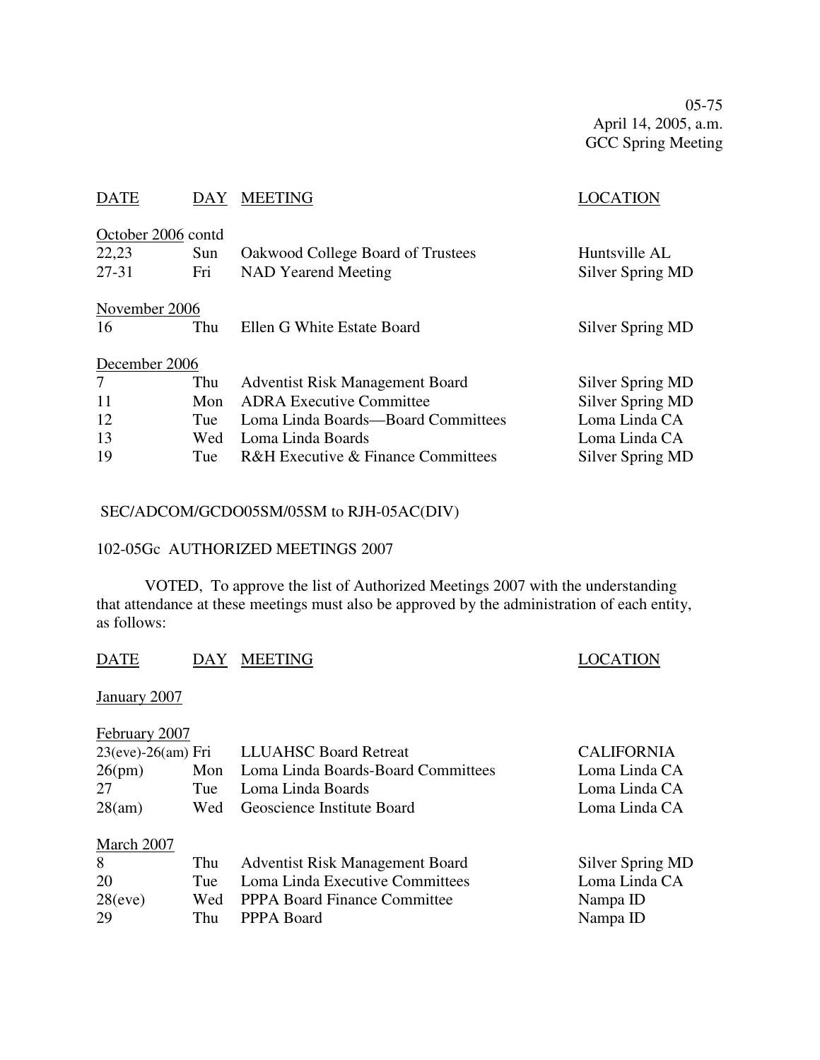05-75
April 14, 2005, a.m.
GCC Spring Meeting

| DATE | DAY | MEETING | LOCATION |
|---|---|---|---|
| October 2006 contd | | | |
| 22,23 | Sun | Oakwood College Board of Trustees | Huntsville AL |
| 27-31 | Fri | NAD Yearend Meeting | Silver Spring MD |
| November 2006 | | | |
| 16 | Thu | Ellen G White Estate Board | Silver Spring MD |
| December 2006 | | | |
| 7 | Thu | Adventist Risk Management Board | Silver Spring MD |
| 11 | Mon | ADRA Executive Committee | Silver Spring MD |
| 12 | Tue | Loma Linda Boards—Board Committees | Loma Linda CA |
| 13 | Wed | Loma Linda Boards | Loma Linda CA |
| 19 | Tue | R&H Executive & Finance Committees | Silver Spring MD |

SEC/ADCOM/GCDO05SM/05SM to RJH-05AC(DIV)

102-05Gc AUTHORIZED MEETINGS 2007

VOTED, To approve the list of Authorized Meetings 2007 with the understanding that attendance at these meetings must also be approved by the administration of each entity, as follows:

| DATE | DAY | MEETING | LOCATION |
|---|---|---|---|
| January 2007 | | | |
| February 2007 | | | |
| 23(eve)-26(am) | Fri | LLUAHSC Board Retreat | CALIFORNIA |
| 26(pm) | Mon | Loma Linda Boards-Board Committees | Loma Linda CA |
| 27 | Tue | Loma Linda Boards | Loma Linda CA |
| 28(am) | Wed | Geoscience Institute Board | Loma Linda CA |
| March 2007 | | | |
| 8 | Thu | Adventist Risk Management Board | Silver Spring MD |
| 20 | Tue | Loma Linda Executive Committees | Loma Linda CA |
| 28(eve) | Wed | PPPA Board Finance Committee | Nampa ID |
| 29 | Thu | PPPA Board | Nampa ID |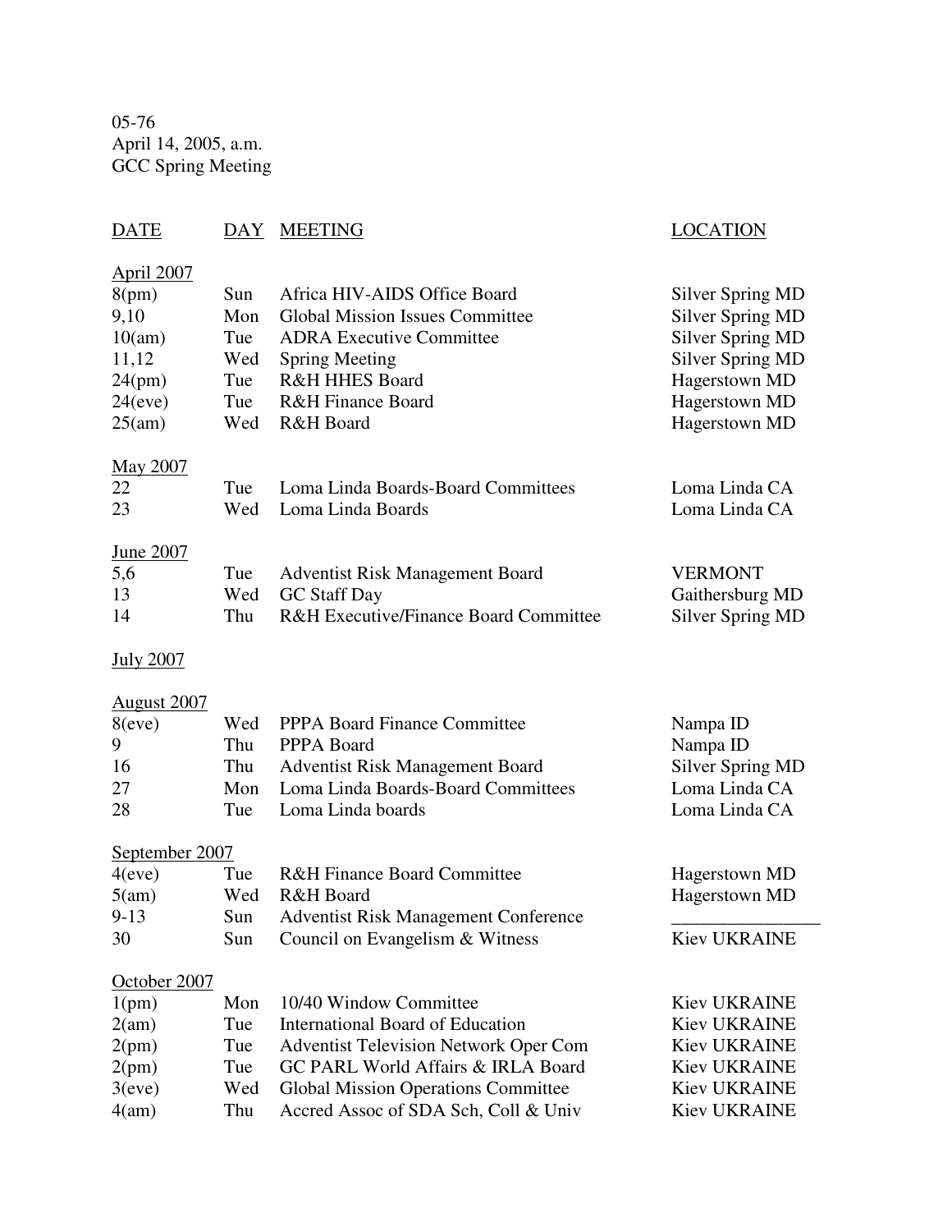05-76
April 14, 2005, a.m.
GCC Spring Meeting

| DATE | DAY | MEETING | LOCATION |
|---|---|---|---|
| April 2007 | | | |
| 8(pm) | Sun | Africa HIV-AIDS Office Board | Silver Spring MD |
| 9,10 | Mon | Global Mission Issues Committee | Silver Spring MD |
| 10(am) | Tue | ADRA Executive Committee | Silver Spring MD |
| 11,12 | Wed | Spring Meeting | Silver Spring MD |
| 24(pm) | Tue | R&H HHES Board | Hagerstown MD |
| 24(eve) | Tue | R&H Finance Board | Hagerstown MD |
| 25(am) | Wed | R&H Board | Hagerstown MD |
| May 2007 | | | |
| 22 | Tue | Loma Linda Boards-Board Committees | Loma Linda CA |
| 23 | Wed | Loma Linda Boards | Loma Linda CA |
| June 2007 | | | |
| 5,6 | Tue | Adventist Risk Management Board | VERMONT |
| 13 | Wed | GC Staff Day | Gaithersburg MD |
| 14 | Thu | R&H Executive/Finance Board Committee | Silver Spring MD |
| July 2007 | | | |
| August 2007 | | | |
| 8(eve) | Wed | PPPA Board Finance Committee | Nampa ID |
| 9 | Thu | PPPA Board | Nampa ID |
| 16 | Thu | Adventist Risk Management Board | Silver Spring MD |
| 27 | Mon | Loma Linda Boards-Board Committees | Loma Linda CA |
| 28 | Tue | Loma Linda boards | Loma Linda CA |
| September 2007 | | | |
| 4(eve) | Tue | R&H Finance Board Committee | Hagerstown MD |
| 5(am) | Wed | R&H Board | Hagerstown MD |
| 9-13 | Sun | Adventist Risk Management Conference | ________________ |
| 30 | Sun | Council on Evangelism & Witness | Kiev UKRAINE |
| October 2007 | | | |
| 1(pm) | Mon | 10/40 Window Committee | Kiev UKRAINE |
| 2(am) | Tue | International Board of Education | Kiev UKRAINE |
| 2(pm) | Tue | Adventist Television Network Oper Com | Kiev UKRAINE |
| 2(pm) | Tue | GC PARL World Affairs & IRLA Board | Kiev UKRAINE |
| 3(eve) | Wed | Global Mission Operations Committee | Kiev UKRAINE |
| 4(am) | Thu | Accred Assoc of SDA Sch, Coll & Univ | Kiev UKRAINE |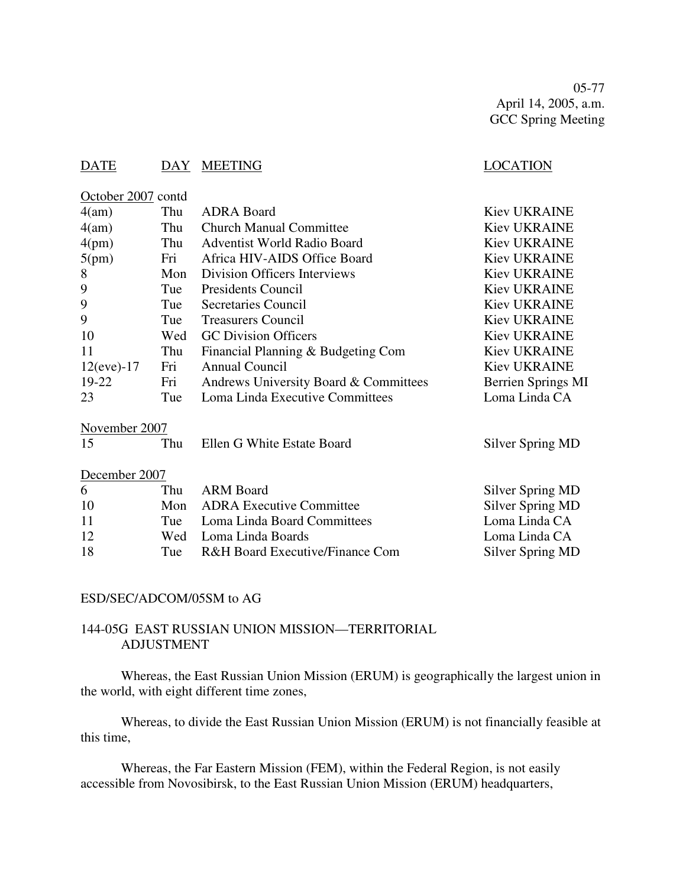05-77
April 14, 2005, a.m.
GCC Spring Meeting

| DATE | DAY | MEETING | LOCATION |
|---|---|---|---|
| October 2007 contd | | | |
| 4(am) | Thu | ADRA Board | Kiev UKRAINE |
| 4(am) | Thu | Church Manual Committee | Kiev UKRAINE |
| 4(pm) | Thu | Adventist World Radio Board | Kiev UKRAINE |
| 5(pm) | Fri | Africa HIV-AIDS Office Board | Kiev UKRAINE |
| 8 | Mon | Division Officers Interviews | Kiev UKRAINE |
| 9 | Tue | Presidents Council | Kiev UKRAINE |
| 9 | Tue | Secretaries Council | Kiev UKRAINE |
| 9 | Tue | Treasurers Council | Kiev UKRAINE |
| 10 | Wed | GC Division Officers | Kiev UKRAINE |
| 11 | Thu | Financial Planning & Budgeting Com | Kiev UKRAINE |
| 12(eve)-17 | Fri | Annual Council | Kiev UKRAINE |
| 19-22 | Fri | Andrews University Board & Committees | Berrien Springs MI |
| 23 | Tue | Loma Linda Executive Committees | Loma Linda CA |
| November 2007 | | | |
| 15 | Thu | Ellen G White Estate Board | Silver Spring MD |
| December 2007 | | | |
| 6 | Thu | ARM Board | Silver Spring MD |
| 10 | Mon | ADRA Executive Committee | Silver Spring MD |
| 11 | Tue | Loma Linda Board Committees | Loma Linda CA |
| 12 | Wed | Loma Linda Boards | Loma Linda CA |
| 18 | Tue | R&H Board Executive/Finance Com | Silver Spring MD |

ESD/SEC/ADCOM/05SM to AG

## 144-05G EAST RUSSIAN UNION MISSION—TERRITORIAL ADJUSTMENT

Whereas, the East Russian Union Mission (ERUM) is geographically the largest union in the world, with eight different time zones,

Whereas, to divide the East Russian Union Mission (ERUM) is not financially feasible at this time,

Whereas, the Far Eastern Mission (FEM), within the Federal Region, is not easily accessible from Novosibirsk, to the East Russian Union Mission (ERUM) headquarters,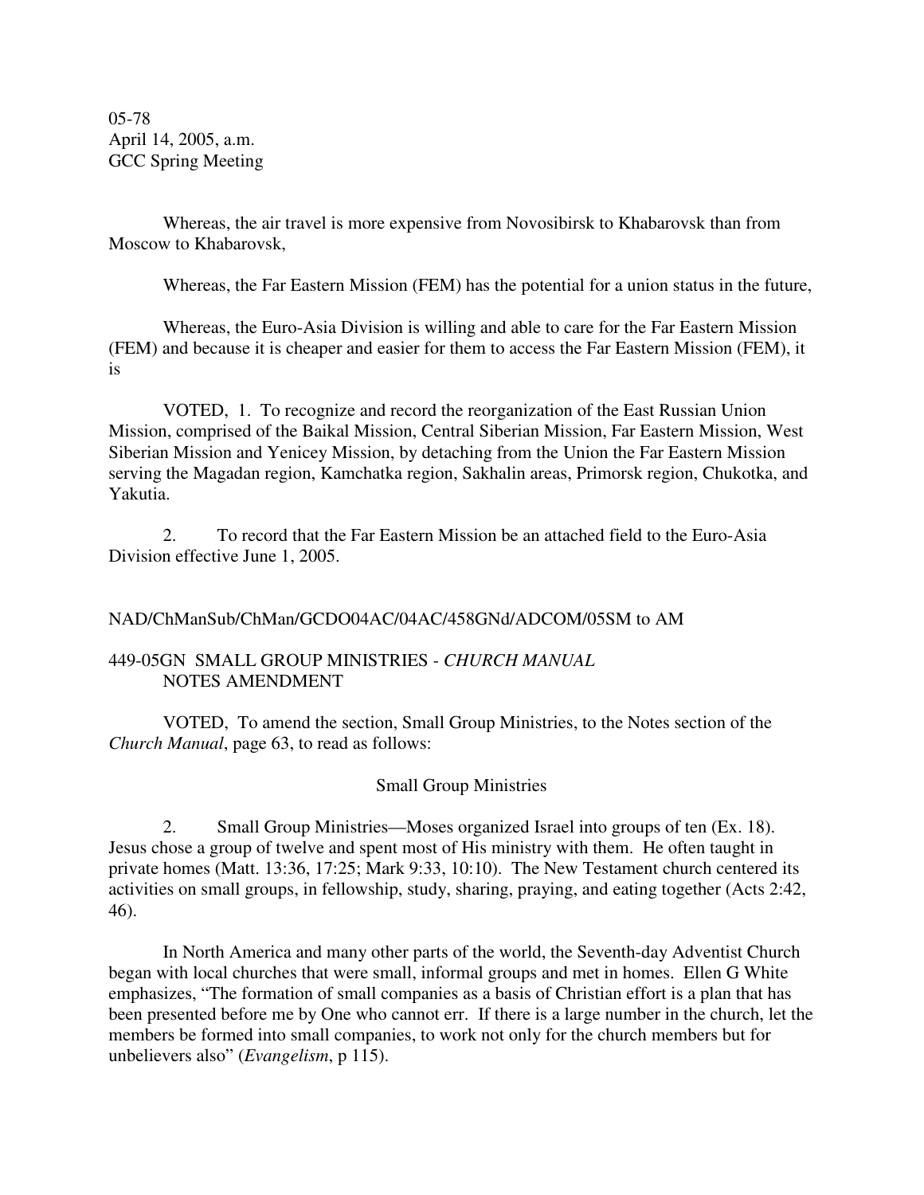05-78
April 14, 2005, a.m.
GCC Spring Meeting

Whereas, the air travel is more expensive from Novosibirsk to Khabarovsk than from Moscow to Khabarovsk,

Whereas, the Far Eastern Mission (FEM) has the potential for a union status in the future,

Whereas, the Euro-Asia Division is willing and able to care for the Far Eastern Mission (FEM) and because it is cheaper and easier for them to access the Far Eastern Mission (FEM), it is

VOTED, 1. To recognize and record the reorganization of the East Russian Union Mission, comprised of the Baikal Mission, Central Siberian Mission, Far Eastern Mission, West Siberian Mission and Yenicey Mission, by detaching from the Union the Far Eastern Mission serving the Magadan region, Kamchatka region, Sakhalin areas, Primorsk region, Chukotka, and Yakutia.

2. To record that the Far Eastern Mission be an attached field to the Euro-Asia Division effective June 1, 2005.

NAD/ChManSub/ChMan/GCDO04AC/04AC/458GNd/ADCOM/05SM to AM

449-05GN SMALL GROUP MINISTRIES - *CHURCH MANUAL* NOTES AMENDMENT

VOTED, To amend the section, Small Group Ministries, to the Notes section of the *Church Manual*, page 63, to read as follows:

Small Group Ministries

2. Small Group Ministries—Moses organized Israel into groups of ten (Ex. 18). Jesus chose a group of twelve and spent most of His ministry with them. He often taught in private homes (Matt. 13:36, 17:25; Mark 9:33, 10:10). The New Testament church centered its activities on small groups, in fellowship, study, sharing, praying, and eating together (Acts 2:42, 46).

In North America and many other parts of the world, the Seventh-day Adventist Church began with local churches that were small, informal groups and met in homes. Ellen G White emphasizes, "The formation of small companies as a basis of Christian effort is a plan that has been presented before me by One who cannot err. If there is a large number in the church, let the members be formed into small companies, to work not only for the church members but for unbelievers also" (*Evangelism*, p 115).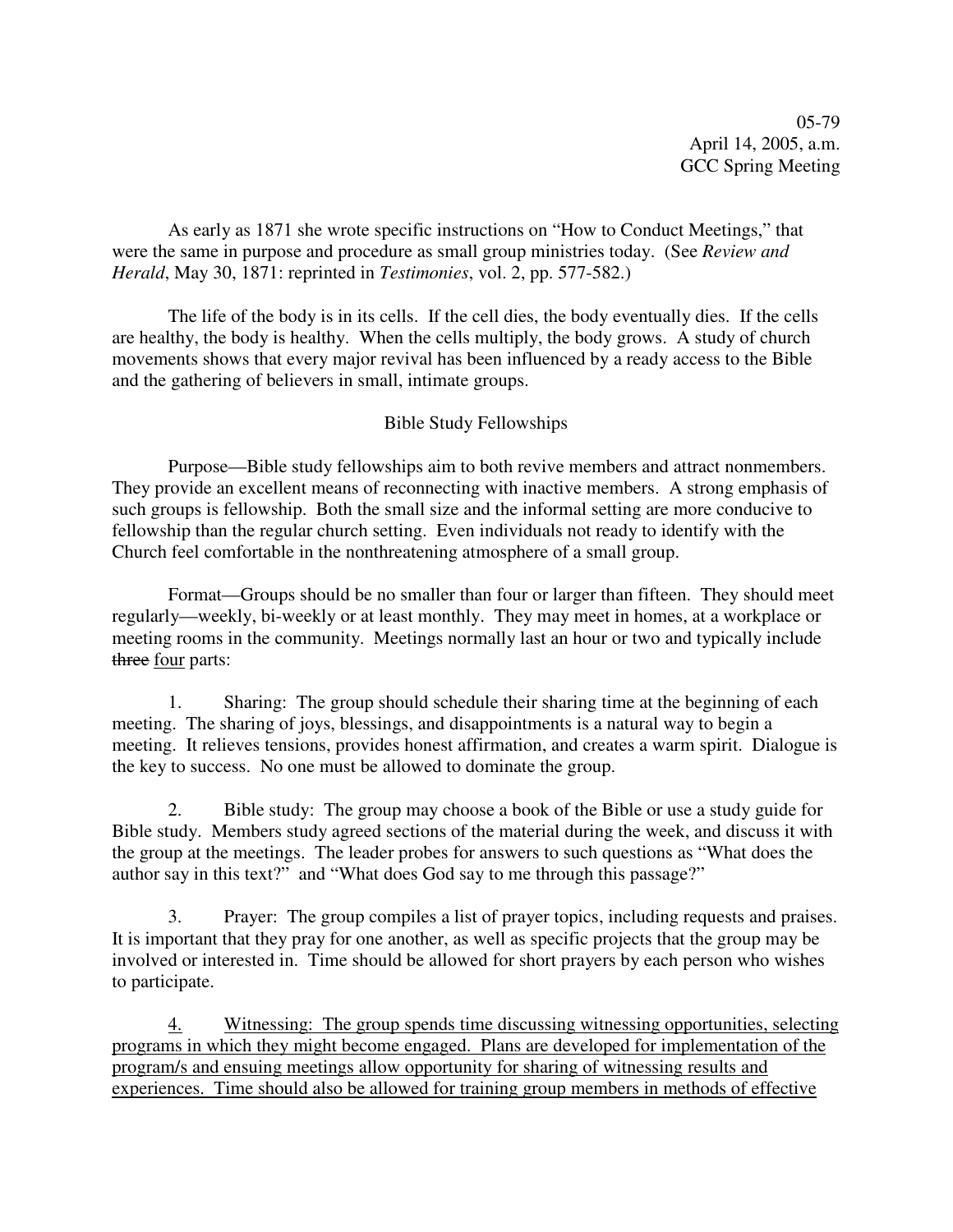05-79
April 14, 2005, a.m.
GCC Spring Meeting

As early as 1871 she wrote specific instructions on "How to Conduct Meetings," that were the same in purpose and procedure as small group ministries today. (See *Review and Herald*, May 30, 1871: reprinted in *Testimonies*, vol. 2, pp. 577-582.)

The life of the body is in its cells. If the cell dies, the body eventually dies. If the cells are healthy, the body is healthy. When the cells multiply, the body grows. A study of church movements shows that every major revival has been influenced by a ready access to the Bible and the gathering of believers in small, intimate groups.

Bible Study Fellowships

Purpose—Bible study fellowships aim to both revive members and attract nonmembers. They provide an excellent means of reconnecting with inactive members. A strong emphasis of such groups is fellowship. Both the small size and the informal setting are more conducive to fellowship than the regular church setting. Even individuals not ready to identify with the Church feel comfortable in the nonthreatening atmosphere of a small group.

Format—Groups should be no smaller than four or larger than fifteen. They should meet regularly—weekly, bi-weekly or at least monthly. They may meet in homes, at a workplace or meeting rooms in the community. Meetings normally last an hour or two and typically include ~~three~~ <u>four</u> parts:

1. Sharing: The group should schedule their sharing time at the beginning of each meeting. The sharing of joys, blessings, and disappointments is a natural way to begin a meeting. It relieves tensions, provides honest affirmation, and creates a warm spirit. Dialogue is the key to success. No one must be allowed to dominate the group.

2. Bible study: The group may choose a book of the Bible or use a study guide for Bible study. Members study agreed sections of the material during the week, and discuss it with the group at the meetings. The leader probes for answers to such questions as "What does the author say in this text?" and "What does God say to me through this passage?"

3. Prayer: The group compiles a list of prayer topics, including requests and praises. It is important that they pray for one another, as well as specific projects that the group may be involved or interested in. Time should be allowed for short prayers by each person who wishes to participate.

<u>4. Witnessing: The group spends time discussing witnessing opportunities, selecting programs in which they might become engaged. Plans are developed for implementation of the program/s and ensuing meetings allow opportunity for sharing of witnessing results and experiences. Time should also be allowed for training group members in methods of effective</u>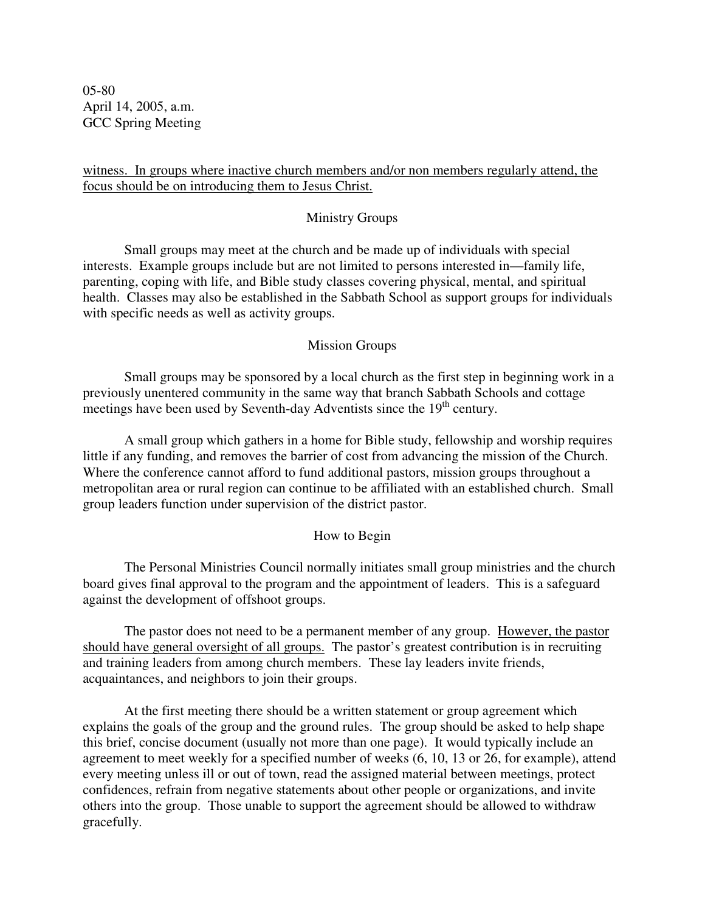<u>witness. In groups where inactive church members and/or non members regularly attend, the focus should be on introducing them to Jesus Christ.</u>

### Ministry Groups

Small groups may meet at the church and be made up of individuals with special interests. Example groups include but are not limited to persons interested in—family life, parenting, coping with life, and Bible study classes covering physical, mental, and spiritual health. Classes may also be established in the Sabbath School as support groups for individuals with specific needs as well as activity groups.

### Mission Groups

Small groups may be sponsored by a local church as the first step in beginning work in a previously unentered community in the same way that branch Sabbath Schools and cottage meetings have been used by Seventh-day Adventists since the 19th century.

A small group which gathers in a home for Bible study, fellowship and worship requires little if any funding, and removes the barrier of cost from advancing the mission of the Church. Where the conference cannot afford to fund additional pastors, mission groups throughout a metropolitan area or rural region can continue to be affiliated with an established church. Small group leaders function under supervision of the district pastor.

### How to Begin

The Personal Ministries Council normally initiates small group ministries and the church board gives final approval to the program and the appointment of leaders. This is a safeguard against the development of offshoot groups.

The pastor does not need to be a permanent member of any group. <u>However, the pastor should have general oversight of all groups.</u> The pastor's greatest contribution is in recruiting and training leaders from among church members. These lay leaders invite friends, acquaintances, and neighbors to join their groups.

At the first meeting there should be a written statement or group agreement which explains the goals of the group and the ground rules. The group should be asked to help shape this brief, concise document (usually not more than one page). It would typically include an agreement to meet weekly for a specified number of weeks (6, 10, 13 or 26, for example), attend every meeting unless ill or out of town, read the assigned material between meetings, protect confidences, refrain from negative statements about other people or organizations, and invite others into the group. Those unable to support the agreement should be allowed to withdraw gracefully.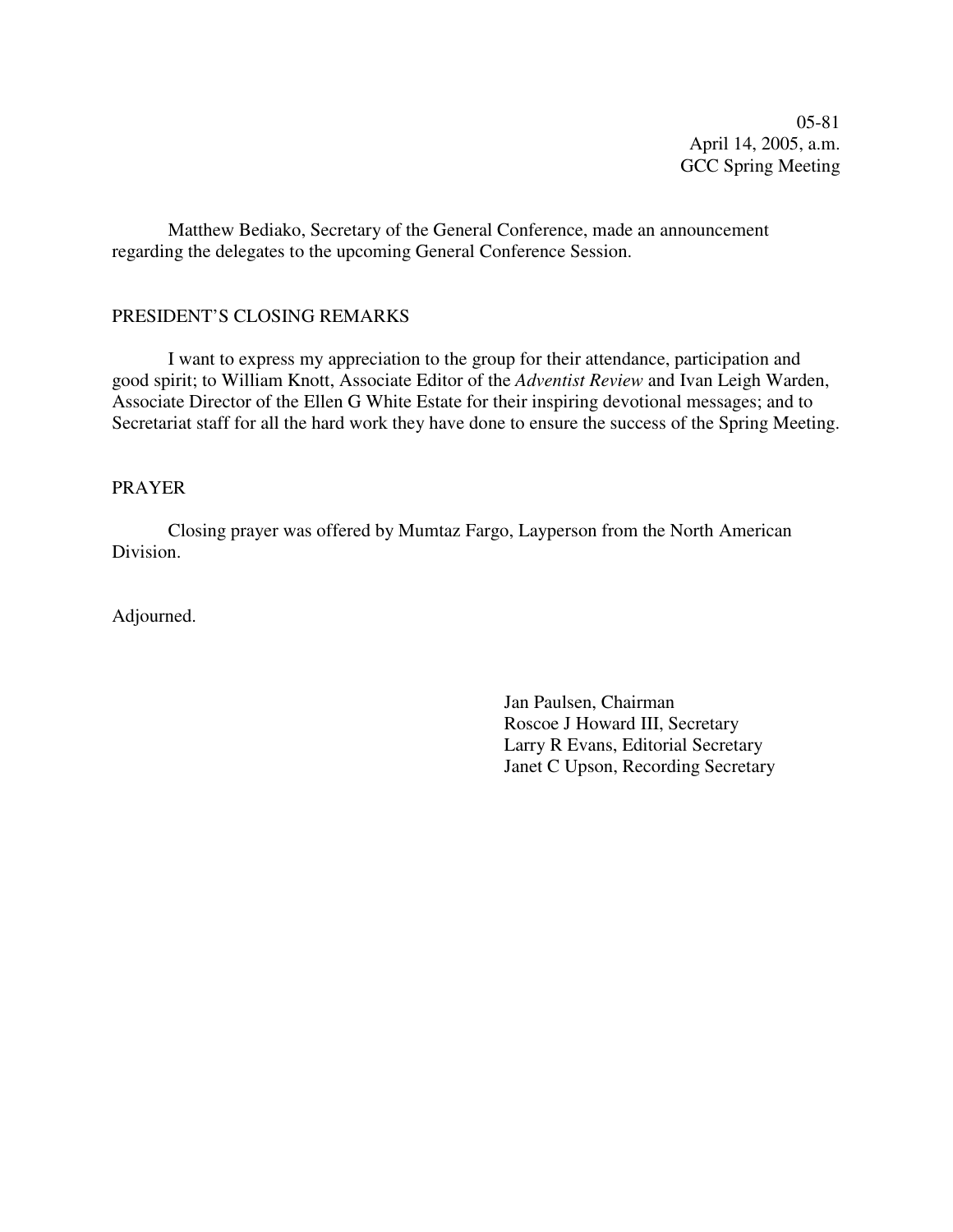05-81
April 14, 2005, a.m.
GCC Spring Meeting

Matthew Bediako, Secretary of the General Conference, made an announcement regarding the delegates to the upcoming General Conference Session.

## PRESIDENT'S CLOSING REMARKS

I want to express my appreciation to the group for their attendance, participation and good spirit; to William Knott, Associate Editor of the *Adventist Review* and Ivan Leigh Warden, Associate Director of the Ellen G White Estate for their inspiring devotional messages; and to Secretariat staff for all the hard work they have done to ensure the success of the Spring Meeting.

## PRAYER

Closing prayer was offered by Mumtaz Fargo, Layperson from the North American Division.

Adjourned.

Jan Paulsen, Chairman
Roscoe J Howard III, Secretary
Larry R Evans, Editorial Secretary
Janet C Upson, Recording Secretary